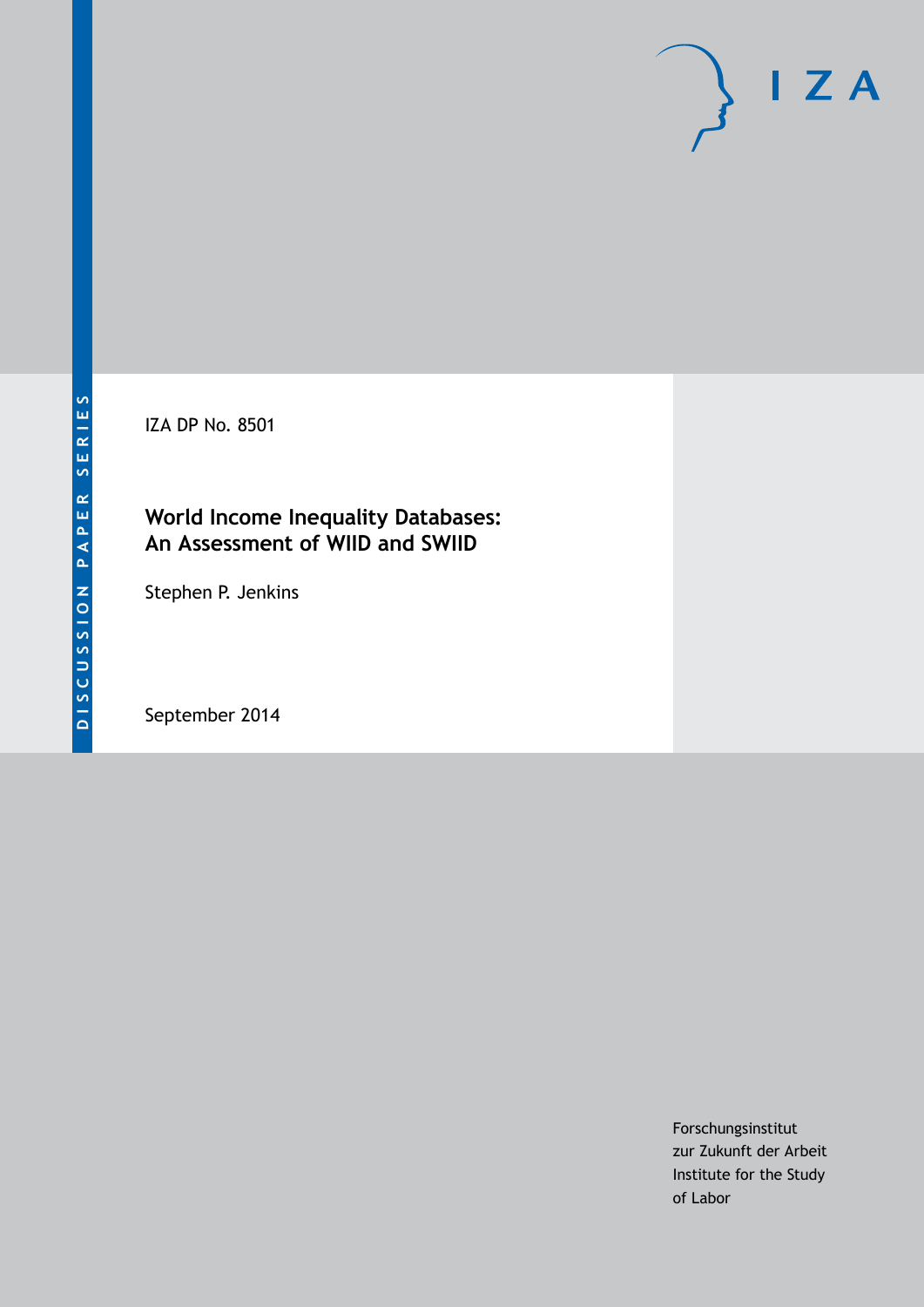DISCUSSION PAPER SERIES

IZA DP No. 8501

# World Income Inequality Databases: An Assessment of WIID and SWIID

Stephen P. Jenkins

September 2014

Forschungsinstitut
zur Zukunft der Arbeit
Institute for the Study
of Labor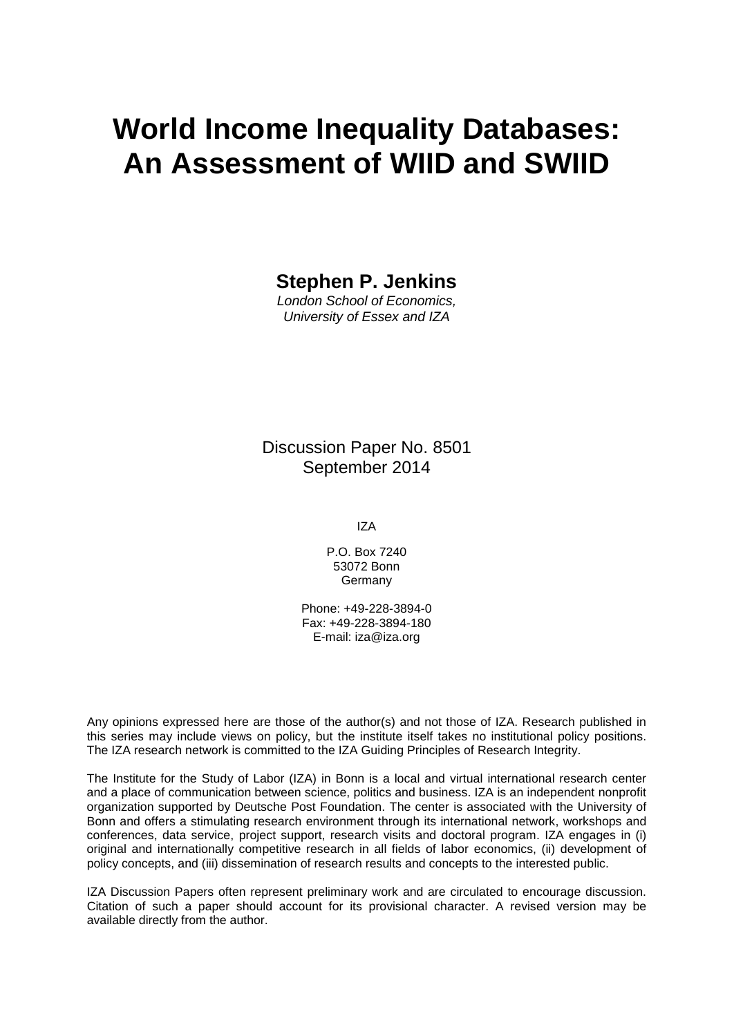# World Income Inequality Databases: An Assessment of WIID and SWIID

**Stephen P. Jenkins**

*London School of Economics,*
*University of Essex and IZA*

Discussion Paper No. 8501
September 2014

IZA

P.O. Box 7240
53072 Bonn
Germany

Phone: +49-228-3894-0
Fax: +49-228-3894-180
E-mail: iza@iza.org

Any opinions expressed here are those of the author(s) and not those of IZA. Research published in this series may include views on policy, but the institute itself takes no institutional policy positions. The IZA research network is committed to the IZA Guiding Principles of Research Integrity.

The Institute for the Study of Labor (IZA) in Bonn is a local and virtual international research center and a place of communication between science, politics and business. IZA is an independent nonprofit organization supported by Deutsche Post Foundation. The center is associated with the University of Bonn and offers a stimulating research environment through its international network, workshops and conferences, data service, project support, research visits and doctoral program. IZA engages in (i) original and internationally competitive research in all fields of labor economics, (ii) development of policy concepts, and (iii) dissemination of research results and concepts to the interested public.

IZA Discussion Papers often represent preliminary work and are circulated to encourage discussion. Citation of such a paper should account for its provisional character. A revised version may be available directly from the author.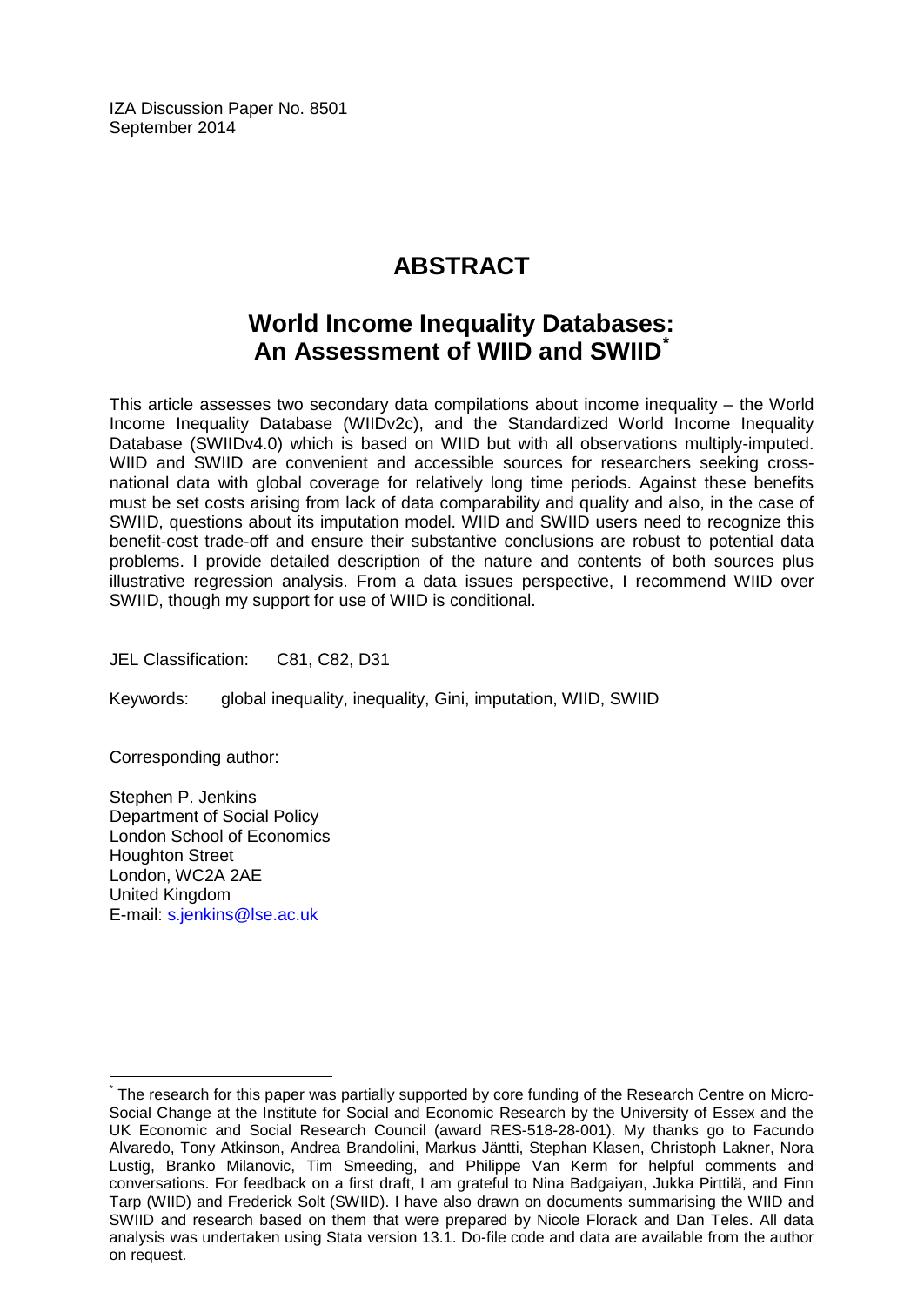IZA Discussion Paper No. 8501
September 2014

# ABSTRACT

## World Income Inequality Databases: An Assessment of WIID and SWIID[*]

This article assesses two secondary data compilations about income inequality – the World Income Inequality Database (WIIDv2c), and the Standardized World Income Inequality Database (SWIIDv4.0) which is based on WIID but with all observations multiply-imputed. WIID and SWIID are convenient and accessible sources for researchers seeking cross-national data with global coverage for relatively long time periods. Against these benefits must be set costs arising from lack of data comparability and quality and also, in the case of SWIID, questions about its imputation model. WIID and SWIID users need to recognize this benefit-cost trade-off and ensure their substantive conclusions are robust to potential data problems. I provide detailed description of the nature and contents of both sources plus illustrative regression analysis. From a data issues perspective, I recommend WIID over SWIID, though my support for use of WIID is conditional.

JEL Classification: C81, C82, D31

Keywords: global inequality, inequality, Gini, imputation, WIID, SWIID

Corresponding author:

Stephen P. Jenkins
Department of Social Policy
London School of Economics
Houghton Street
London, WC2A 2AE
United Kingdom
E-mail: s.jenkins@lse.ac.uk

---

[*] The research for this paper was partially supported by core funding of the Research Centre on Micro-Social Change at the Institute for Social and Economic Research by the University of Essex and the UK Economic and Social Research Council (award RES-518-28-001). My thanks go to Facundo Alvaredo, Tony Atkinson, Andrea Brandolini, Markus Jäntti, Stephan Klasen, Christoph Lakner, Nora Lustig, Branko Milanovic, Tim Smeeding, and Philippe Van Kerm for helpful comments and conversations. For feedback on a first draft, I am grateful to Nina Badgaiyan, Jukka Pirttilä, and Finn Tarp (WIID) and Frederick Solt (SWIID). I have also drawn on documents summarising the WIID and SWIID and research based on them that were prepared by Nicole Florack and Dan Teles. All data analysis was undertaken using Stata version 13.1. Do-file code and data are available from the author on request.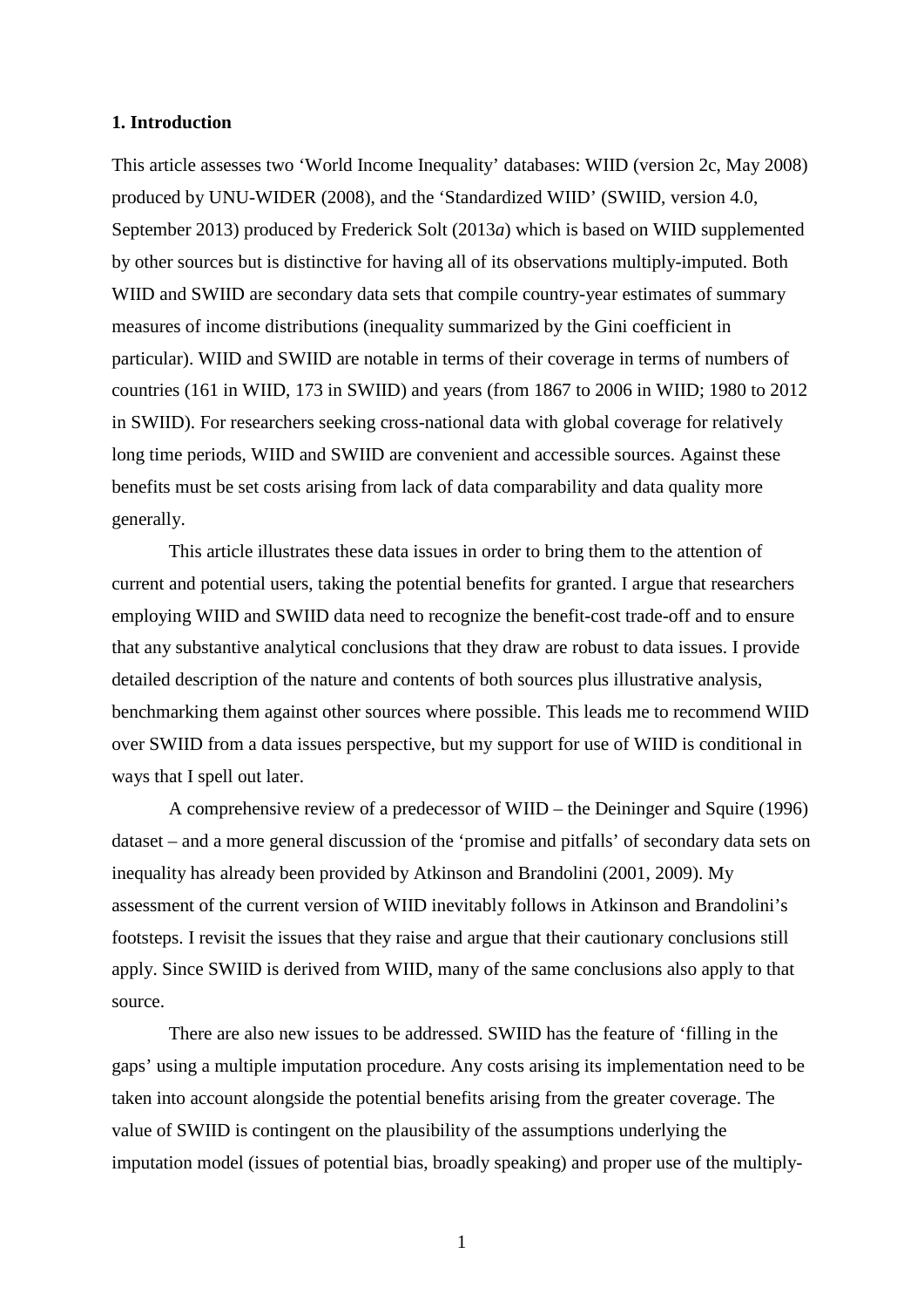## 1. Introduction

This article assesses two 'World Income Inequality' databases: WIID (version 2c, May 2008) produced by UNU-WIDER (2008), and the 'Standardized WIID' (SWIID, version 4.0, September 2013) produced by Frederick Solt (2013*a*) which is based on WIID supplemented by other sources but is distinctive for having all of its observations multiply-imputed. Both WIID and SWIID are secondary data sets that compile country-year estimates of summary measures of income distributions (inequality summarized by the Gini coefficient in particular). WIID and SWIID are notable in terms of their coverage in terms of numbers of countries (161 in WIID, 173 in SWIID) and years (from 1867 to 2006 in WIID; 1980 to 2012 in SWIID). For researchers seeking cross-national data with global coverage for relatively long time periods, WIID and SWIID are convenient and accessible sources. Against these benefits must be set costs arising from lack of data comparability and data quality more generally.

This article illustrates these data issues in order to bring them to the attention of current and potential users, taking the potential benefits for granted. I argue that researchers employing WIID and SWIID data need to recognize the benefit-cost trade-off and to ensure that any substantive analytical conclusions that they draw are robust to data issues. I provide detailed description of the nature and contents of both sources plus illustrative analysis, benchmarking them against other sources where possible. This leads me to recommend WIID over SWIID from a data issues perspective, but my support for use of WIID is conditional in ways that I spell out later.

A comprehensive review of a predecessor of WIID – the Deininger and Squire (1996) dataset – and a more general discussion of the 'promise and pitfalls' of secondary data sets on inequality has already been provided by Atkinson and Brandolini (2001, 2009). My assessment of the current version of WIID inevitably follows in Atkinson and Brandolini's footsteps. I revisit the issues that they raise and argue that their cautionary conclusions still apply. Since SWIID is derived from WIID, many of the same conclusions also apply to that source.

There are also new issues to be addressed. SWIID has the feature of 'filling in the gaps' using a multiple imputation procedure. Any costs arising its implementation need to be taken into account alongside the potential benefits arising from the greater coverage. The value of SWIID is contingent on the plausibility of the assumptions underlying the imputation model (issues of potential bias, broadly speaking) and proper use of the multiply-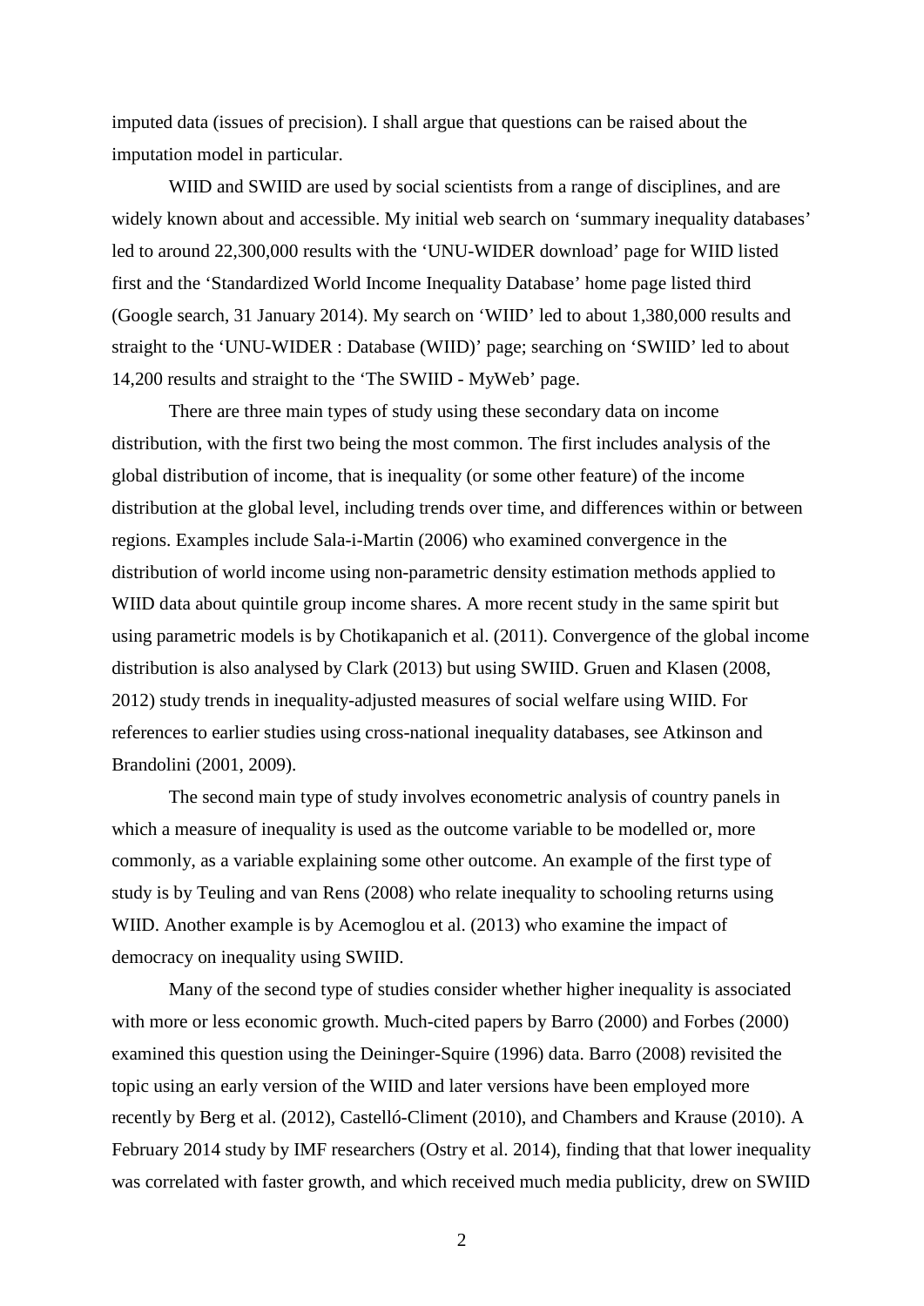imputed data (issues of precision). I shall argue that questions can be raised about the imputation model in particular.

WIID and SWIID are used by social scientists from a range of disciplines, and are widely known about and accessible. My initial web search on 'summary inequality databases' led to around 22,300,000 results with the 'UNU-WIDER download' page for WIID listed first and the 'Standardized World Income Inequality Database' home page listed third (Google search, 31 January 2014). My search on 'WIID' led to about 1,380,000 results and straight to the 'UNU-WIDER : Database (WIID)' page; searching on 'SWIID' led to about 14,200 results and straight to the 'The SWIID - MyWeb' page.

There are three main types of study using these secondary data on income distribution, with the first two being the most common. The first includes analysis of the global distribution of income, that is inequality (or some other feature) of the income distribution at the global level, including trends over time, and differences within or between regions. Examples include Sala-i-Martin (2006) who examined convergence in the distribution of world income using non-parametric density estimation methods applied to WIID data about quintile group income shares. A more recent study in the same spirit but using parametric models is by Chotikapanich et al. (2011). Convergence of the global income distribution is also analysed by Clark (2013) but using SWIID. Gruen and Klasen (2008, 2012) study trends in inequality-adjusted measures of social welfare using WIID. For references to earlier studies using cross-national inequality databases, see Atkinson and Brandolini (2001, 2009).

The second main type of study involves econometric analysis of country panels in which a measure of inequality is used as the outcome variable to be modelled or, more commonly, as a variable explaining some other outcome. An example of the first type of study is by Teuling and van Rens (2008) who relate inequality to schooling returns using WIID. Another example is by Acemoglou et al. (2013) who examine the impact of democracy on inequality using SWIID.

Many of the second type of studies consider whether higher inequality is associated with more or less economic growth. Much-cited papers by Barro (2000) and Forbes (2000) examined this question using the Deininger-Squire (1996) data. Barro (2008) revisited the topic using an early version of the WIID and later versions have been employed more recently by Berg et al. (2012), Castelló-Climent (2010), and Chambers and Krause (2010). A February 2014 study by IMF researchers (Ostry et al. 2014), finding that that lower inequality was correlated with faster growth, and which received much media publicity, drew on SWIID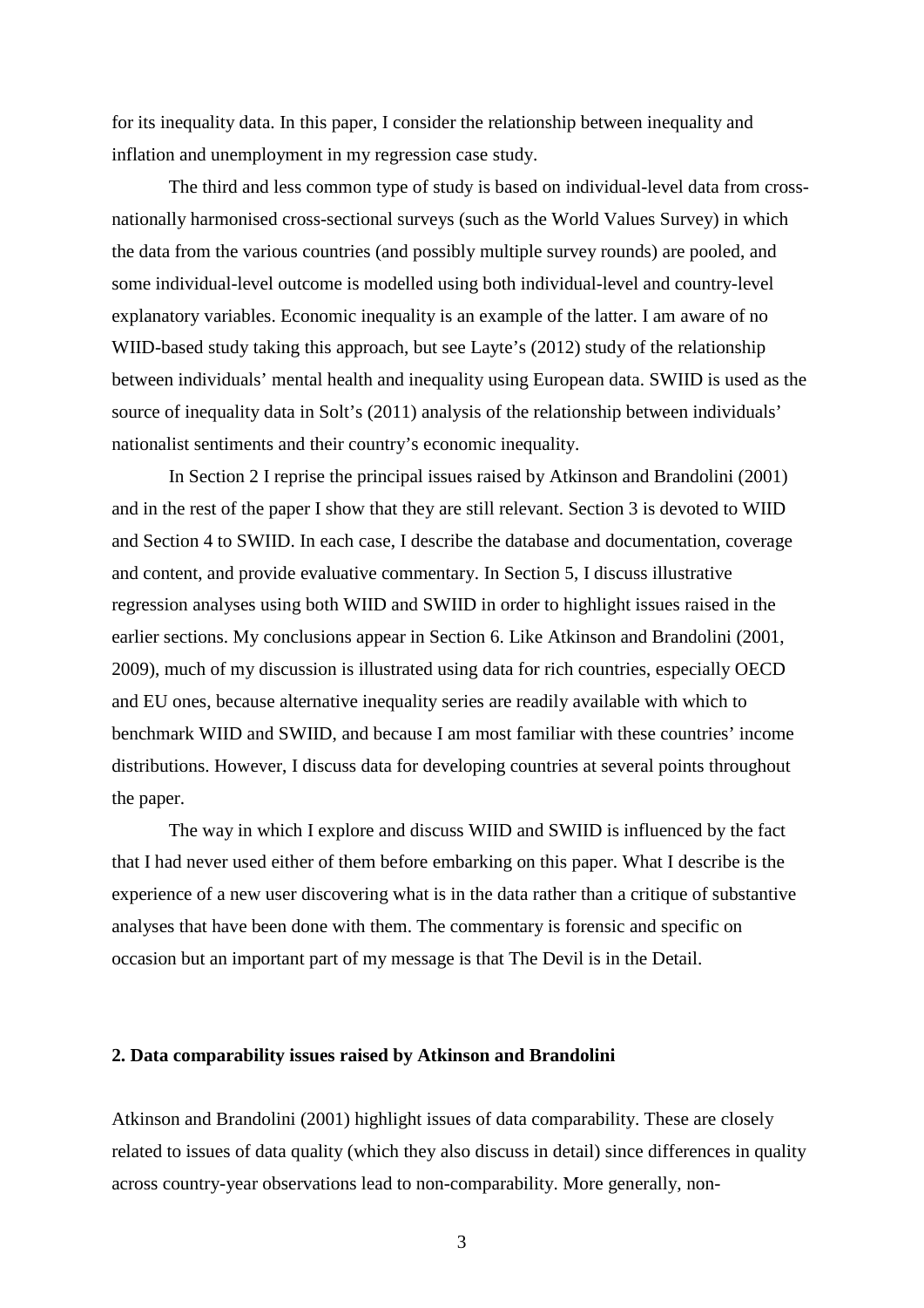for its inequality data. In this paper, I consider the relationship between inequality and inflation and unemployment in my regression case study.

The third and less common type of study is based on individual-level data from cross-nationally harmonised cross-sectional surveys (such as the World Values Survey) in which the data from the various countries (and possibly multiple survey rounds) are pooled, and some individual-level outcome is modelled using both individual-level and country-level explanatory variables. Economic inequality is an example of the latter. I am aware of no WIID-based study taking this approach, but see Layte's (2012) study of the relationship between individuals' mental health and inequality using European data. SWIID is used as the source of inequality data in Solt's (2011) analysis of the relationship between individuals' nationalist sentiments and their country's economic inequality.

In Section 2 I reprise the principal issues raised by Atkinson and Brandolini (2001) and in the rest of the paper I show that they are still relevant. Section 3 is devoted to WIID and Section 4 to SWIID. In each case, I describe the database and documentation, coverage and content, and provide evaluative commentary. In Section 5, I discuss illustrative regression analyses using both WIID and SWIID in order to highlight issues raised in the earlier sections. My conclusions appear in Section 6. Like Atkinson and Brandolini (2001, 2009), much of my discussion is illustrated using data for rich countries, especially OECD and EU ones, because alternative inequality series are readily available with which to benchmark WIID and SWIID, and because I am most familiar with these countries' income distributions. However, I discuss data for developing countries at several points throughout the paper.

The way in which I explore and discuss WIID and SWIID is influenced by the fact that I had never used either of them before embarking on this paper. What I describe is the experience of a new user discovering what is in the data rather than a critique of substantive analyses that have been done with them. The commentary is forensic and specific on occasion but an important part of my message is that The Devil is in the Detail.

## 2. Data comparability issues raised by Atkinson and Brandolini

Atkinson and Brandolini (2001) highlight issues of data comparability. These are closely related to issues of data quality (which they also discuss in detail) since differences in quality across country-year observations lead to non-comparability. More generally, non-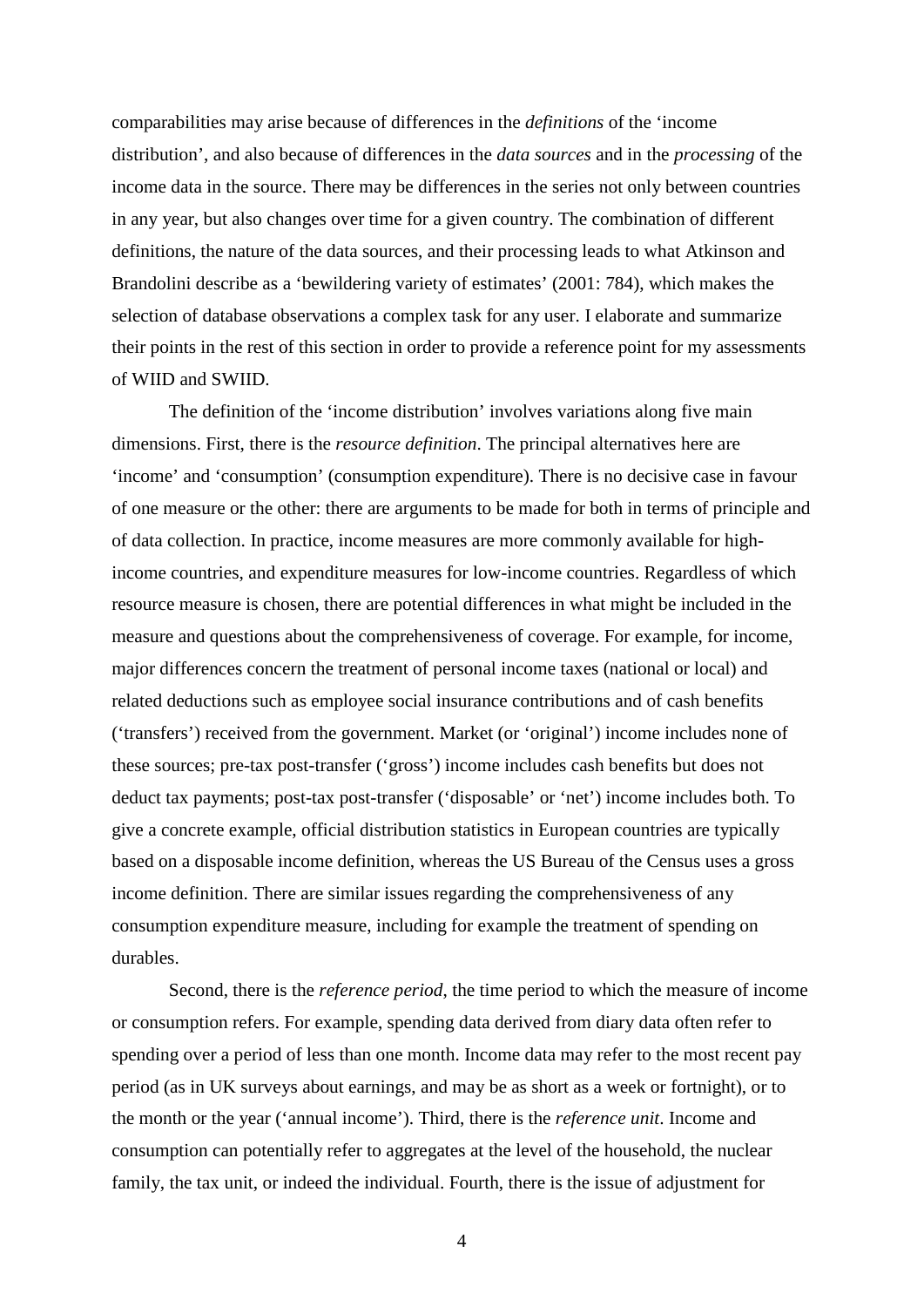comparabilities may arise because of differences in the *definitions* of the 'income distribution', and also because of differences in the *data sources* and in the *processing* of the income data in the source. There may be differences in the series not only between countries in any year, but also changes over time for a given country. The combination of different definitions, the nature of the data sources, and their processing leads to what Atkinson and Brandolini describe as a 'bewildering variety of estimates' (2001: 784), which makes the selection of database observations a complex task for any user. I elaborate and summarize their points in the rest of this section in order to provide a reference point for my assessments of WIID and SWIID.

The definition of the 'income distribution' involves variations along five main dimensions. First, there is the *resource definition*. The principal alternatives here are 'income' and 'consumption' (consumption expenditure). There is no decisive case in favour of one measure or the other: there are arguments to be made for both in terms of principle and of data collection. In practice, income measures are more commonly available for high-income countries, and expenditure measures for low-income countries. Regardless of which resource measure is chosen, there are potential differences in what might be included in the measure and questions about the comprehensiveness of coverage. For example, for income, major differences concern the treatment of personal income taxes (national or local) and related deductions such as employee social insurance contributions and of cash benefits ('transfers') received from the government. Market (or 'original') income includes none of these sources; pre-tax post-transfer ('gross') income includes cash benefits but does not deduct tax payments; post-tax post-transfer ('disposable' or 'net') income includes both. To give a concrete example, official distribution statistics in European countries are typically based on a disposable income definition, whereas the US Bureau of the Census uses a gross income definition. There are similar issues regarding the comprehensiveness of any consumption expenditure measure, including for example the treatment of spending on durables.

Second, there is the *reference period*, the time period to which the measure of income or consumption refers. For example, spending data derived from diary data often refer to spending over a period of less than one month. Income data may refer to the most recent pay period (as in UK surveys about earnings, and may be as short as a week or fortnight), or to the month or the year ('annual income'). Third, there is the *reference unit*. Income and consumption can potentially refer to aggregates at the level of the household, the nuclear family, the tax unit, or indeed the individual. Fourth, there is the issue of adjustment for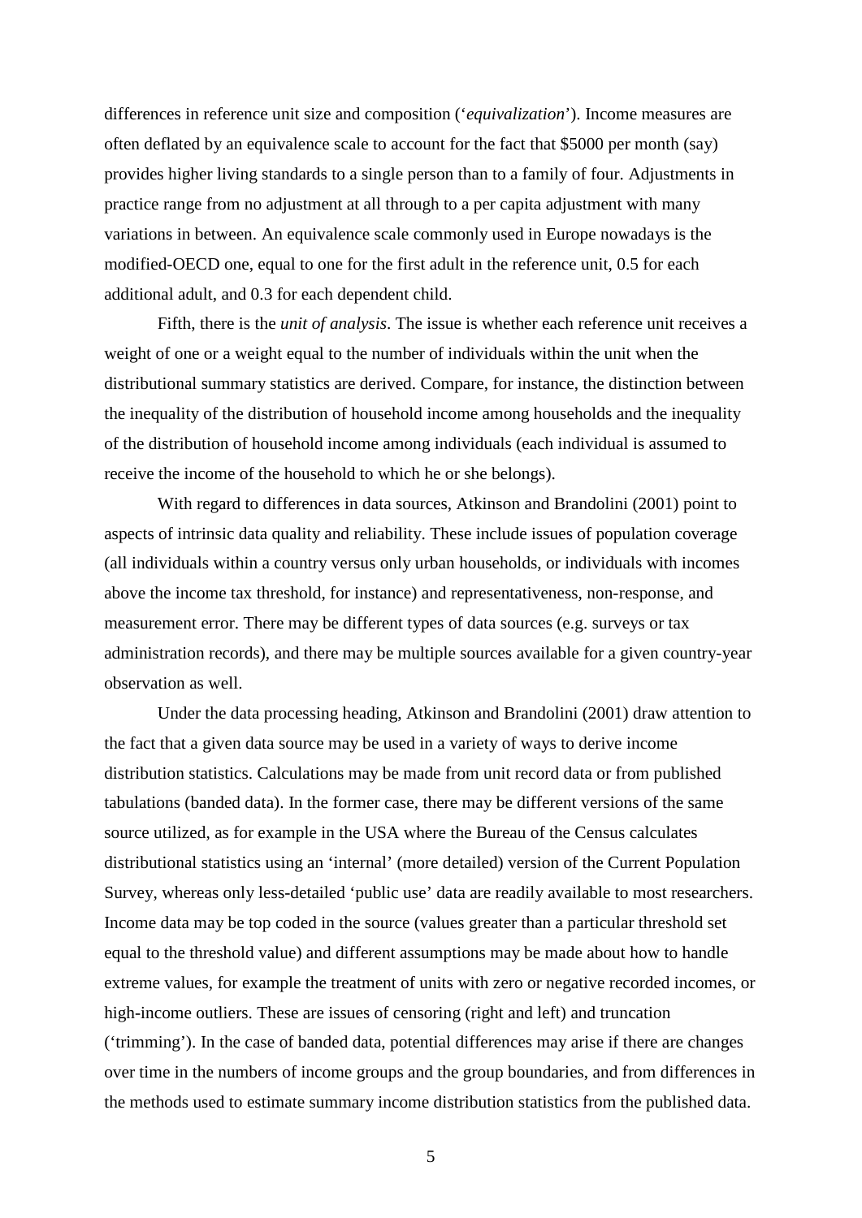differences in reference unit size and composition (‘*equivalization*’). Income measures are often deflated by an equivalence scale to account for the fact that $5000 per month (say) provides higher living standards to a single person than to a family of four. Adjustments in practice range from no adjustment at all through to a per capita adjustment with many variations in between. An equivalence scale commonly used in Europe nowadays is the modified-OECD one, equal to one for the first adult in the reference unit, 0.5 for each additional adult, and 0.3 for each dependent child.

Fifth, there is the *unit of analysis*. The issue is whether each reference unit receives a weight of one or a weight equal to the number of individuals within the unit when the distributional summary statistics are derived. Compare, for instance, the distinction between the inequality of the distribution of household income among households and the inequality of the distribution of household income among individuals (each individual is assumed to receive the income of the household to which he or she belongs).

With regard to differences in data sources, Atkinson and Brandolini (2001) point to aspects of intrinsic data quality and reliability. These include issues of population coverage (all individuals within a country versus only urban households, or individuals with incomes above the income tax threshold, for instance) and representativeness, non-response, and measurement error. There may be different types of data sources (e.g. surveys or tax administration records), and there may be multiple sources available for a given country-year observation as well.

Under the data processing heading, Atkinson and Brandolini (2001) draw attention to the fact that a given data source may be used in a variety of ways to derive income distribution statistics. Calculations may be made from unit record data or from published tabulations (banded data). In the former case, there may be different versions of the same source utilized, as for example in the USA where the Bureau of the Census calculates distributional statistics using an ‘internal’ (more detailed) version of the Current Population Survey, whereas only less-detailed ‘public use’ data are readily available to most researchers. Income data may be top coded in the source (values greater than a particular threshold set equal to the threshold value) and different assumptions may be made about how to handle extreme values, for example the treatment of units with zero or negative recorded incomes, or high-income outliers. These are issues of censoring (right and left) and truncation (‘trimming’). In the case of banded data, potential differences may arise if there are changes over time in the numbers of income groups and the group boundaries, and from differences in the methods used to estimate summary income distribution statistics from the published data.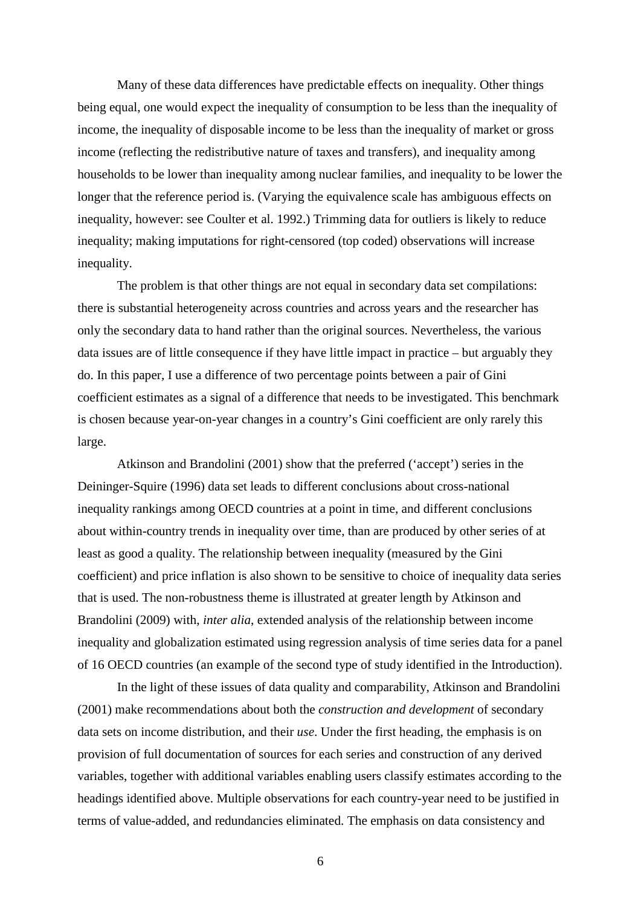Many of these data differences have predictable effects on inequality. Other things being equal, one would expect the inequality of consumption to be less than the inequality of income, the inequality of disposable income to be less than the inequality of market or gross income (reflecting the redistributive nature of taxes and transfers), and inequality among households to be lower than inequality among nuclear families, and inequality to be lower the longer that the reference period is. (Varying the equivalence scale has ambiguous effects on inequality, however: see Coulter et al. 1992.) Trimming data for outliers is likely to reduce inequality; making imputations for right-censored (top coded) observations will increase inequality.

The problem is that other things are not equal in secondary data set compilations: there is substantial heterogeneity across countries and across years and the researcher has only the secondary data to hand rather than the original sources. Nevertheless, the various data issues are of little consequence if they have little impact in practice – but arguably they do. In this paper, I use a difference of two percentage points between a pair of Gini coefficient estimates as a signal of a difference that needs to be investigated. This benchmark is chosen because year-on-year changes in a country's Gini coefficient are only rarely this large.

Atkinson and Brandolini (2001) show that the preferred ('accept') series in the Deininger-Squire (1996) data set leads to different conclusions about cross-national inequality rankings among OECD countries at a point in time, and different conclusions about within-country trends in inequality over time, than are produced by other series of at least as good a quality. The relationship between inequality (measured by the Gini coefficient) and price inflation is also shown to be sensitive to choice of inequality data series that is used. The non-robustness theme is illustrated at greater length by Atkinson and Brandolini (2009) with, *inter alia*, extended analysis of the relationship between income inequality and globalization estimated using regression analysis of time series data for a panel of 16 OECD countries (an example of the second type of study identified in the Introduction).

In the light of these issues of data quality and comparability, Atkinson and Brandolini (2001) make recommendations about both the *construction and development* of secondary data sets on income distribution, and their *use*. Under the first heading, the emphasis is on provision of full documentation of sources for each series and construction of any derived variables, together with additional variables enabling users classify estimates according to the headings identified above. Multiple observations for each country-year need to be justified in terms of value-added, and redundancies eliminated. The emphasis on data consistency and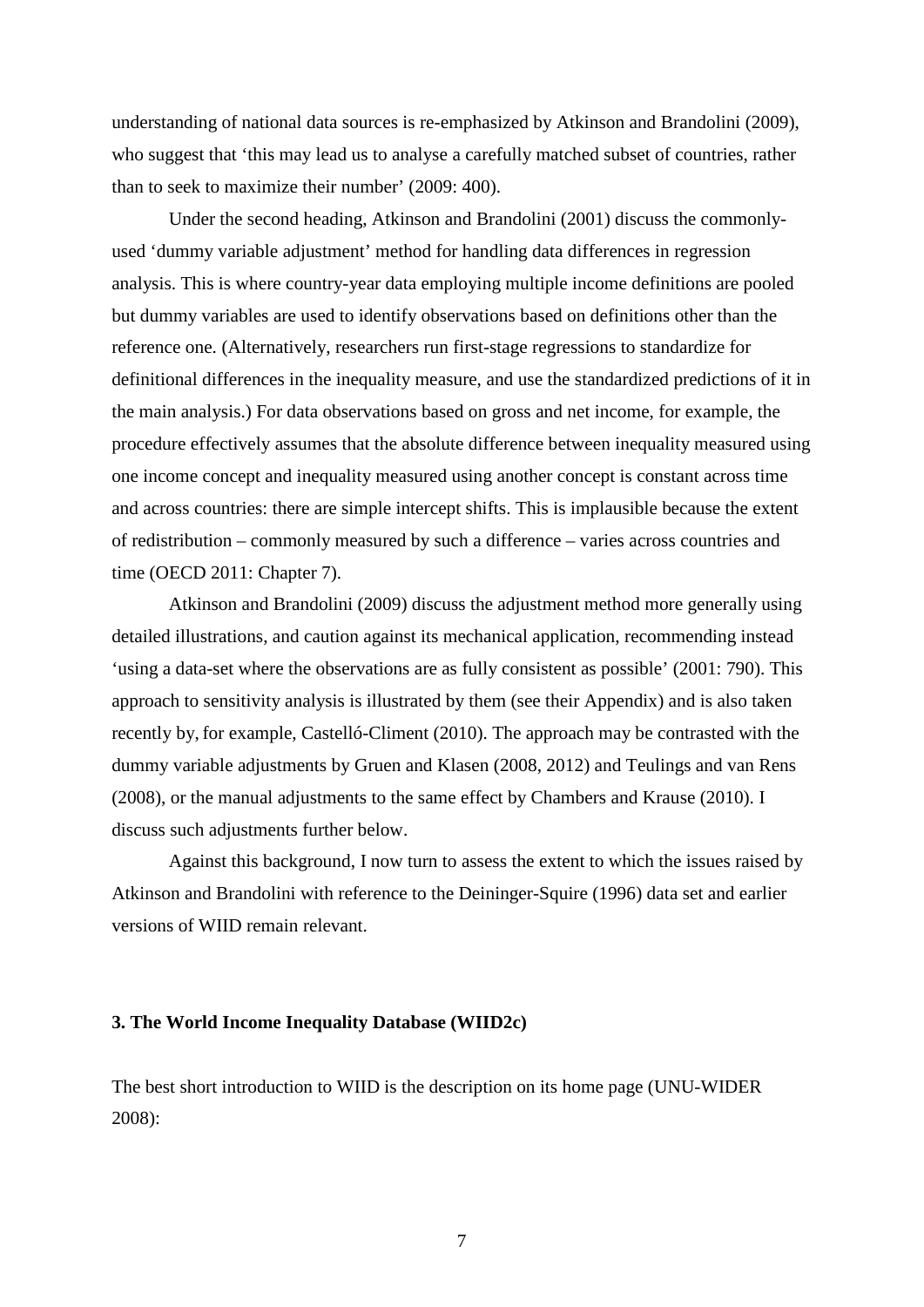understanding of national data sources is re-emphasized by Atkinson and Brandolini (2009), who suggest that 'this may lead us to analyse a carefully matched subset of countries, rather than to seek to maximize their number' (2009: 400).

Under the second heading, Atkinson and Brandolini (2001) discuss the commonly-used 'dummy variable adjustment' method for handling data differences in regression analysis. This is where country-year data employing multiple income definitions are pooled but dummy variables are used to identify observations based on definitions other than the reference one. (Alternatively, researchers run first-stage regressions to standardize for definitional differences in the inequality measure, and use the standardized predictions of it in the main analysis.) For data observations based on gross and net income, for example, the procedure effectively assumes that the absolute difference between inequality measured using one income concept and inequality measured using another concept is constant across time and across countries: there are simple intercept shifts. This is implausible because the extent of redistribution – commonly measured by such a difference – varies across countries and time (OECD 2011: Chapter 7).

Atkinson and Brandolini (2009) discuss the adjustment method more generally using detailed illustrations, and caution against its mechanical application, recommending instead 'using a data-set where the observations are as fully consistent as possible' (2001: 790). This approach to sensitivity analysis is illustrated by them (see their Appendix) and is also taken recently by, for example, Castelló-Climent (2010). The approach may be contrasted with the dummy variable adjustments by Gruen and Klasen (2008, 2012) and Teulings and van Rens (2008), or the manual adjustments to the same effect by Chambers and Krause (2010). I discuss such adjustments further below.

Against this background, I now turn to assess the extent to which the issues raised by Atkinson and Brandolini with reference to the Deininger-Squire (1996) data set and earlier versions of WIID remain relevant.

## 3. The World Income Inequality Database (WIID2c)

The best short introduction to WIID is the description on its home page (UNU-WIDER 2008):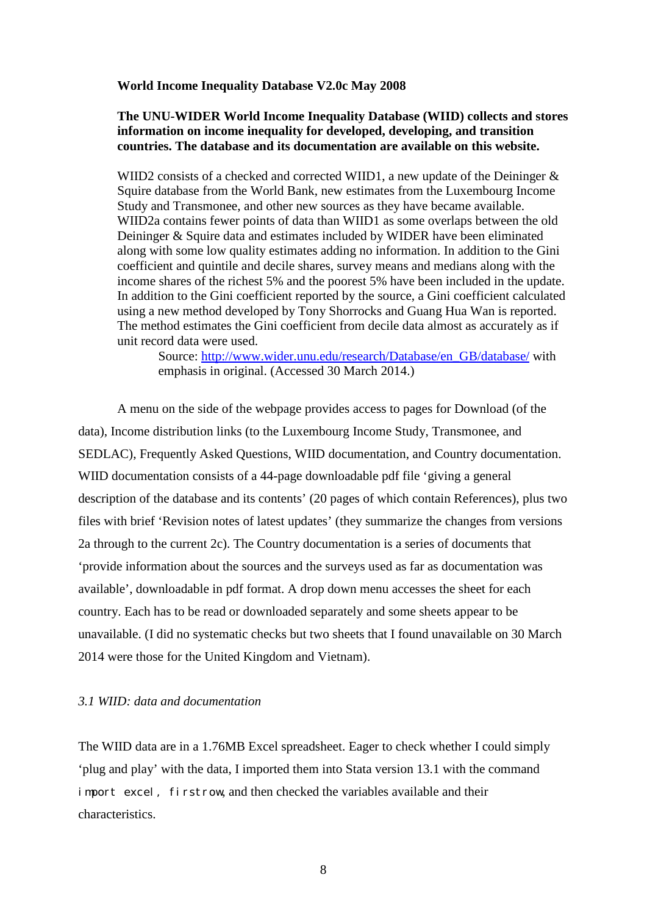> **World Income Inequality Database V2.0c May 2008**
>
> **The UNU-WIDER World Income Inequality Database (WIID) collects and stores information on income inequality for developed, developing, and transition countries. The database and its documentation are available on this website.**
>
> WIID2 consists of a checked and corrected WIID1, a new update of the Deininger & Squire database from the World Bank, new estimates from the Luxembourg Income Study and Transmonee, and other new sources as they have became available. WIID2a contains fewer points of data than WIID1 as some overlaps between the old Deininger & Squire data and estimates included by WIDER have been eliminated along with some low quality estimates adding no information. In addition to the Gini coefficient and quintile and decile shares, survey means and medians along with the income shares of the richest 5% and the poorest 5% have been included in the update. In addition to the Gini coefficient reported by the source, a Gini coefficient calculated using a new method developed by Tony Shorrocks and Guang Hua Wan is reported. The method estimates the Gini coefficient from decile data almost as accurately as if unit record data were used.
>
> Source: http://www.wider.unu.edu/research/Database/en_GB/database/ with emphasis in original. (Accessed 30 March 2014.)

A menu on the side of the webpage provides access to pages for Download (of the data), Income distribution links (to the Luxembourg Income Study, Transmonee, and SEDLAC), Frequently Asked Questions, WIID documentation, and Country documentation. WIID documentation consists of a 44-page downloadable pdf file 'giving a general description of the database and its contents' (20 pages of which contain References), plus two files with brief 'Revision notes of latest updates' (they summarize the changes from versions 2a through to the current 2c). The Country documentation is a series of documents that 'provide information about the sources and the surveys used as far as documentation was available', downloadable in pdf format. A drop down menu accesses the sheet for each country. Each has to be read or downloaded separately and some sheets appear to be unavailable. (I did no systematic checks but two sheets that I found unavailable on 30 March 2014 were those for the United Kingdom and Vietnam).

### *3.1 WIID: data and documentation*

The WIID data are in a 1.76MB Excel spreadsheet. Eager to check whether I could simply 'plug and play' with the data, I imported them into Stata version 13.1 with the command `import excel, firstrow`, and then checked the variables available and their characteristics.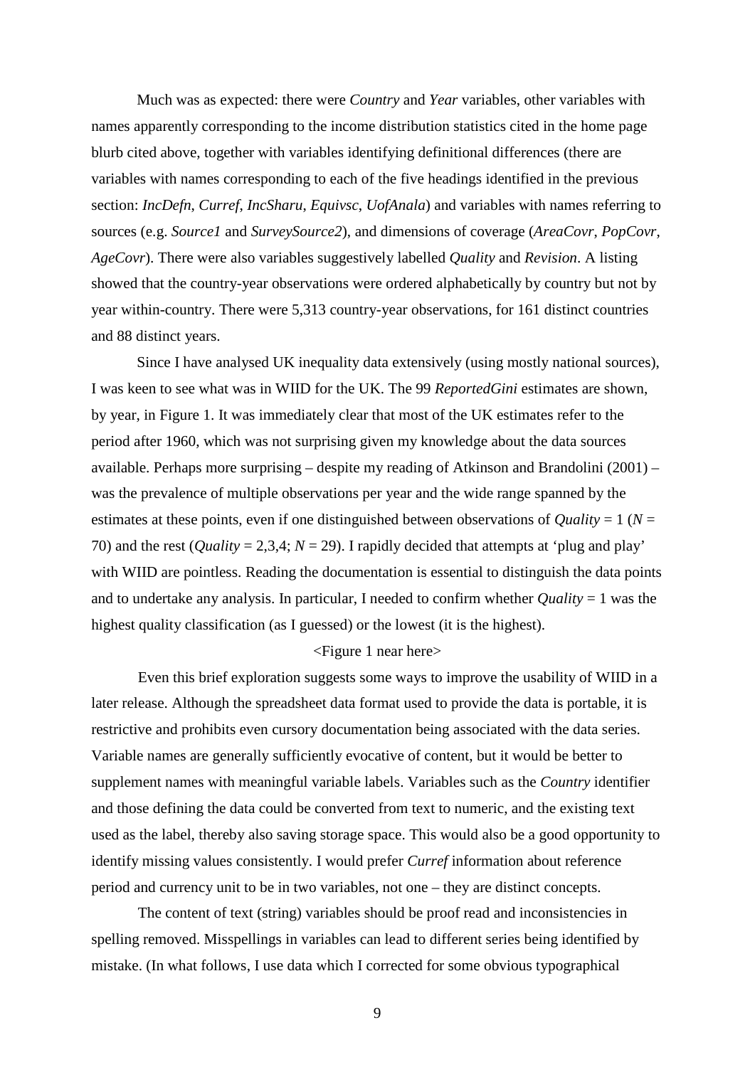Much was as expected: there were *Country* and *Year* variables, other variables with names apparently corresponding to the income distribution statistics cited in the home page blurb cited above, together with variables identifying definitional differences (there are variables with names corresponding to each of the five headings identified in the previous section: *IncDefn*, *Curref*, *IncSharu*, *Equivsc*, *UofAnala*) and variables with names referring to sources (e.g. *Source1* and *SurveySource2*), and dimensions of coverage (*AreaCovr*, *PopCovr*, *AgeCovr*). There were also variables suggestively labelled *Quality* and *Revision*. A listing showed that the country-year observations were ordered alphabetically by country but not by year within-country. There were 5,313 country-year observations, for 161 distinct countries and 88 distinct years.

Since I have analysed UK inequality data extensively (using mostly national sources), I was keen to see what was in WIID for the UK. The 99 *ReportedGini* estimates are shown, by year, in Figure 1. It was immediately clear that most of the UK estimates refer to the period after 1960, which was not surprising given my knowledge about the data sources available. Perhaps more surprising – despite my reading of Atkinson and Brandolini (2001) – was the prevalence of multiple observations per year and the wide range spanned by the estimates at these points, even if one distinguished between observations of *Quality* = 1 (*N* = 70) and the rest (*Quality* = 2,3,4; *N* = 29). I rapidly decided that attempts at 'plug and play' with WIID are pointless. Reading the documentation is essential to distinguish the data points and to undertake any analysis. In particular, I needed to confirm whether *Quality* = 1 was the highest quality classification (as I guessed) or the lowest (it is the highest).

<Figure 1 near here>

Even this brief exploration suggests some ways to improve the usability of WIID in a later release. Although the spreadsheet data format used to provide the data is portable, it is restrictive and prohibits even cursory documentation being associated with the data series. Variable names are generally sufficiently evocative of content, but it would be better to supplement names with meaningful variable labels. Variables such as the *Country* identifier and those defining the data could be converted from text to numeric, and the existing text used as the label, thereby also saving storage space. This would also be a good opportunity to identify missing values consistently. I would prefer *Curref* information about reference period and currency unit to be in two variables, not one – they are distinct concepts.

The content of text (string) variables should be proof read and inconsistencies in spelling removed. Misspellings in variables can lead to different series being identified by mistake. (In what follows, I use data which I corrected for some obvious typographical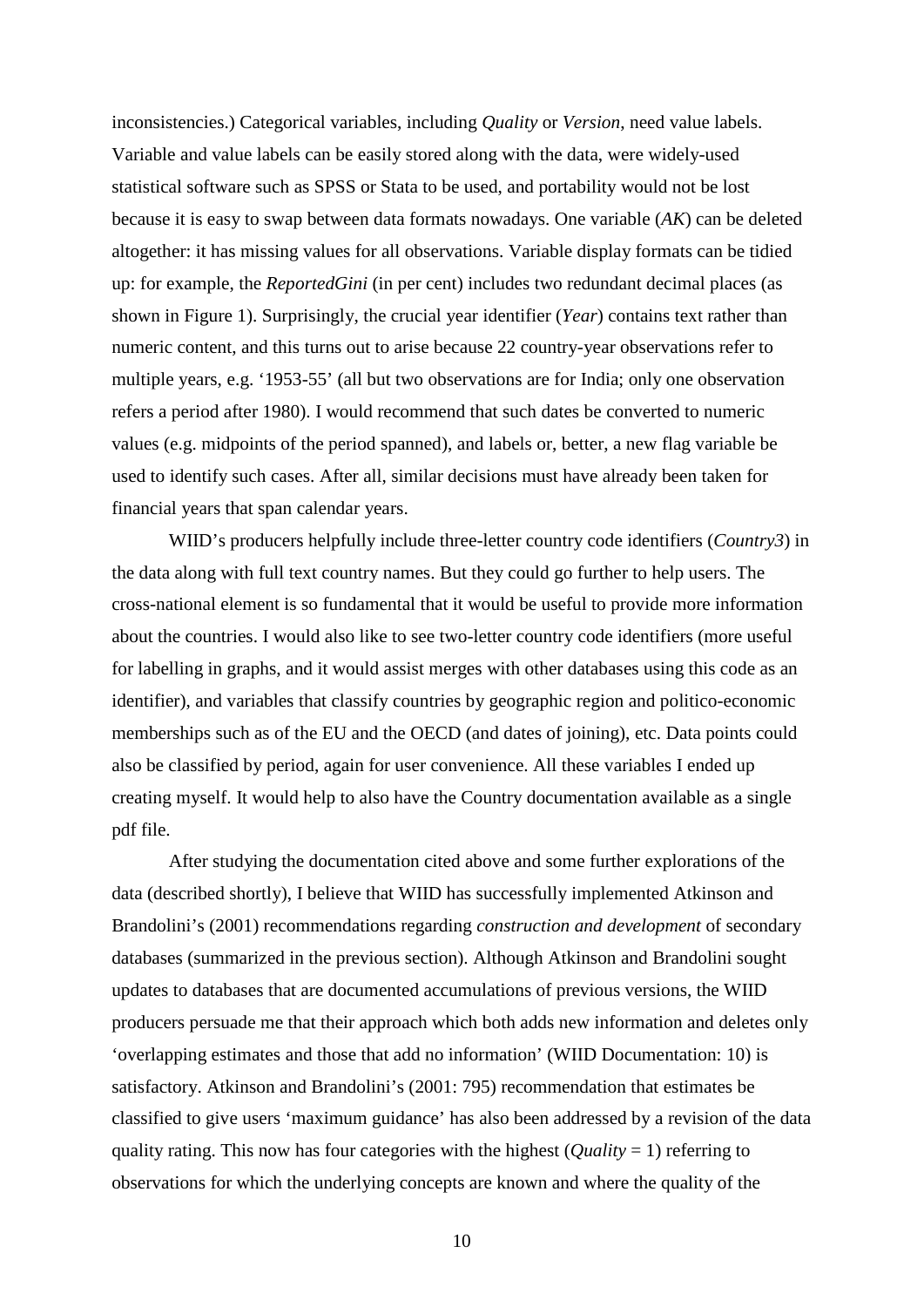inconsistencies.) Categorical variables, including *Quality* or *Version*, need value labels. Variable and value labels can be easily stored along with the data, were widely-used statistical software such as SPSS or Stata to be used, and portability would not be lost because it is easy to swap between data formats nowadays. One variable (*AK*) can be deleted altogether: it has missing values for all observations. Variable display formats can be tidied up: for example, the *ReportedGini* (in per cent) includes two redundant decimal places (as shown in Figure 1). Surprisingly, the crucial year identifier (*Year*) contains text rather than numeric content, and this turns out to arise because 22 country-year observations refer to multiple years, e.g. '1953-55' (all but two observations are for India; only one observation refers a period after 1980). I would recommend that such dates be converted to numeric values (e.g. midpoints of the period spanned), and labels or, better, a new flag variable be used to identify such cases. After all, similar decisions must have already been taken for financial years that span calendar years.

WIID's producers helpfully include three-letter country code identifiers (*Country3*) in the data along with full text country names. But they could go further to help users. The cross-national element is so fundamental that it would be useful to provide more information about the countries. I would also like to see two-letter country code identifiers (more useful for labelling in graphs, and it would assist merges with other databases using this code as an identifier), and variables that classify countries by geographic region and politico-economic memberships such as of the EU and the OECD (and dates of joining), etc. Data points could also be classified by period, again for user convenience. All these variables I ended up creating myself. It would help to also have the Country documentation available as a single pdf file.

After studying the documentation cited above and some further explorations of the data (described shortly), I believe that WIID has successfully implemented Atkinson and Brandolini's (2001) recommendations regarding *construction and development* of secondary databases (summarized in the previous section). Although Atkinson and Brandolini sought updates to databases that are documented accumulations of previous versions, the WIID producers persuade me that their approach which both adds new information and deletes only 'overlapping estimates and those that add no information' (WIID Documentation: 10) is satisfactory. Atkinson and Brandolini's (2001: 795) recommendation that estimates be classified to give users 'maximum guidance' has also been addressed by a revision of the data quality rating. This now has four categories with the highest (*Quality* = 1) referring to observations for which the underlying concepts are known and where the quality of the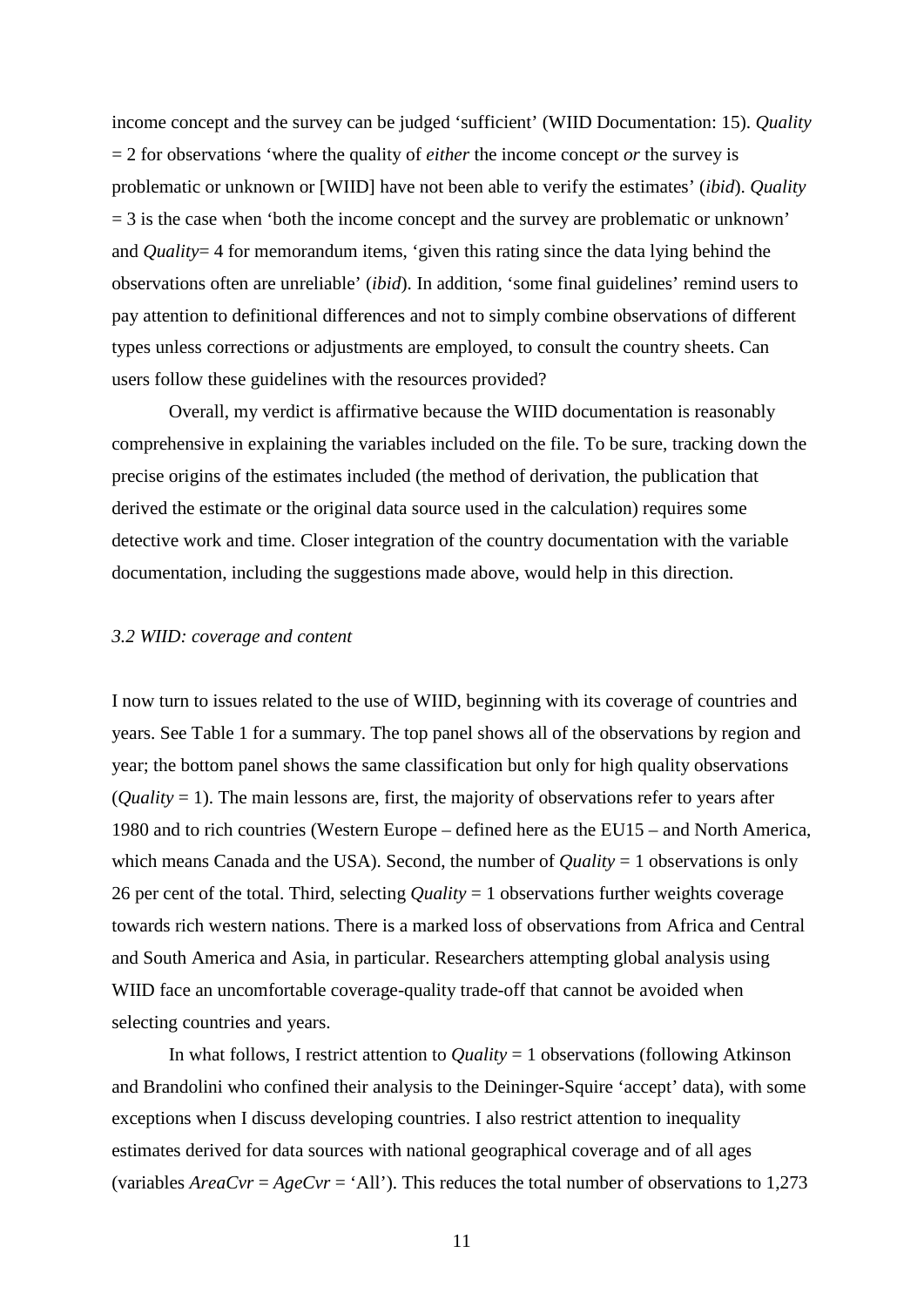income concept and the survey can be judged 'sufficient' (WIID Documentation: 15). *Quality* = 2 for observations 'where the quality of *either* the income concept *or* the survey is problematic or unknown or [WIID] have not been able to verify the estimates' (*ibid*). *Quality* = 3 is the case when 'both the income concept and the survey are problematic or unknown' and *Quality*= 4 for memorandum items, 'given this rating since the data lying behind the observations often are unreliable' (*ibid*). In addition, 'some final guidelines' remind users to pay attention to definitional differences and not to simply combine observations of different types unless corrections or adjustments are employed, to consult the country sheets. Can users follow these guidelines with the resources provided?

Overall, my verdict is affirmative because the WIID documentation is reasonably comprehensive in explaining the variables included on the file. To be sure, tracking down the precise origins of the estimates included (the method of derivation, the publication that derived the estimate or the original data source used in the calculation) requires some detective work and time. Closer integration of the country documentation with the variable documentation, including the suggestions made above, would help in this direction.

### *3.2 WIID: coverage and content*

I now turn to issues related to the use of WIID, beginning with its coverage of countries and years. See Table 1 for a summary. The top panel shows all of the observations by region and year; the bottom panel shows the same classification but only for high quality observations (*Quality* = 1). The main lessons are, first, the majority of observations refer to years after 1980 and to rich countries (Western Europe – defined here as the EU15 – and North America, which means Canada and the USA). Second, the number of *Quality* = 1 observations is only 26 per cent of the total. Third, selecting *Quality* = 1 observations further weights coverage towards rich western nations. There is a marked loss of observations from Africa and Central and South America and Asia, in particular. Researchers attempting global analysis using WIID face an uncomfortable coverage-quality trade-off that cannot be avoided when selecting countries and years.

In what follows, I restrict attention to *Quality* = 1 observations (following Atkinson and Brandolini who confined their analysis to the Deininger-Squire 'accept' data), with some exceptions when I discuss developing countries. I also restrict attention to inequality estimates derived for data sources with national geographical coverage and of all ages (variables *AreaCvr* = *AgeCvr* = 'All'). This reduces the total number of observations to 1,273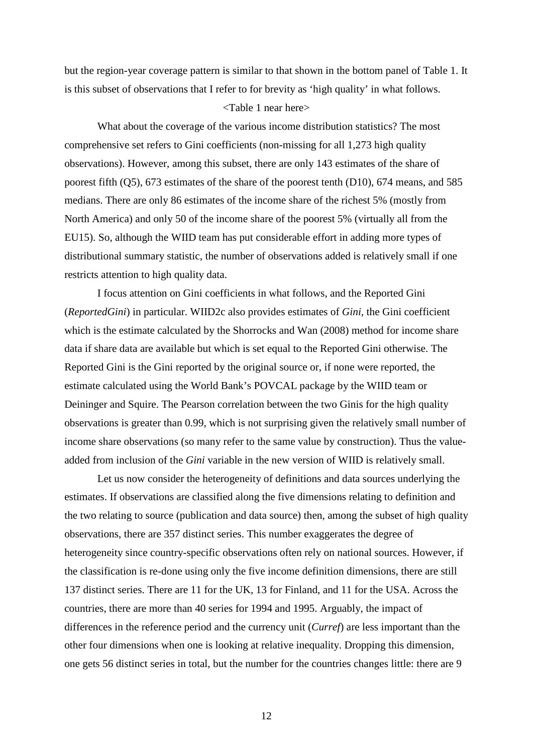but the region-year coverage pattern is similar to that shown in the bottom panel of Table 1. It is this subset of observations that I refer to for brevity as 'high quality' in what follows.

<Table 1 near here>

What about the coverage of the various income distribution statistics? The most comprehensive set refers to Gini coefficients (non-missing for all 1,273 high quality observations). However, among this subset, there are only 143 estimates of the share of poorest fifth (Q5), 673 estimates of the share of the poorest tenth (D10), 674 means, and 585 medians. There are only 86 estimates of the income share of the richest 5% (mostly from North America) and only 50 of the income share of the poorest 5% (virtually all from the EU15). So, although the WIID team has put considerable effort in adding more types of distributional summary statistic, the number of observations added is relatively small if one restricts attention to high quality data.

I focus attention on Gini coefficients in what follows, and the Reported Gini (*ReportedGini*) in particular. WIID2c also provides estimates of *Gini*, the Gini coefficient which is the estimate calculated by the Shorrocks and Wan (2008) method for income share data if share data are available but which is set equal to the Reported Gini otherwise. The Reported Gini is the Gini reported by the original source or, if none were reported, the estimate calculated using the World Bank's POVCAL package by the WIID team or Deininger and Squire. The Pearson correlation between the two Ginis for the high quality observations is greater than 0.99, which is not surprising given the relatively small number of income share observations (so many refer to the same value by construction). Thus the value-added from inclusion of the *Gini* variable in the new version of WIID is relatively small.

Let us now consider the heterogeneity of definitions and data sources underlying the estimates. If observations are classified along the five dimensions relating to definition and the two relating to source (publication and data source) then, among the subset of high quality observations, there are 357 distinct series. This number exaggerates the degree of heterogeneity since country-specific observations often rely on national sources. However, if the classification is re-done using only the five income definition dimensions, there are still 137 distinct series. There are 11 for the UK, 13 for Finland, and 11 for the USA. Across the countries, there are more than 40 series for 1994 and 1995. Arguably, the impact of differences in the reference period and the currency unit (*Curref*) are less important than the other four dimensions when one is looking at relative inequality. Dropping this dimension, one gets 56 distinct series in total, but the number for the countries changes little: there are 9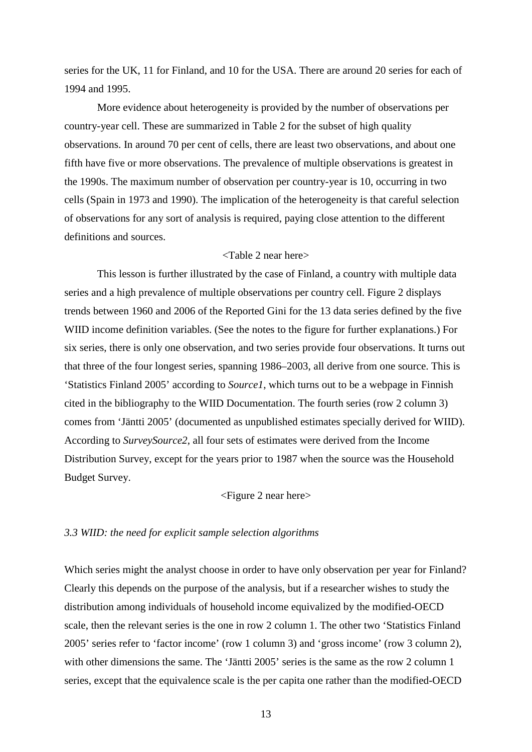series for the UK, 11 for Finland, and 10 for the USA. There are around 20 series for each of 1994 and 1995.

More evidence about heterogeneity is provided by the number of observations per country-year cell. These are summarized in Table 2 for the subset of high quality observations. In around 70 per cent of cells, there are least two observations, and about one fifth have five or more observations. The prevalence of multiple observations is greatest in the 1990s. The maximum number of observation per country-year is 10, occurring in two cells (Spain in 1973 and 1990). The implication of the heterogeneity is that careful selection of observations for any sort of analysis is required, paying close attention to the different definitions and sources.

<Table 2 near here>

This lesson is further illustrated by the case of Finland, a country with multiple data series and a high prevalence of multiple observations per country cell. Figure 2 displays trends between 1960 and 2006 of the Reported Gini for the 13 data series defined by the five WIID income definition variables. (See the notes to the figure for further explanations.) For six series, there is only one observation, and two series provide four observations. It turns out that three of the four longest series, spanning 1986–2003, all derive from one source. This is 'Statistics Finland 2005' according to *Source1*, which turns out to be a webpage in Finnish cited in the bibliography to the WIID Documentation. The fourth series (row 2 column 3) comes from 'Jäntti 2005' (documented as unpublished estimates specially derived for WIID). According to *SurveySource2*, all four sets of estimates were derived from the Income Distribution Survey, except for the years prior to 1987 when the source was the Household Budget Survey.

<Figure 2 near here>

### *3.3 WIID: the need for explicit sample selection algorithms*

Which series might the analyst choose in order to have only observation per year for Finland? Clearly this depends on the purpose of the analysis, but if a researcher wishes to study the distribution among individuals of household income equivalized by the modified-OECD scale, then the relevant series is the one in row 2 column 1. The other two 'Statistics Finland 2005' series refer to 'factor income' (row 1 column 3) and 'gross income' (row 3 column 2), with other dimensions the same. The 'Jäntti 2005' series is the same as the row 2 column 1 series, except that the equivalence scale is the per capita one rather than the modified-OECD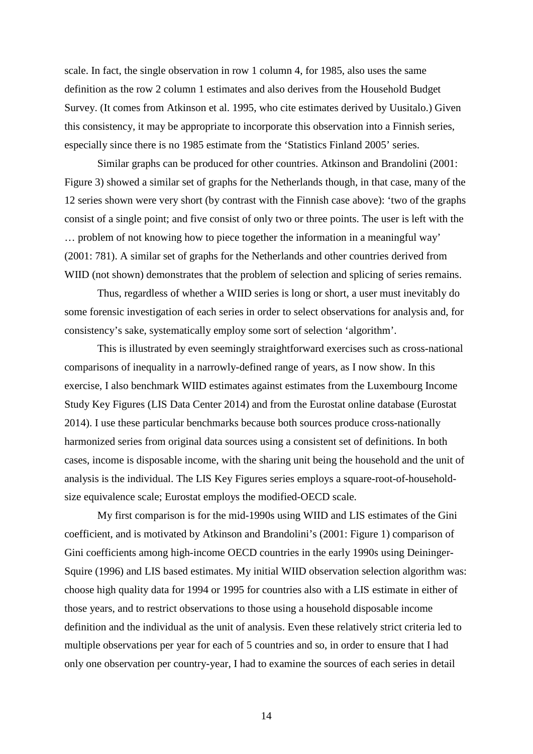scale. In fact, the single observation in row 1 column 4, for 1985, also uses the same definition as the row 2 column 1 estimates and also derives from the Household Budget Survey. (It comes from Atkinson et al. 1995, who cite estimates derived by Uusitalo.) Given this consistency, it may be appropriate to incorporate this observation into a Finnish series, especially since there is no 1985 estimate from the 'Statistics Finland 2005' series.

Similar graphs can be produced for other countries. Atkinson and Brandolini (2001: Figure 3) showed a similar set of graphs for the Netherlands though, in that case, many of the 12 series shown were very short (by contrast with the Finnish case above): 'two of the graphs consist of a single point; and five consist of only two or three points. The user is left with the … problem of not knowing how to piece together the information in a meaningful way' (2001: 781). A similar set of graphs for the Netherlands and other countries derived from WIID (not shown) demonstrates that the problem of selection and splicing of series remains.

Thus, regardless of whether a WIID series is long or short, a user must inevitably do some forensic investigation of each series in order to select observations for analysis and, for consistency's sake, systematically employ some sort of selection 'algorithm'.

This is illustrated by even seemingly straightforward exercises such as cross-national comparisons of inequality in a narrowly-defined range of years, as I now show. In this exercise, I also benchmark WIID estimates against estimates from the Luxembourg Income Study Key Figures (LIS Data Center 2014) and from the Eurostat online database (Eurostat 2014). I use these particular benchmarks because both sources produce cross-nationally harmonized series from original data sources using a consistent set of definitions. In both cases, income is disposable income, with the sharing unit being the household and the unit of analysis is the individual. The LIS Key Figures series employs a square-root-of-household-size equivalence scale; Eurostat employs the modified-OECD scale.

My first comparison is for the mid-1990s using WIID and LIS estimates of the Gini coefficient, and is motivated by Atkinson and Brandolini's (2001: Figure 1) comparison of Gini coefficients among high-income OECD countries in the early 1990s using Deininger-Squire (1996) and LIS based estimates. My initial WIID observation selection algorithm was: choose high quality data for 1994 or 1995 for countries also with a LIS estimate in either of those years, and to restrict observations to those using a household disposable income definition and the individual as the unit of analysis. Even these relatively strict criteria led to multiple observations per year for each of 5 countries and so, in order to ensure that I had only one observation per country-year, I had to examine the sources of each series in detail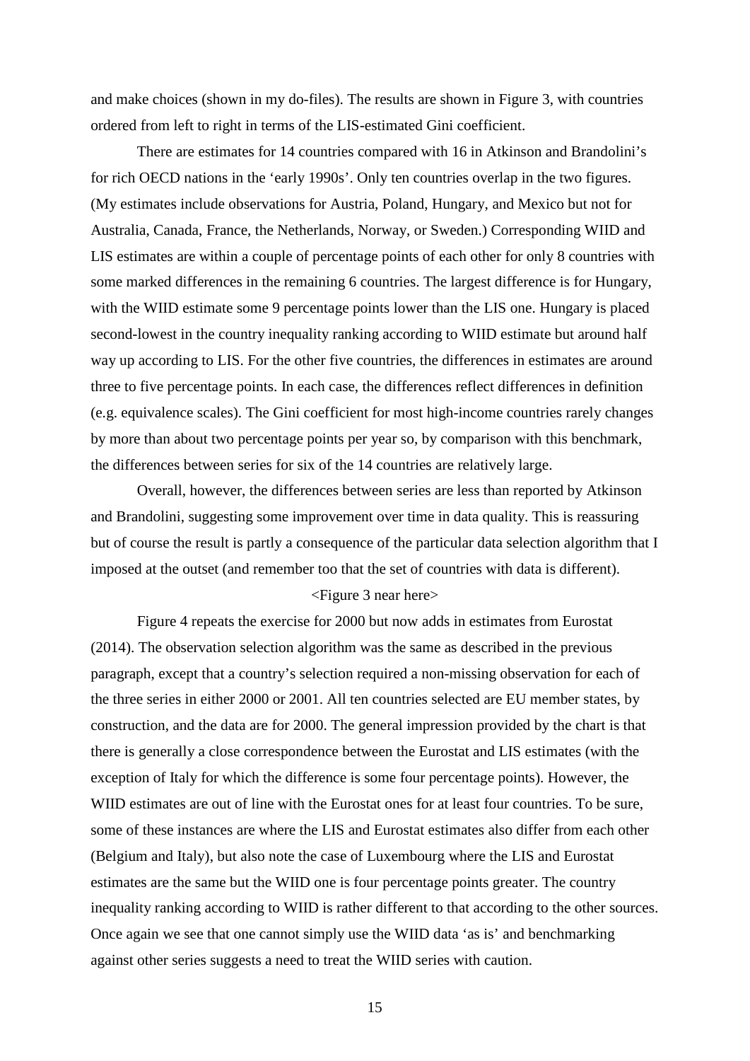and make choices (shown in my do-files). The results are shown in Figure 3, with countries ordered from left to right in terms of the LIS-estimated Gini coefficient.

There are estimates for 14 countries compared with 16 in Atkinson and Brandolini's for rich OECD nations in the 'early 1990s'. Only ten countries overlap in the two figures. (My estimates include observations for Austria, Poland, Hungary, and Mexico but not for Australia, Canada, France, the Netherlands, Norway, or Sweden.) Corresponding WIID and LIS estimates are within a couple of percentage points of each other for only 8 countries with some marked differences in the remaining 6 countries. The largest difference is for Hungary, with the WIID estimate some 9 percentage points lower than the LIS one. Hungary is placed second-lowest in the country inequality ranking according to WIID estimate but around half way up according to LIS. For the other five countries, the differences in estimates are around three to five percentage points. In each case, the differences reflect differences in definition (e.g. equivalence scales). The Gini coefficient for most high-income countries rarely changes by more than about two percentage points per year so, by comparison with this benchmark, the differences between series for six of the 14 countries are relatively large.

Overall, however, the differences between series are less than reported by Atkinson and Brandolini, suggesting some improvement over time in data quality. This is reassuring but of course the result is partly a consequence of the particular data selection algorithm that I imposed at the outset (and remember too that the set of countries with data is different).

<Figure 3 near here>

Figure 4 repeats the exercise for 2000 but now adds in estimates from Eurostat (2014). The observation selection algorithm was the same as described in the previous paragraph, except that a country's selection required a non-missing observation for each of the three series in either 2000 or 2001. All ten countries selected are EU member states, by construction, and the data are for 2000. The general impression provided by the chart is that there is generally a close correspondence between the Eurostat and LIS estimates (with the exception of Italy for which the difference is some four percentage points). However, the WIID estimates are out of line with the Eurostat ones for at least four countries. To be sure, some of these instances are where the LIS and Eurostat estimates also differ from each other (Belgium and Italy), but also note the case of Luxembourg where the LIS and Eurostat estimates are the same but the WIID one is four percentage points greater. The country inequality ranking according to WIID is rather different to that according to the other sources. Once again we see that one cannot simply use the WIID data 'as is' and benchmarking against other series suggests a need to treat the WIID series with caution.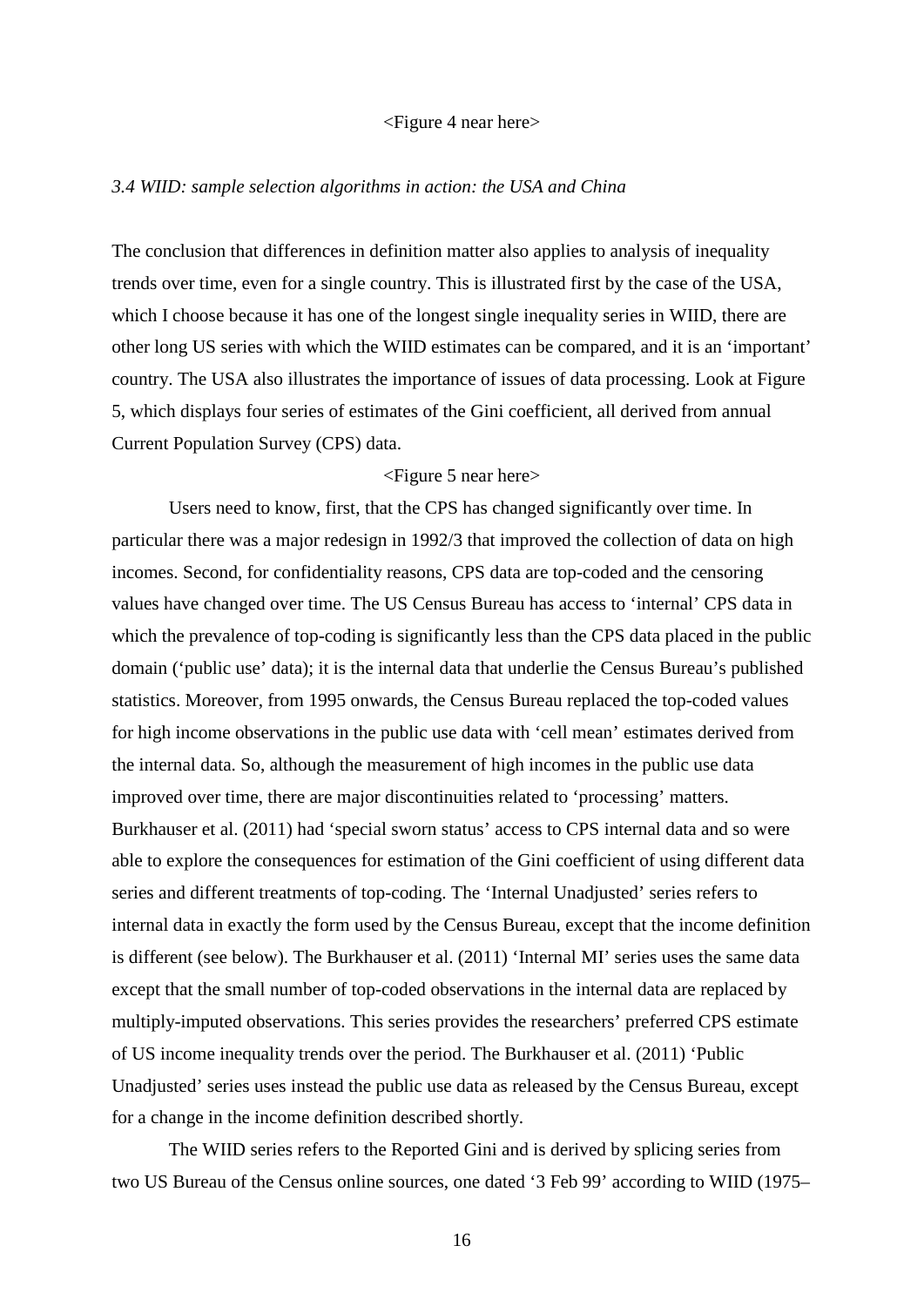<Figure 4 near here>

### *3.4 WIID: sample selection algorithms in action: the USA and China*

The conclusion that differences in definition matter also applies to analysis of inequality trends over time, even for a single country. This is illustrated first by the case of the USA, which I choose because it has one of the longest single inequality series in WIID, there are other long US series with which the WIID estimates can be compared, and it is an 'important' country. The USA also illustrates the importance of issues of data processing. Look at Figure 5, which displays four series of estimates of the Gini coefficient, all derived from annual Current Population Survey (CPS) data.

<Figure 5 near here>

Users need to know, first, that the CPS has changed significantly over time. In particular there was a major redesign in 1992/3 that improved the collection of data on high incomes. Second, for confidentiality reasons, CPS data are top-coded and the censoring values have changed over time. The US Census Bureau has access to 'internal' CPS data in which the prevalence of top-coding is significantly less than the CPS data placed in the public domain ('public use' data); it is the internal data that underlie the Census Bureau's published statistics. Moreover, from 1995 onwards, the Census Bureau replaced the top-coded values for high income observations in the public use data with 'cell mean' estimates derived from the internal data. So, although the measurement of high incomes in the public use data improved over time, there are major discontinuities related to 'processing' matters. Burkhauser et al. (2011) had 'special sworn status' access to CPS internal data and so were able to explore the consequences for estimation of the Gini coefficient of using different data series and different treatments of top-coding. The 'Internal Unadjusted' series refers to internal data in exactly the form used by the Census Bureau, except that the income definition is different (see below). The Burkhauser et al. (2011) 'Internal MI' series uses the same data except that the small number of top-coded observations in the internal data are replaced by multiply-imputed observations. This series provides the researchers' preferred CPS estimate of US income inequality trends over the period. The Burkhauser et al. (2011) 'Public Unadjusted' series uses instead the public use data as released by the Census Bureau, except for a change in the income definition described shortly.

The WIID series refers to the Reported Gini and is derived by splicing series from two US Bureau of the Census online sources, one dated '3 Feb 99' according to WIID (1975–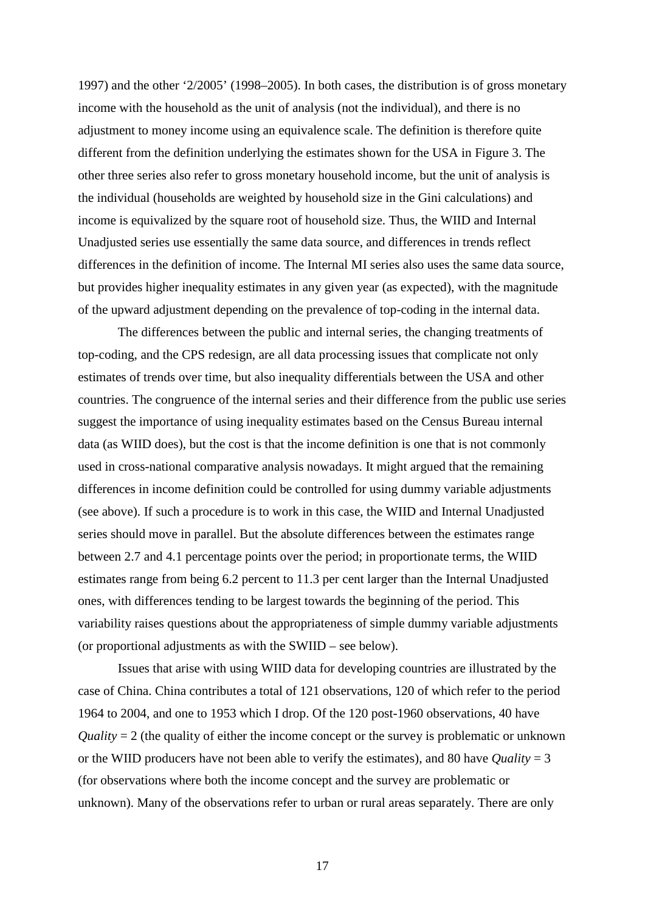1997) and the other '2/2005' (1998–2005). In both cases, the distribution is of gross monetary income with the household as the unit of analysis (not the individual), and there is no adjustment to money income using an equivalence scale. The definition is therefore quite different from the definition underlying the estimates shown for the USA in Figure 3. The other three series also refer to gross monetary household income, but the unit of analysis is the individual (households are weighted by household size in the Gini calculations) and income is equivalized by the square root of household size. Thus, the WIID and Internal Unadjusted series use essentially the same data source, and differences in trends reflect differences in the definition of income. The Internal MI series also uses the same data source, but provides higher inequality estimates in any given year (as expected), with the magnitude of the upward adjustment depending on the prevalence of top-coding in the internal data.

The differences between the public and internal series, the changing treatments of top-coding, and the CPS redesign, are all data processing issues that complicate not only estimates of trends over time, but also inequality differentials between the USA and other countries. The congruence of the internal series and their difference from the public use series suggest the importance of using inequality estimates based on the Census Bureau internal data (as WIID does), but the cost is that the income definition is one that is not commonly used in cross-national comparative analysis nowadays. It might argued that the remaining differences in income definition could be controlled for using dummy variable adjustments (see above). If such a procedure is to work in this case, the WIID and Internal Unadjusted series should move in parallel. But the absolute differences between the estimates range between 2.7 and 4.1 percentage points over the period; in proportionate terms, the WIID estimates range from being 6.2 percent to 11.3 per cent larger than the Internal Unadjusted ones, with differences tending to be largest towards the beginning of the period. This variability raises questions about the appropriateness of simple dummy variable adjustments (or proportional adjustments as with the SWIID – see below).

Issues that arise with using WIID data for developing countries are illustrated by the case of China. China contributes a total of 121 observations, 120 of which refer to the period 1964 to 2004, and one to 1953 which I drop. Of the 120 post-1960 observations, 40 have *Quality* = 2 (the quality of either the income concept or the survey is problematic or unknown or the WIID producers have not been able to verify the estimates), and 80 have *Quality* = 3 (for observations where both the income concept and the survey are problematic or unknown). Many of the observations refer to urban or rural areas separately. There are only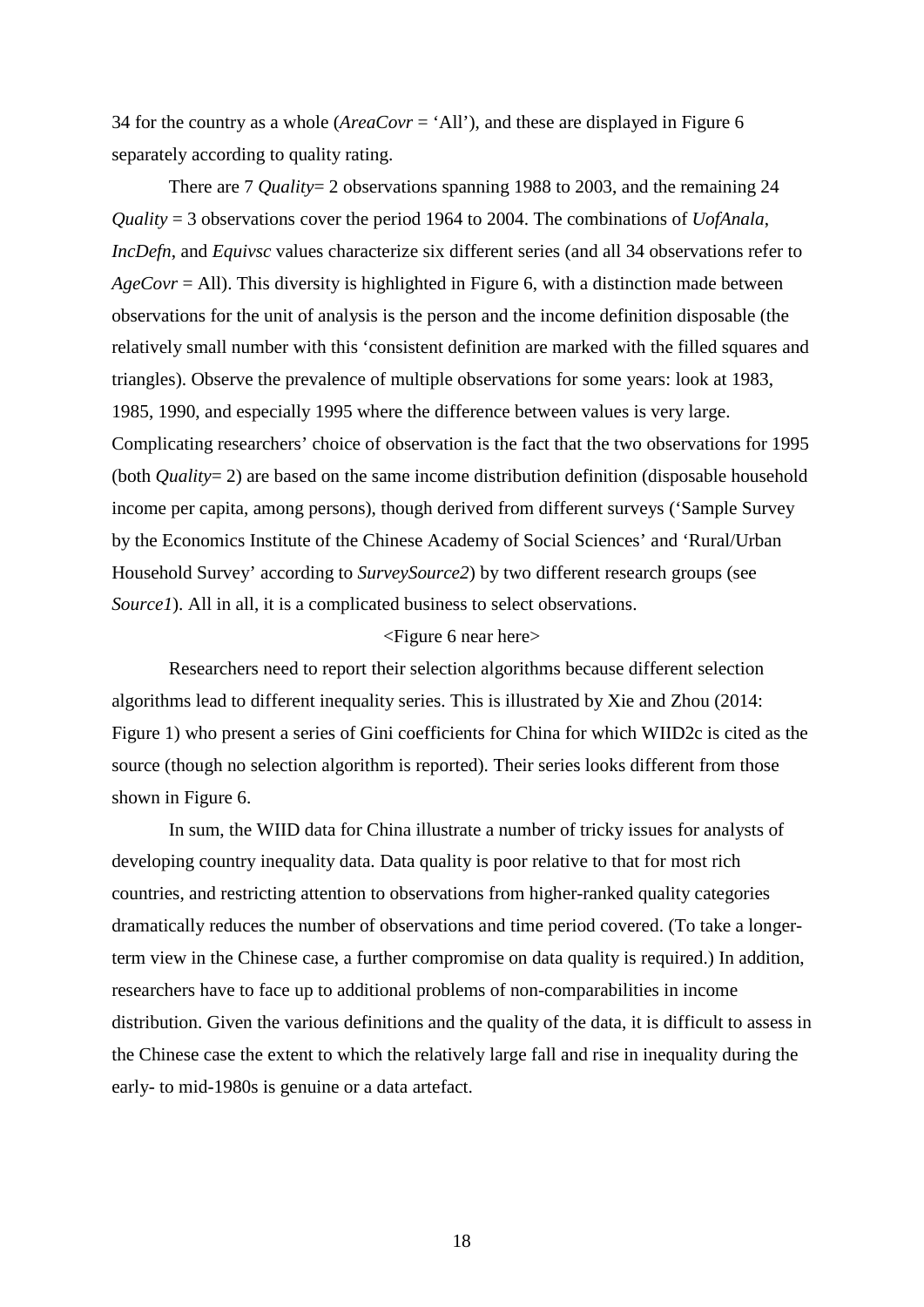34 for the country as a whole (*AreaCovr* = 'All'), and these are displayed in Figure 6 separately according to quality rating.

There are 7 *Quality*= 2 observations spanning 1988 to 2003, and the remaining 24 *Quality* = 3 observations cover the period 1964 to 2004. The combinations of *UofAnala*, *IncDefn*, and *Equivsc* values characterize six different series (and all 34 observations refer to *AgeCovr* = All). This diversity is highlighted in Figure 6, with a distinction made between observations for the unit of analysis is the person and the income definition disposable (the relatively small number with this 'consistent definition are marked with the filled squares and triangles). Observe the prevalence of multiple observations for some years: look at 1983, 1985, 1990, and especially 1995 where the difference between values is very large. Complicating researchers' choice of observation is the fact that the two observations for 1995 (both *Quality*= 2) are based on the same income distribution definition (disposable household income per capita, among persons), though derived from different surveys ('Sample Survey by the Economics Institute of the Chinese Academy of Social Sciences' and 'Rural/Urban Household Survey' according to *SurveySource2*) by two different research groups (see *Source1*). All in all, it is a complicated business to select observations.

<Figure 6 near here>

Researchers need to report their selection algorithms because different selection algorithms lead to different inequality series. This is illustrated by Xie and Zhou (2014: Figure 1) who present a series of Gini coefficients for China for which WIID2c is cited as the source (though no selection algorithm is reported). Their series looks different from those shown in Figure 6.

In sum, the WIID data for China illustrate a number of tricky issues for analysts of developing country inequality data. Data quality is poor relative to that for most rich countries, and restricting attention to observations from higher-ranked quality categories dramatically reduces the number of observations and time period covered. (To take a longer-term view in the Chinese case, a further compromise on data quality is required.) In addition, researchers have to face up to additional problems of non-comparabilities in income distribution. Given the various definitions and the quality of the data, it is difficult to assess in the Chinese case the extent to which the relatively large fall and rise in inequality during the early- to mid-1980s is genuine or a data artefact.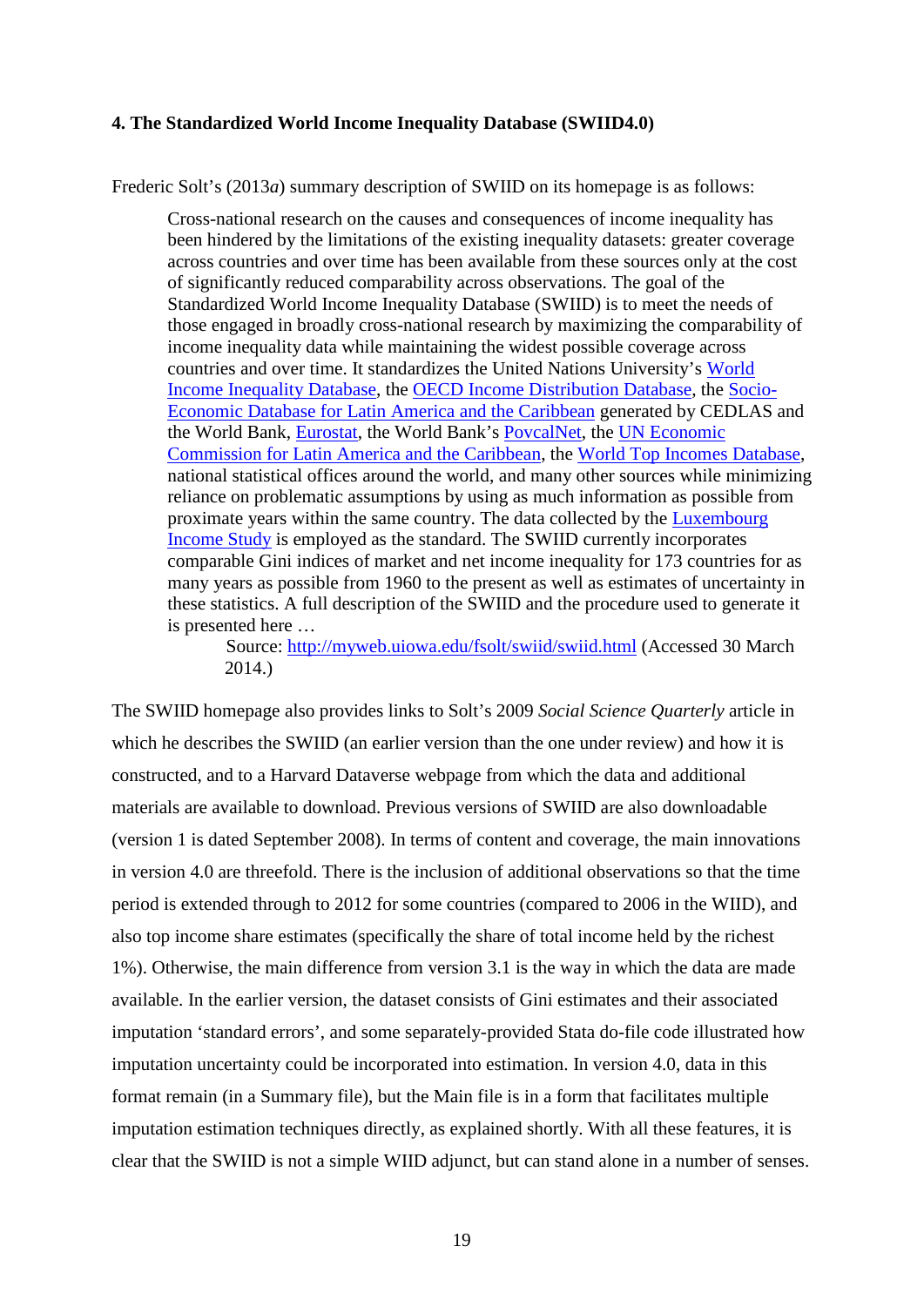#### 4. The Standardized World Income Inequality Database (SWIID4.0)

Frederic Solt's (2013*a*) summary description of SWIID on its homepage is as follows:

> Cross-national research on the causes and consequences of income inequality has been hindered by the limitations of the existing inequality datasets: greater coverage across countries and over time has been available from these sources only at the cost of significantly reduced comparability across observations. The goal of the Standardized World Income Inequality Database (SWIID) is to meet the needs of those engaged in broadly cross-national research by maximizing the comparability of income inequality data while maintaining the widest possible coverage across countries and over time. It standardizes the United Nations University's World Income Inequality Database, the OECD Income Distribution Database, the Socio-Economic Database for Latin America and the Caribbean generated by CEDLAS and the World Bank, Eurostat, the World Bank's PovcalNet, the UN Economic Commission for Latin America and the Caribbean, the World Top Incomes Database, national statistical offices around the world, and many other sources while minimizing reliance on problematic assumptions by using as much information as possible from proximate years within the same country. The data collected by the Luxembourg Income Study is employed as the standard. The SWIID currently incorporates comparable Gini indices of market and net income inequality for 173 countries for as many years as possible from 1960 to the present as well as estimates of uncertainty in these statistics. A full description of the SWIID and the procedure used to generate it is presented here …
>
> Source: http://myweb.uiowa.edu/fsolt/swiid/swiid.html (Accessed 30 March 2014.)

The SWIID homepage also provides links to Solt's 2009 *Social Science Quarterly* article in which he describes the SWIID (an earlier version than the one under review) and how it is constructed, and to a Harvard Dataverse webpage from which the data and additional materials are available to download. Previous versions of SWIID are also downloadable (version 1 is dated September 2008). In terms of content and coverage, the main innovations in version 4.0 are threefold. There is the inclusion of additional observations so that the time period is extended through to 2012 for some countries (compared to 2006 in the WIID), and also top income share estimates (specifically the share of total income held by the richest 1%). Otherwise, the main difference from version 3.1 is the way in which the data are made available. In the earlier version, the dataset consists of Gini estimates and their associated imputation 'standard errors', and some separately-provided Stata do-file code illustrated how imputation uncertainty could be incorporated into estimation. In version 4.0, data in this format remain (in a Summary file), but the Main file is in a form that facilitates multiple imputation estimation techniques directly, as explained shortly. With all these features, it is clear that the SWIID is not a simple WIID adjunct, but can stand alone in a number of senses.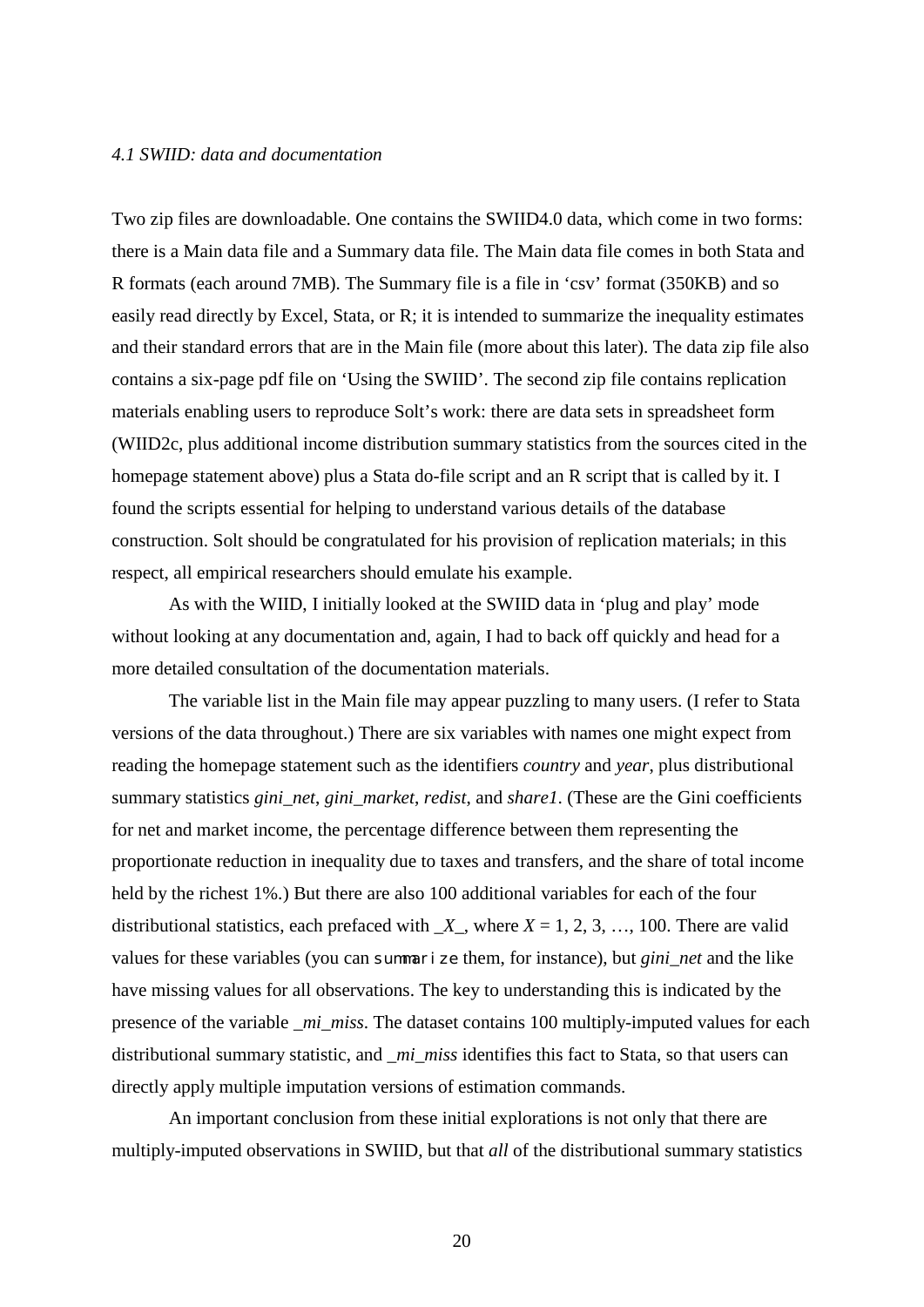*4.1 SWIID: data and documentation*

Two zip files are downloadable. One contains the SWIID4.0 data, which come in two forms: there is a Main data file and a Summary data file. The Main data file comes in both Stata and R formats (each around 7MB). The Summary file is a file in 'csv' format (350KB) and so easily read directly by Excel, Stata, or R; it is intended to summarize the inequality estimates and their standard errors that are in the Main file (more about this later). The data zip file also contains a six-page pdf file on 'Using the SWIID'. The second zip file contains replication materials enabling users to reproduce Solt's work: there are data sets in spreadsheet form (WIID2c, plus additional income distribution summary statistics from the sources cited in the homepage statement above) plus a Stata do-file script and an R script that is called by it. I found the scripts essential for helping to understand various details of the database construction. Solt should be congratulated for his provision of replication materials; in this respect, all empirical researchers should emulate his example.

As with the WIID, I initially looked at the SWIID data in 'plug and play' mode without looking at any documentation and, again, I had to back off quickly and head for a more detailed consultation of the documentation materials.

The variable list in the Main file may appear puzzling to many users. (I refer to Stata versions of the data throughout.) There are six variables with names one might expect from reading the homepage statement such as the identifiers *country* and *year*, plus distributional summary statistics *gini_net*, *gini_market*, *redist*, and *share1*. (These are the Gini coefficients for net and market income, the percentage difference between them representing the proportionate reduction in inequality due to taxes and transfers, and the share of total income held by the richest 1%.) But there are also 100 additional variables for each of the four distributional statistics, each prefaced with *_X_*, where *X* = 1, 2, 3, …, 100. There are valid values for these variables (you can `summarize` them, for instance), but *gini_net* and the like have missing values for all observations. The key to understanding this is indicated by the presence of the variable *_mi_miss*. The dataset contains 100 multiply-imputed values for each distributional summary statistic, and *_mi_miss* identifies this fact to Stata, so that users can directly apply multiple imputation versions of estimation commands.

An important conclusion from these initial explorations is not only that there are multiply-imputed observations in SWIID, but that *all* of the distributional summary statistics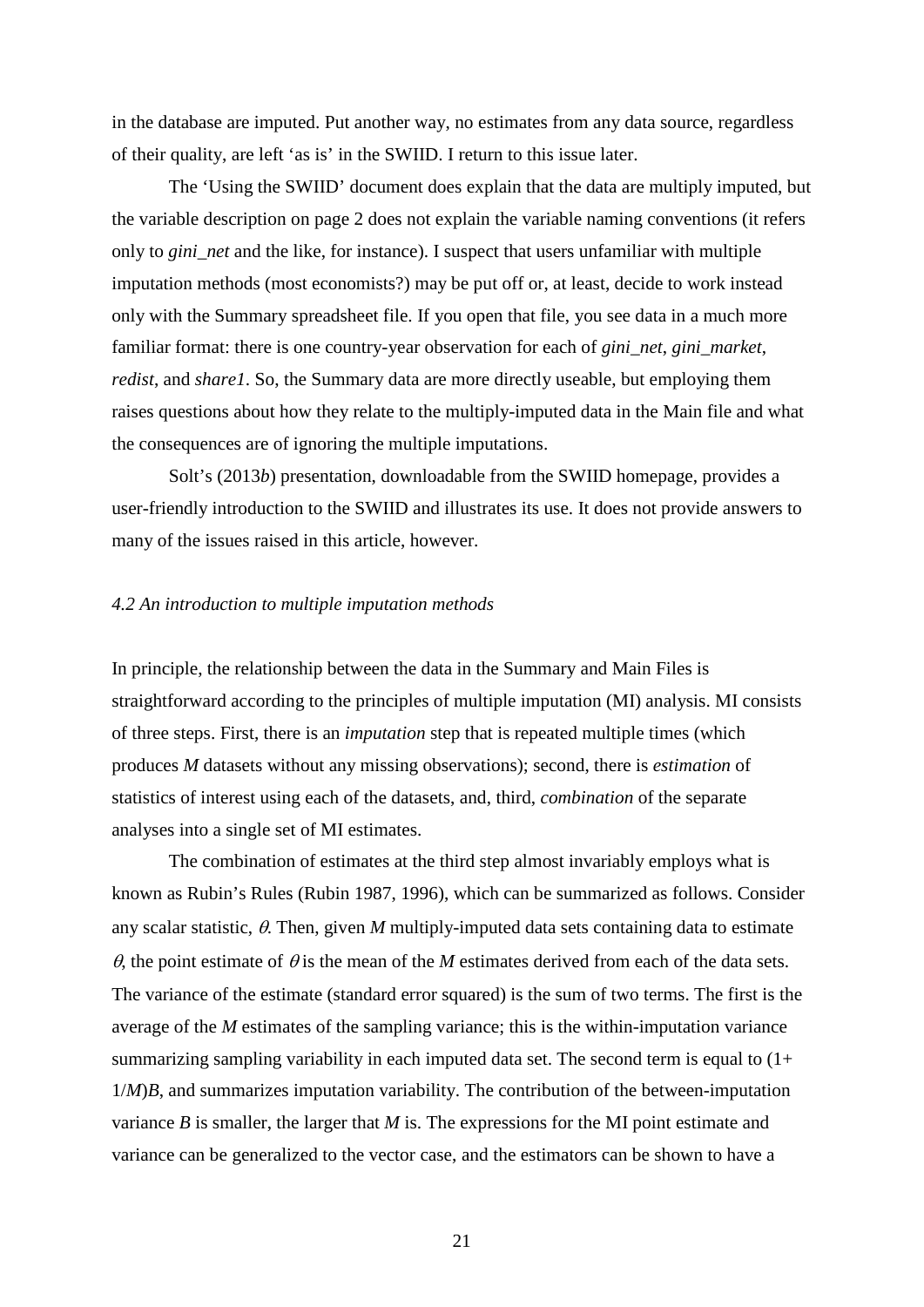in the database are imputed. Put another way, no estimates from any data source, regardless of their quality, are left 'as is' in the SWIID. I return to this issue later.

The 'Using the SWIID' document does explain that the data are multiply imputed, but the variable description on page 2 does not explain the variable naming conventions (it refers only to *gini_net* and the like, for instance). I suspect that users unfamiliar with multiple imputation methods (most economists?) may be put off or, at least, decide to work instead only with the Summary spreadsheet file. If you open that file, you see data in a much more familiar format: there is one country-year observation for each of *gini_net*, *gini_market*, *redist*, and *share1*. So, the Summary data are more directly useable, but employing them raises questions about how they relate to the multiply-imputed data in the Main file and what the consequences are of ignoring the multiple imputations.

Solt's (2013*b*) presentation, downloadable from the SWIID homepage, provides a user-friendly introduction to the SWIID and illustrates its use. It does not provide answers to many of the issues raised in this article, however.

*4.2 An introduction to multiple imputation methods*

In principle, the relationship between the data in the Summary and Main Files is straightforward according to the principles of multiple imputation (MI) analysis. MI consists of three steps. First, there is an *imputation* step that is repeated multiple times (which produces $M$ datasets without any missing observations); second, there is *estimation* of statistics of interest using each of the datasets, and, third, *combination* of the separate analyses into a single set of MI estimates.

The combination of estimates at the third step almost invariably employs what is known as Rubin's Rules (Rubin 1987, 1996), which can be summarized as follows. Consider any scalar statistic, $\theta$. Then, given $M$ multiply-imputed data sets containing data to estimate $\theta$, the point estimate of $\theta$ is the mean of the $M$ estimates derived from each of the data sets. The variance of the estimate (standard error squared) is the sum of two terms. The first is the average of the $M$ estimates of the sampling variance; this is the within-imputation variance summarizing sampling variability in each imputed data set. The second term is equal to $(1+1/M)B$, and summarizes imputation variability. The contribution of the between-imputation variance $B$ is smaller, the larger that $M$ is. The expressions for the MI point estimate and variance can be generalized to the vector case, and the estimators can be shown to have a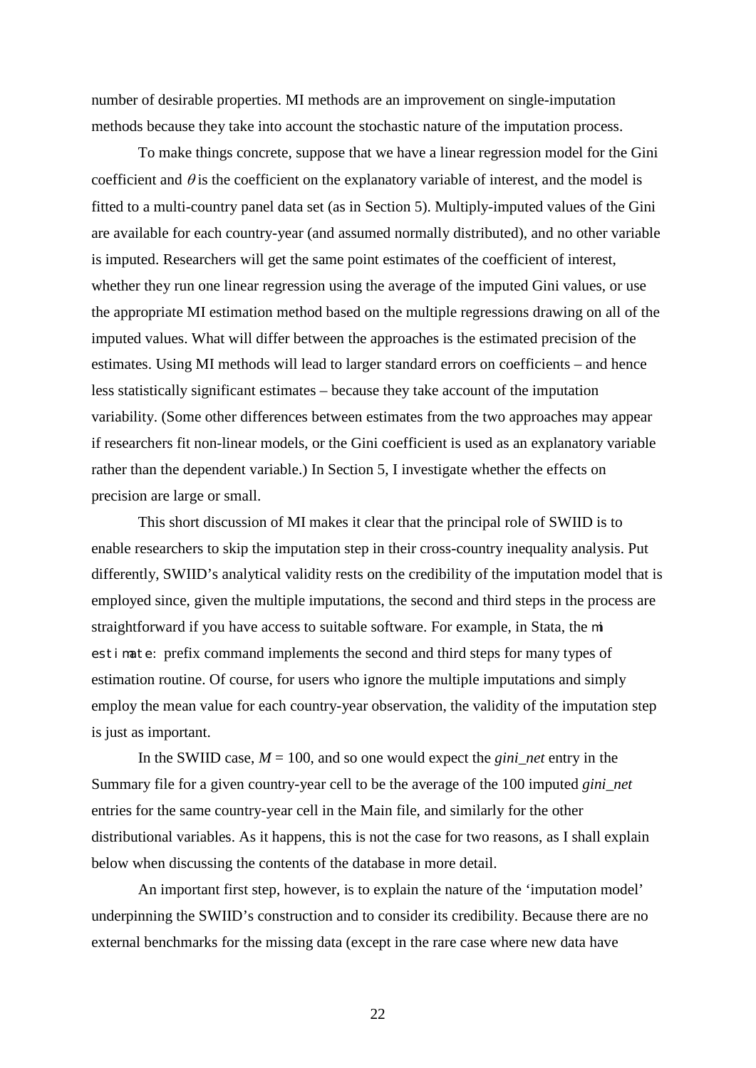number of desirable properties. MI methods are an improvement on single-imputation methods because they take into account the stochastic nature of the imputation process.

To make things concrete, suppose that we have a linear regression model for the Gini coefficient and $\theta$ is the coefficient on the explanatory variable of interest, and the model is fitted to a multi-country panel data set (as in Section 5). Multiply-imputed values of the Gini are available for each country-year (and assumed normally distributed), and no other variable is imputed. Researchers will get the same point estimates of the coefficient of interest, whether they run one linear regression using the average of the imputed Gini values, or use the appropriate MI estimation method based on the multiple regressions drawing on all of the imputed values. What will differ between the approaches is the estimated precision of the estimates. Using MI methods will lead to larger standard errors on coefficients – and hence less statistically significant estimates – because they take account of the imputation variability. (Some other differences between estimates from the two approaches may appear if researchers fit non-linear models, or the Gini coefficient is used as an explanatory variable rather than the dependent variable.) In Section 5, I investigate whether the effects on precision are large or small.

This short discussion of MI makes it clear that the principal role of SWIID is to enable researchers to skip the imputation step in their cross-country inequality analysis. Put differently, SWIID's analytical validity rests on the credibility of the imputation model that is employed since, given the multiple imputations, the second and third steps in the process are straightforward if you have access to suitable software. For example, in Stata, the `mi estimate:` prefix command implements the second and third steps for many types of estimation routine. Of course, for users who ignore the multiple imputations and simply employ the mean value for each country-year observation, the validity of the imputation step is just as important.

In the SWIID case, $M$ = 100, and so one would expect the *gini_net* entry in the Summary file for a given country-year cell to be the average of the 100 imputed *gini_net* entries for the same country-year cell in the Main file, and similarly for the other distributional variables. As it happens, this is not the case for two reasons, as I shall explain below when discussing the contents of the database in more detail.

An important first step, however, is to explain the nature of the 'imputation model' underpinning the SWIID's construction and to consider its credibility. Because there are no external benchmarks for the missing data (except in the rare case where new data have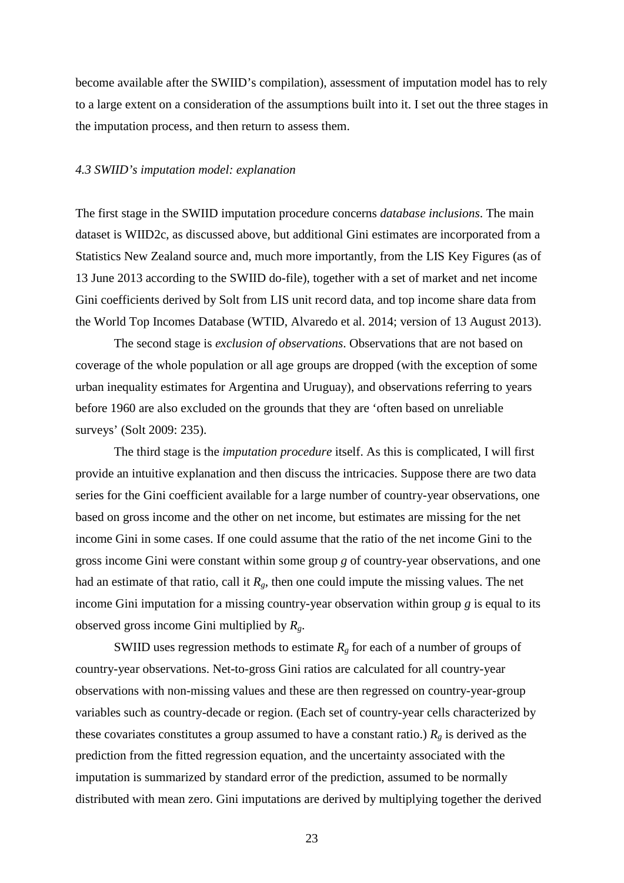become available after the SWIID's compilation), assessment of imputation model has to rely to a large extent on a consideration of the assumptions built into it. I set out the three stages in the imputation process, and then return to assess them.

### *4.3 SWIID's imputation model: explanation*

The first stage in the SWIID imputation procedure concerns *database inclusions*. The main dataset is WIID2c, as discussed above, but additional Gini estimates are incorporated from a Statistics New Zealand source and, much more importantly, from the LIS Key Figures (as of 13 June 2013 according to the SWIID do-file), together with a set of market and net income Gini coefficients derived by Solt from LIS unit record data, and top income share data from the World Top Incomes Database (WTID, Alvaredo et al. 2014; version of 13 August 2013).

The second stage is *exclusion of observations*. Observations that are not based on coverage of the whole population or all age groups are dropped (with the exception of some urban inequality estimates for Argentina and Uruguay), and observations referring to years before 1960 are also excluded on the grounds that they are 'often based on unreliable surveys' (Solt 2009: 235).

The third stage is the *imputation procedure* itself. As this is complicated, I will first provide an intuitive explanation and then discuss the intricacies. Suppose there are two data series for the Gini coefficient available for a large number of country-year observations, one based on gross income and the other on net income, but estimates are missing for the net income Gini in some cases. If one could assume that the ratio of the net income Gini to the gross income Gini were constant within some group $g$ of country-year observations, and one had an estimate of that ratio, call it $R_g$, then one could impute the missing values. The net income Gini imputation for a missing country-year observation within group $g$ is equal to its observed gross income Gini multiplied by $R_g$.

SWIID uses regression methods to estimate $R_g$ for each of a number of groups of country-year observations. Net-to-gross Gini ratios are calculated for all country-year observations with non-missing values and these are then regressed on country-year-group variables such as country-decade or region. (Each set of country-year cells characterized by these covariates constitutes a group assumed to have a constant ratio.) $R_g$ is derived as the prediction from the fitted regression equation, and the uncertainty associated with the imputation is summarized by standard error of the prediction, assumed to be normally distributed with mean zero. Gini imputations are derived by multiplying together the derived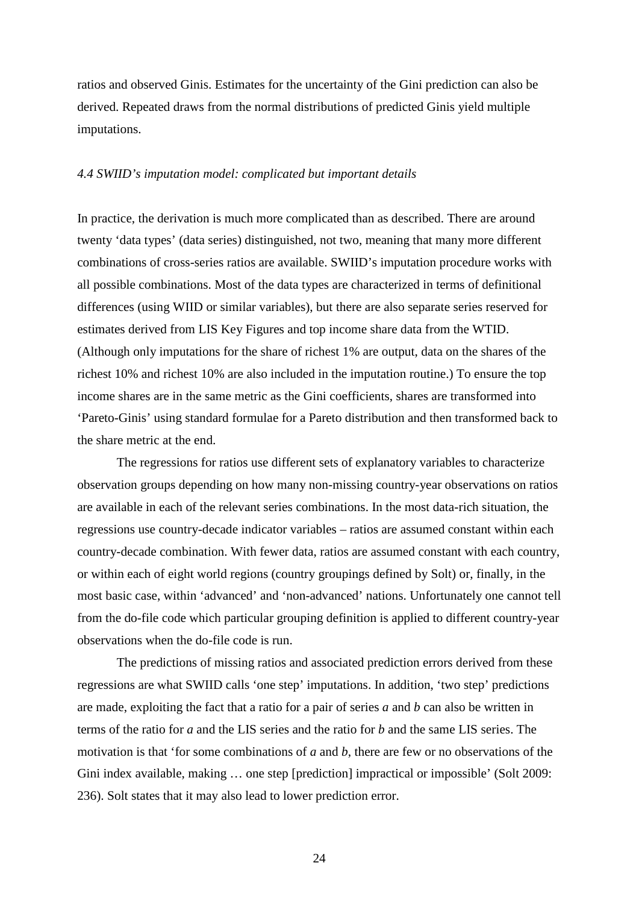ratios and observed Ginis. Estimates for the uncertainty of the Gini prediction can also be derived. Repeated draws from the normal distributions of predicted Ginis yield multiple imputations.

### *4.4 SWIID's imputation model: complicated but important details*

In practice, the derivation is much more complicated than as described. There are around twenty 'data types' (data series) distinguished, not two, meaning that many more different combinations of cross-series ratios are available. SWIID's imputation procedure works with all possible combinations. Most of the data types are characterized in terms of definitional differences (using WIID or similar variables), but there are also separate series reserved for estimates derived from LIS Key Figures and top income share data from the WTID. (Although only imputations for the share of richest 1% are output, data on the shares of the richest 10% and richest 10% are also included in the imputation routine.) To ensure the top income shares are in the same metric as the Gini coefficients, shares are transformed into 'Pareto-Ginis' using standard formulae for a Pareto distribution and then transformed back to the share metric at the end.

The regressions for ratios use different sets of explanatory variables to characterize observation groups depending on how many non-missing country-year observations on ratios are available in each of the relevant series combinations. In the most data-rich situation, the regressions use country-decade indicator variables – ratios are assumed constant within each country-decade combination. With fewer data, ratios are assumed constant with each country, or within each of eight world regions (country groupings defined by Solt) or, finally, in the most basic case, within 'advanced' and 'non-advanced' nations. Unfortunately one cannot tell from the do-file code which particular grouping definition is applied to different country-year observations when the do-file code is run.

The predictions of missing ratios and associated prediction errors derived from these regressions are what SWIID calls 'one step' imputations. In addition, 'two step' predictions are made, exploiting the fact that a ratio for a pair of series *a* and *b* can also be written in terms of the ratio for *a* and the LIS series and the ratio for *b* and the same LIS series. The motivation is that 'for some combinations of *a* and *b*, there are few or no observations of the Gini index available, making … one step [prediction] impractical or impossible' (Solt 2009: 236). Solt states that it may also lead to lower prediction error.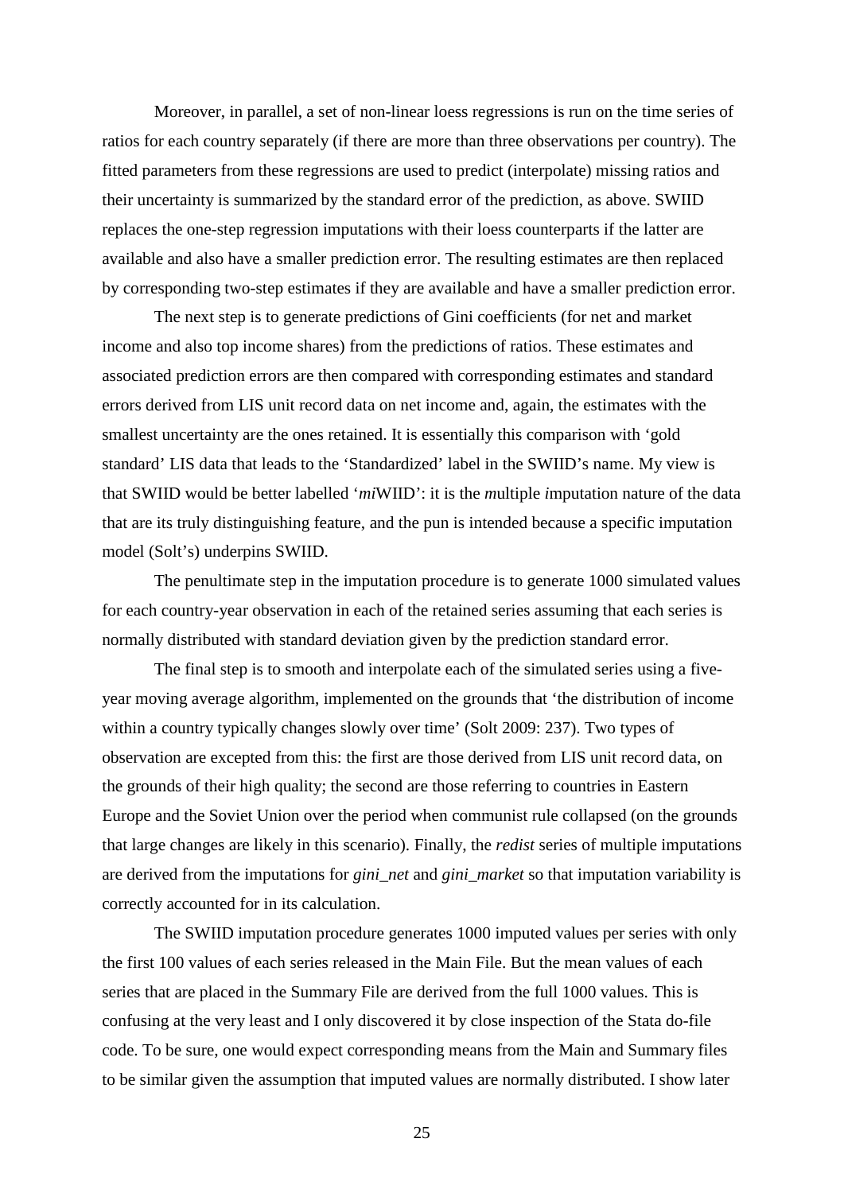Moreover, in parallel, a set of non-linear loess regressions is run on the time series of ratios for each country separately (if there are more than three observations per country). The fitted parameters from these regressions are used to predict (interpolate) missing ratios and their uncertainty is summarized by the standard error of the prediction, as above. SWIID replaces the one-step regression imputations with their loess counterparts if the latter are available and also have a smaller prediction error. The resulting estimates are then replaced by corresponding two-step estimates if they are available and have a smaller prediction error.

The next step is to generate predictions of Gini coefficients (for net and market income and also top income shares) from the predictions of ratios. These estimates and associated prediction errors are then compared with corresponding estimates and standard errors derived from LIS unit record data on net income and, again, the estimates with the smallest uncertainty are the ones retained. It is essentially this comparison with 'gold standard' LIS data that leads to the 'Standardized' label in the SWIID's name. My view is that SWIID would be better labelled '*mi*WIID': it is the *m*ultiple *i*mputation nature of the data that are its truly distinguishing feature, and the pun is intended because a specific imputation model (Solt's) underpins SWIID.

The penultimate step in the imputation procedure is to generate 1000 simulated values for each country-year observation in each of the retained series assuming that each series is normally distributed with standard deviation given by the prediction standard error.

The final step is to smooth and interpolate each of the simulated series using a five-year moving average algorithm, implemented on the grounds that 'the distribution of income within a country typically changes slowly over time' (Solt 2009: 237). Two types of observation are excepted from this: the first are those derived from LIS unit record data, on the grounds of their high quality; the second are those referring to countries in Eastern Europe and the Soviet Union over the period when communist rule collapsed (on the grounds that large changes are likely in this scenario). Finally, the *redist* series of multiple imputations are derived from the imputations for *gini_net* and *gini_market* so that imputation variability is correctly accounted for in its calculation.

The SWIID imputation procedure generates 1000 imputed values per series with only the first 100 values of each series released in the Main File. But the mean values of each series that are placed in the Summary File are derived from the full 1000 values. This is confusing at the very least and I only discovered it by close inspection of the Stata do-file code. To be sure, one would expect corresponding means from the Main and Summary files to be similar given the assumption that imputed values are normally distributed. I show later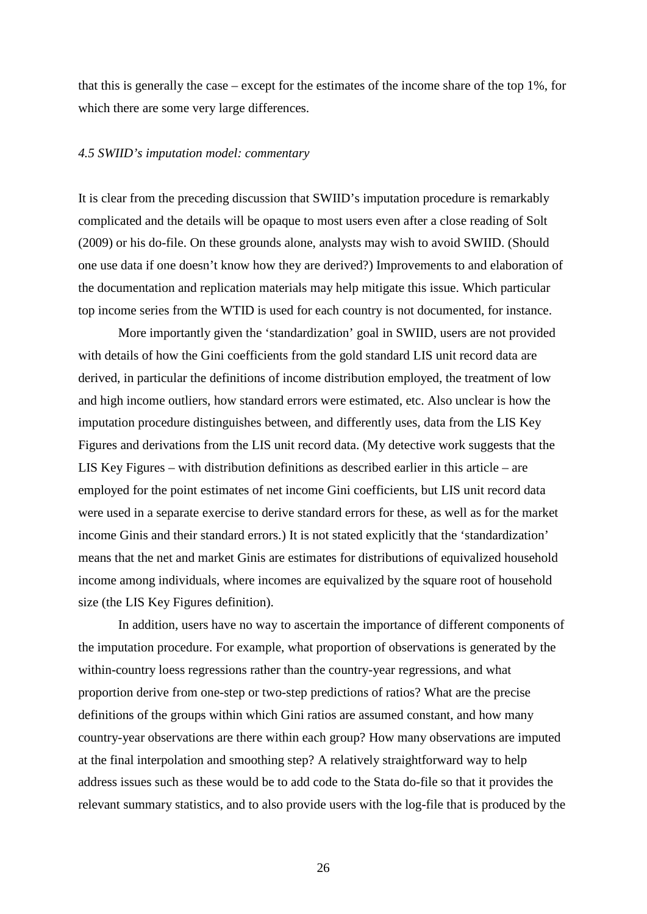that this is generally the case – except for the estimates of the income share of the top 1%, for which there are some very large differences.

### *4.5 SWIID's imputation model: commentary*

It is clear from the preceding discussion that SWIID's imputation procedure is remarkably complicated and the details will be opaque to most users even after a close reading of Solt (2009) or his do-file. On these grounds alone, analysts may wish to avoid SWIID. (Should one use data if one doesn't know how they are derived?) Improvements to and elaboration of the documentation and replication materials may help mitigate this issue. Which particular top income series from the WTID is used for each country is not documented, for instance.

More importantly given the 'standardization' goal in SWIID, users are not provided with details of how the Gini coefficients from the gold standard LIS unit record data are derived, in particular the definitions of income distribution employed, the treatment of low and high income outliers, how standard errors were estimated, etc. Also unclear is how the imputation procedure distinguishes between, and differently uses, data from the LIS Key Figures and derivations from the LIS unit record data. (My detective work suggests that the LIS Key Figures – with distribution definitions as described earlier in this article – are employed for the point estimates of net income Gini coefficients, but LIS unit record data were used in a separate exercise to derive standard errors for these, as well as for the market income Ginis and their standard errors.) It is not stated explicitly that the 'standardization' means that the net and market Ginis are estimates for distributions of equivalized household income among individuals, where incomes are equivalized by the square root of household size (the LIS Key Figures definition).

In addition, users have no way to ascertain the importance of different components of the imputation procedure. For example, what proportion of observations is generated by the within-country loess regressions rather than the country-year regressions, and what proportion derive from one-step or two-step predictions of ratios? What are the precise definitions of the groups within which Gini ratios are assumed constant, and how many country-year observations are there within each group? How many observations are imputed at the final interpolation and smoothing step? A relatively straightforward way to help address issues such as these would be to add code to the Stata do-file so that it provides the relevant summary statistics, and to also provide users with the log-file that is produced by the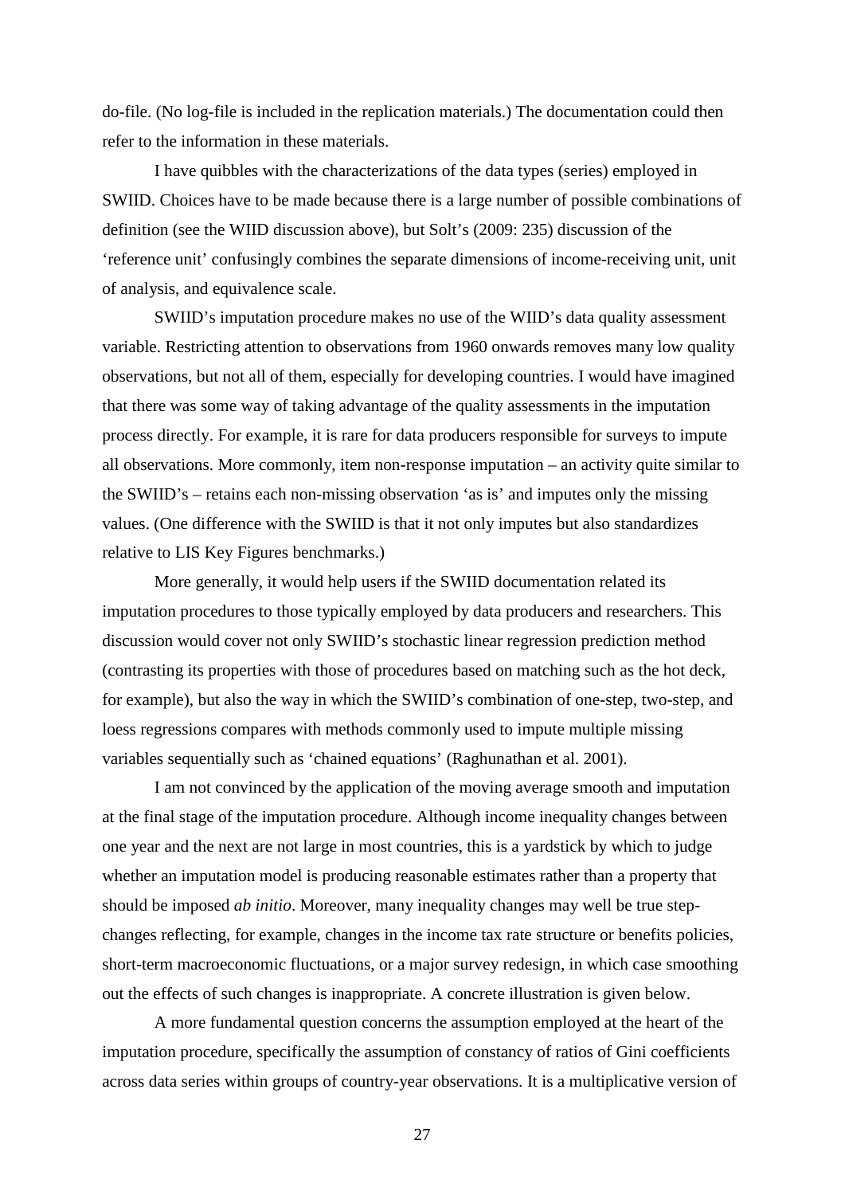do-file. (No log-file is included in the replication materials.) The documentation could then refer to the information in these materials.

I have quibbles with the characterizations of the data types (series) employed in SWIID. Choices have to be made because there is a large number of possible combinations of definition (see the WIID discussion above), but Solt's (2009: 235) discussion of the 'reference unit' confusingly combines the separate dimensions of income-receiving unit, unit of analysis, and equivalence scale.

SWIID's imputation procedure makes no use of the WIID's data quality assessment variable. Restricting attention to observations from 1960 onwards removes many low quality observations, but not all of them, especially for developing countries. I would have imagined that there was some way of taking advantage of the quality assessments in the imputation process directly. For example, it is rare for data producers responsible for surveys to impute all observations. More commonly, item non-response imputation – an activity quite similar to the SWIID's – retains each non-missing observation 'as is' and imputes only the missing values. (One difference with the SWIID is that it not only imputes but also standardizes relative to LIS Key Figures benchmarks.)

More generally, it would help users if the SWIID documentation related its imputation procedures to those typically employed by data producers and researchers. This discussion would cover not only SWIID's stochastic linear regression prediction method (contrasting its properties with those of procedures based on matching such as the hot deck, for example), but also the way in which the SWIID's combination of one-step, two-step, and loess regressions compares with methods commonly used to impute multiple missing variables sequentially such as 'chained equations' (Raghunathan et al. 2001).

I am not convinced by the application of the moving average smooth and imputation at the final stage of the imputation procedure. Although income inequality changes between one year and the next are not large in most countries, this is a yardstick by which to judge whether an imputation model is producing reasonable estimates rather than a property that should be imposed *ab initio*. Moreover, many inequality changes may well be true step-changes reflecting, for example, changes in the income tax rate structure or benefits policies, short-term macroeconomic fluctuations, or a major survey redesign, in which case smoothing out the effects of such changes is inappropriate. A concrete illustration is given below.

A more fundamental question concerns the assumption employed at the heart of the imputation procedure, specifically the assumption of constancy of ratios of Gini coefficients across data series within groups of country-year observations. It is a multiplicative version of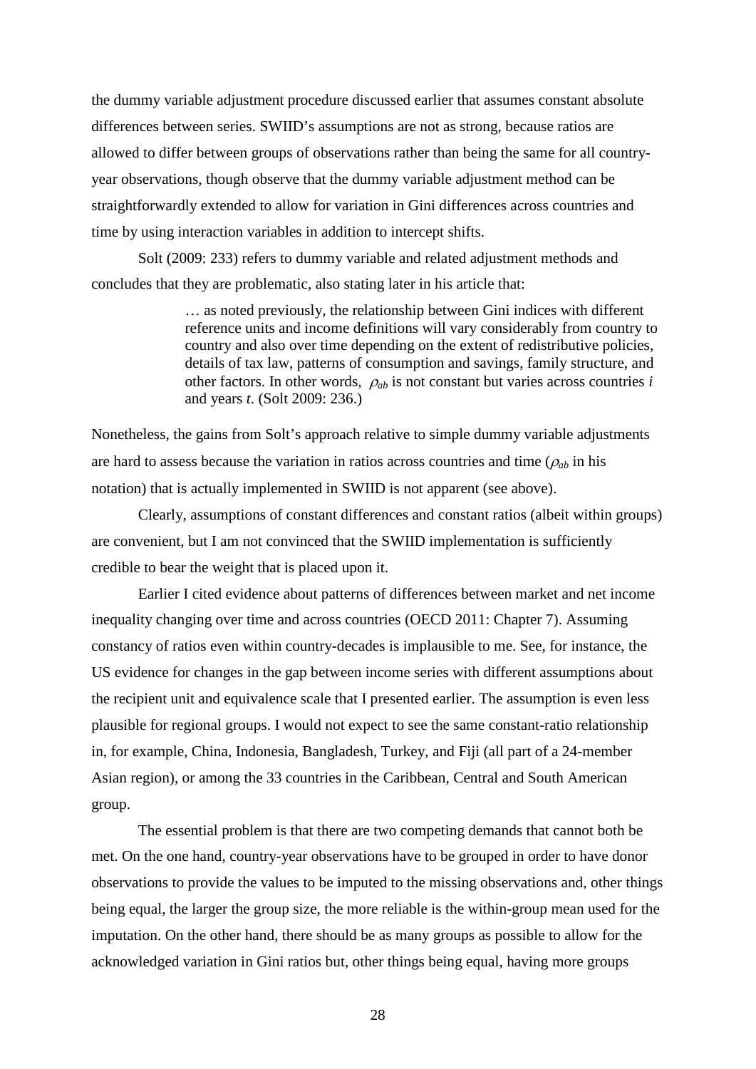the dummy variable adjustment procedure discussed earlier that assumes constant absolute differences between series. SWIID's assumptions are not as strong, because ratios are allowed to differ between groups of observations rather than being the same for all country-year observations, though observe that the dummy variable adjustment method can be straightforwardly extended to allow for variation in Gini differences across countries and time by using interaction variables in addition to intercept shifts.

Solt (2009: 233) refers to dummy variable and related adjustment methods and concludes that they are problematic, also stating later in his article that:

> … as noted previously, the relationship between Gini indices with different reference units and income definitions will vary considerably from country to country and also over time depending on the extent of redistributive policies, details of tax law, patterns of consumption and savings, family structure, and other factors. In other words, $\rho_{ab}$ is not constant but varies across countries $i$ and years $t$. (Solt 2009: 236.)

Nonetheless, the gains from Solt's approach relative to simple dummy variable adjustments are hard to assess because the variation in ratios across countries and time ($\rho_{ab}$ in his notation) that is actually implemented in SWIID is not apparent (see above).

Clearly, assumptions of constant differences and constant ratios (albeit within groups) are convenient, but I am not convinced that the SWIID implementation is sufficiently credible to bear the weight that is placed upon it.

Earlier I cited evidence about patterns of differences between market and net income inequality changing over time and across countries (OECD 2011: Chapter 7). Assuming constancy of ratios even within country-decades is implausible to me. See, for instance, the US evidence for changes in the gap between income series with different assumptions about the recipient unit and equivalence scale that I presented earlier. The assumption is even less plausible for regional groups. I would not expect to see the same constant-ratio relationship in, for example, China, Indonesia, Bangladesh, Turkey, and Fiji (all part of a 24-member Asian region), or among the 33 countries in the Caribbean, Central and South American group.

The essential problem is that there are two competing demands that cannot both be met. On the one hand, country-year observations have to be grouped in order to have donor observations to provide the values to be imputed to the missing observations and, other things being equal, the larger the group size, the more reliable is the within-group mean used for the imputation. On the other hand, there should be as many groups as possible to allow for the acknowledged variation in Gini ratios but, other things being equal, having more groups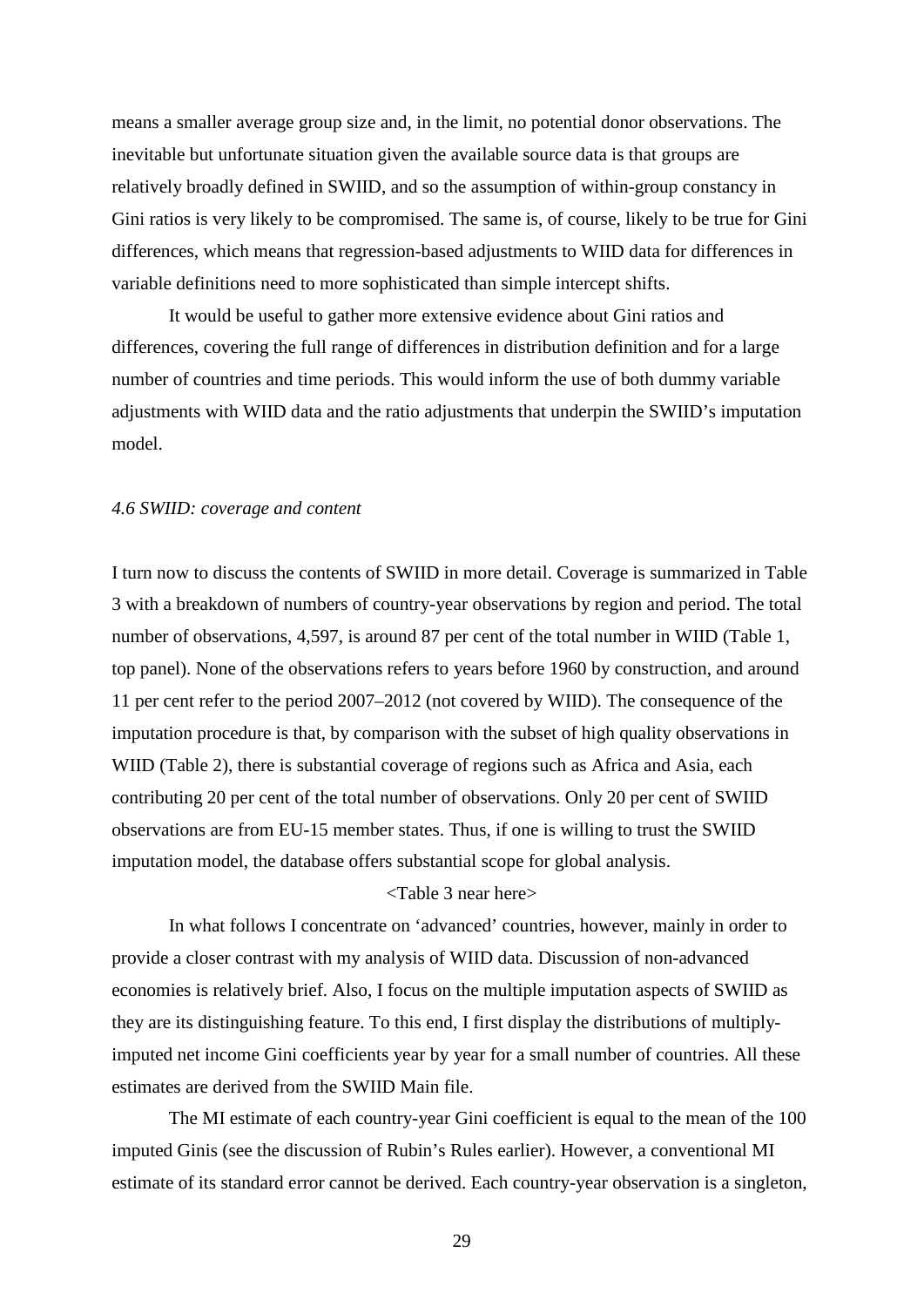means a smaller average group size and, in the limit, no potential donor observations. The inevitable but unfortunate situation given the available source data is that groups are relatively broadly defined in SWIID, and so the assumption of within-group constancy in Gini ratios is very likely to be compromised. The same is, of course, likely to be true for Gini differences, which means that regression-based adjustments to WIID data for differences in variable definitions need to more sophisticated than simple intercept shifts.

It would be useful to gather more extensive evidence about Gini ratios and differences, covering the full range of differences in distribution definition and for a large number of countries and time periods. This would inform the use of both dummy variable adjustments with WIID data and the ratio adjustments that underpin the SWIID's imputation model.

### *4.6 SWIID: coverage and content*

I turn now to discuss the contents of SWIID in more detail. Coverage is summarized in Table 3 with a breakdown of numbers of country-year observations by region and period. The total number of observations, 4,597, is around 87 per cent of the total number in WIID (Table 1, top panel). None of the observations refers to years before 1960 by construction, and around 11 per cent refer to the period 2007–2012 (not covered by WIID). The consequence of the imputation procedure is that, by comparison with the subset of high quality observations in WIID (Table 2), there is substantial coverage of regions such as Africa and Asia, each contributing 20 per cent of the total number of observations. Only 20 per cent of SWIID observations are from EU-15 member states. Thus, if one is willing to trust the SWIID imputation model, the database offers substantial scope for global analysis.

<Table 3 near here>

In what follows I concentrate on 'advanced' countries, however, mainly in order to provide a closer contrast with my analysis of WIID data. Discussion of non-advanced economies is relatively brief. Also, I focus on the multiple imputation aspects of SWIID as they are its distinguishing feature. To this end, I first display the distributions of multiply-imputed net income Gini coefficients year by year for a small number of countries. All these estimates are derived from the SWIID Main file.

The MI estimate of each country-year Gini coefficient is equal to the mean of the 100 imputed Ginis (see the discussion of Rubin's Rules earlier). However, a conventional MI estimate of its standard error cannot be derived. Each country-year observation is a singleton,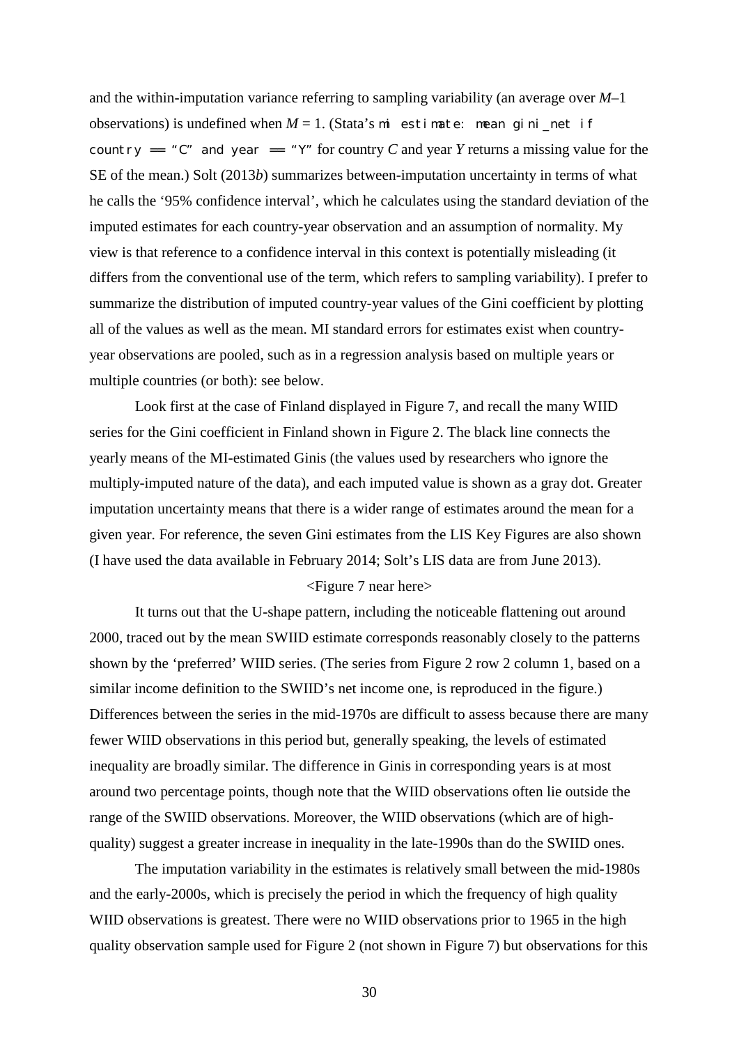and the within-imputation variance referring to sampling variability (an average over $M$–1 observations) is undefined when $M = 1$. (Stata's `mi estimate: mean gini_net if country == "C" and year == "Y"` for country *C* and year *Y* returns a missing value for the SE of the mean.) Solt (2013*b*) summarizes between-imputation uncertainty in terms of what he calls the '95% confidence interval', which he calculates using the standard deviation of the imputed estimates for each country-year observation and an assumption of normality. My view is that reference to a confidence interval in this context is potentially misleading (it differs from the conventional use of the term, which refers to sampling variability). I prefer to summarize the distribution of imputed country-year values of the Gini coefficient by plotting all of the values as well as the mean. MI standard errors for estimates exist when country-year observations are pooled, such as in a regression analysis based on multiple years or multiple countries (or both): see below.

Look first at the case of Finland displayed in Figure 7, and recall the many WIID series for the Gini coefficient in Finland shown in Figure 2. The black line connects the yearly means of the MI-estimated Ginis (the values used by researchers who ignore the multiply-imputed nature of the data), and each imputed value is shown as a gray dot. Greater imputation uncertainty means that there is a wider range of estimates around the mean for a given year. For reference, the seven Gini estimates from the LIS Key Figures are also shown (I have used the data available in February 2014; Solt's LIS data are from June 2013).

<Figure 7 near here>

It turns out that the U-shape pattern, including the noticeable flattening out around 2000, traced out by the mean SWIID estimate corresponds reasonably closely to the patterns shown by the 'preferred' WIID series. (The series from Figure 2 row 2 column 1, based on a similar income definition to the SWIID's net income one, is reproduced in the figure.) Differences between the series in the mid-1970s are difficult to assess because there are many fewer WIID observations in this period but, generally speaking, the levels of estimated inequality are broadly similar. The difference in Ginis in corresponding years is at most around two percentage points, though note that the WIID observations often lie outside the range of the SWIID observations. Moreover, the WIID observations (which are of high-quality) suggest a greater increase in inequality in the late-1990s than do the SWIID ones.

The imputation variability in the estimates is relatively small between the mid-1980s and the early-2000s, which is precisely the period in which the frequency of high quality WIID observations is greatest. There were no WIID observations prior to 1965 in the high quality observation sample used for Figure 2 (not shown in Figure 7) but observations for this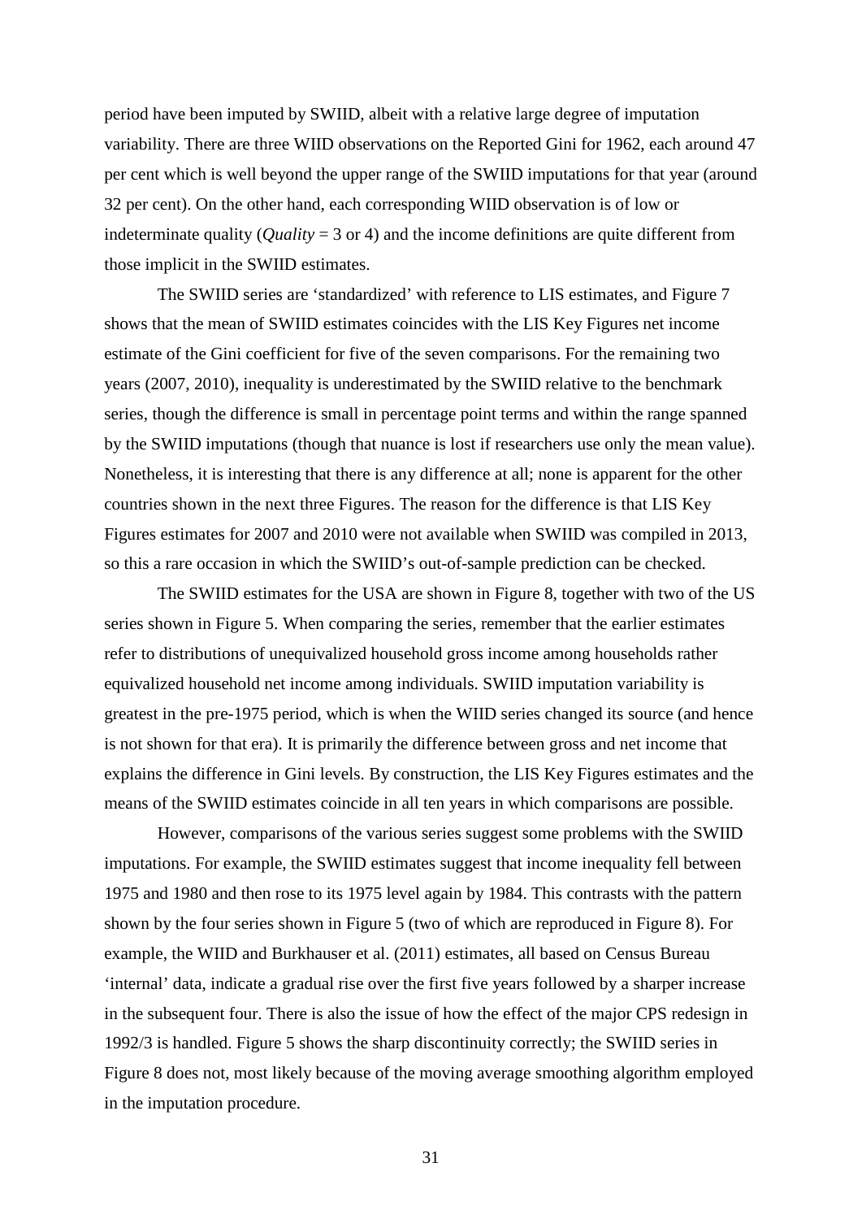period have been imputed by SWIID, albeit with a relative large degree of imputation variability. There are three WIID observations on the Reported Gini for 1962, each around 47 per cent which is well beyond the upper range of the SWIID imputations for that year (around 32 per cent). On the other hand, each corresponding WIID observation is of low or indeterminate quality (*Quality* = 3 or 4) and the income definitions are quite different from those implicit in the SWIID estimates.

The SWIID series are 'standardized' with reference to LIS estimates, and Figure 7 shows that the mean of SWIID estimates coincides with the LIS Key Figures net income estimate of the Gini coefficient for five of the seven comparisons. For the remaining two years (2007, 2010), inequality is underestimated by the SWIID relative to the benchmark series, though the difference is small in percentage point terms and within the range spanned by the SWIID imputations (though that nuance is lost if researchers use only the mean value). Nonetheless, it is interesting that there is any difference at all; none is apparent for the other countries shown in the next three Figures. The reason for the difference is that LIS Key Figures estimates for 2007 and 2010 were not available when SWIID was compiled in 2013, so this a rare occasion in which the SWIID's out-of-sample prediction can be checked.

The SWIID estimates for the USA are shown in Figure 8, together with two of the US series shown in Figure 5. When comparing the series, remember that the earlier estimates refer to distributions of unequivalized household gross income among households rather equivalized household net income among individuals. SWIID imputation variability is greatest in the pre-1975 period, which is when the WIID series changed its source (and hence is not shown for that era). It is primarily the difference between gross and net income that explains the difference in Gini levels. By construction, the LIS Key Figures estimates and the means of the SWIID estimates coincide in all ten years in which comparisons are possible.

However, comparisons of the various series suggest some problems with the SWIID imputations. For example, the SWIID estimates suggest that income inequality fell between 1975 and 1980 and then rose to its 1975 level again by 1984. This contrasts with the pattern shown by the four series shown in Figure 5 (two of which are reproduced in Figure 8). For example, the WIID and Burkhauser et al. (2011) estimates, all based on Census Bureau 'internal' data, indicate a gradual rise over the first five years followed by a sharper increase in the subsequent four. There is also the issue of how the effect of the major CPS redesign in 1992/3 is handled. Figure 5 shows the sharp discontinuity correctly; the SWIID series in Figure 8 does not, most likely because of the moving average smoothing algorithm employed in the imputation procedure.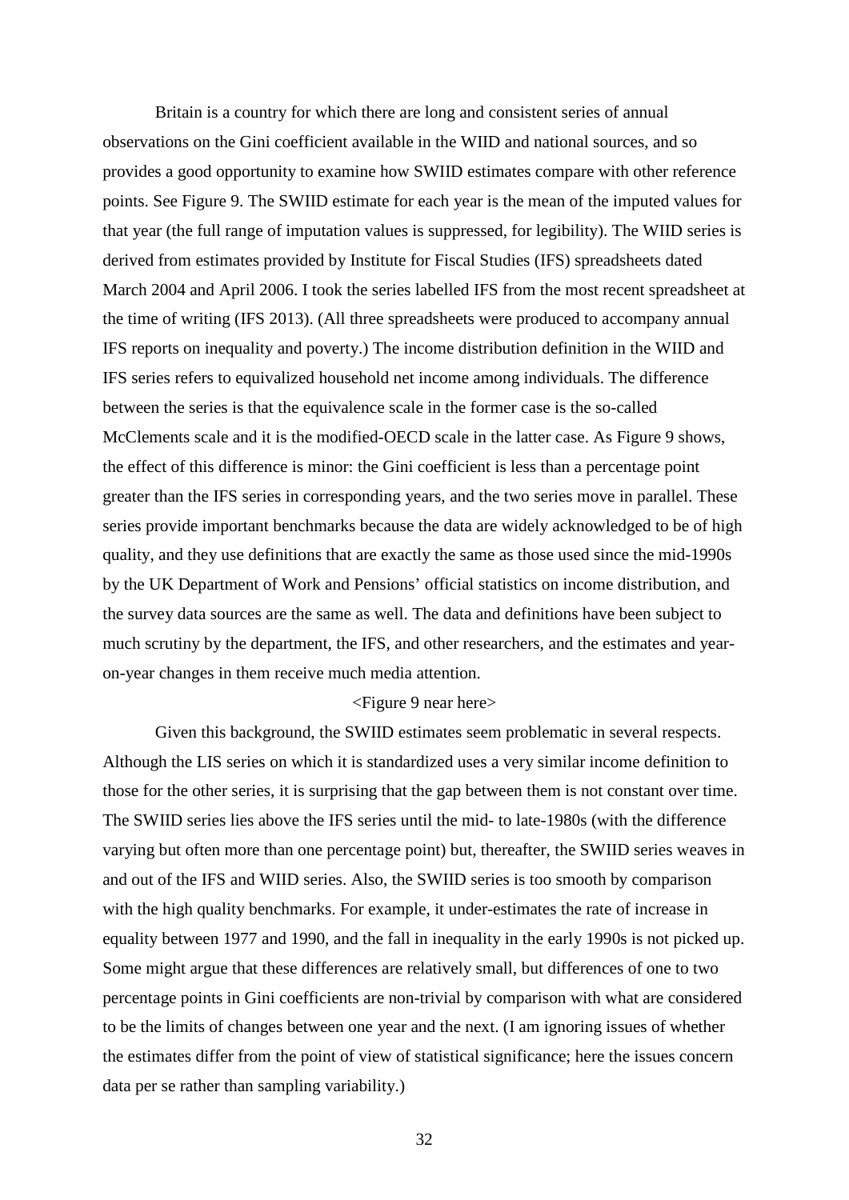Britain is a country for which there are long and consistent series of annual observations on the Gini coefficient available in the WIID and national sources, and so provides a good opportunity to examine how SWIID estimates compare with other reference points. See Figure 9. The SWIID estimate for each year is the mean of the imputed values for that year (the full range of imputation values is suppressed, for legibility). The WIID series is derived from estimates provided by Institute for Fiscal Studies (IFS) spreadsheets dated March 2004 and April 2006. I took the series labelled IFS from the most recent spreadsheet at the time of writing (IFS 2013). (All three spreadsheets were produced to accompany annual IFS reports on inequality and poverty.) The income distribution definition in the WIID and IFS series refers to equivalized household net income among individuals. The difference between the series is that the equivalence scale in the former case is the so-called McClements scale and it is the modified-OECD scale in the latter case. As Figure 9 shows, the effect of this difference is minor: the Gini coefficient is less than a percentage point greater than the IFS series in corresponding years, and the two series move in parallel. These series provide important benchmarks because the data are widely acknowledged to be of high quality, and they use definitions that are exactly the same as those used since the mid-1990s by the UK Department of Work and Pensions' official statistics on income distribution, and the survey data sources are the same as well. The data and definitions have been subject to much scrutiny by the department, the IFS, and other researchers, and the estimates and year-on-year changes in them receive much media attention.

<Figure 9 near here>

Given this background, the SWIID estimates seem problematic in several respects. Although the LIS series on which it is standardized uses a very similar income definition to those for the other series, it is surprising that the gap between them is not constant over time. The SWIID series lies above the IFS series until the mid- to late-1980s (with the difference varying but often more than one percentage point) but, thereafter, the SWIID series weaves in and out of the IFS and WIID series. Also, the SWIID series is too smooth by comparison with the high quality benchmarks. For example, it under-estimates the rate of increase in equality between 1977 and 1990, and the fall in inequality in the early 1990s is not picked up. Some might argue that these differences are relatively small, but differences of one to two percentage points in Gini coefficients are non-trivial by comparison with what are considered to be the limits of changes between one year and the next. (I am ignoring issues of whether the estimates differ from the point of view of statistical significance; here the issues concern data per se rather than sampling variability.)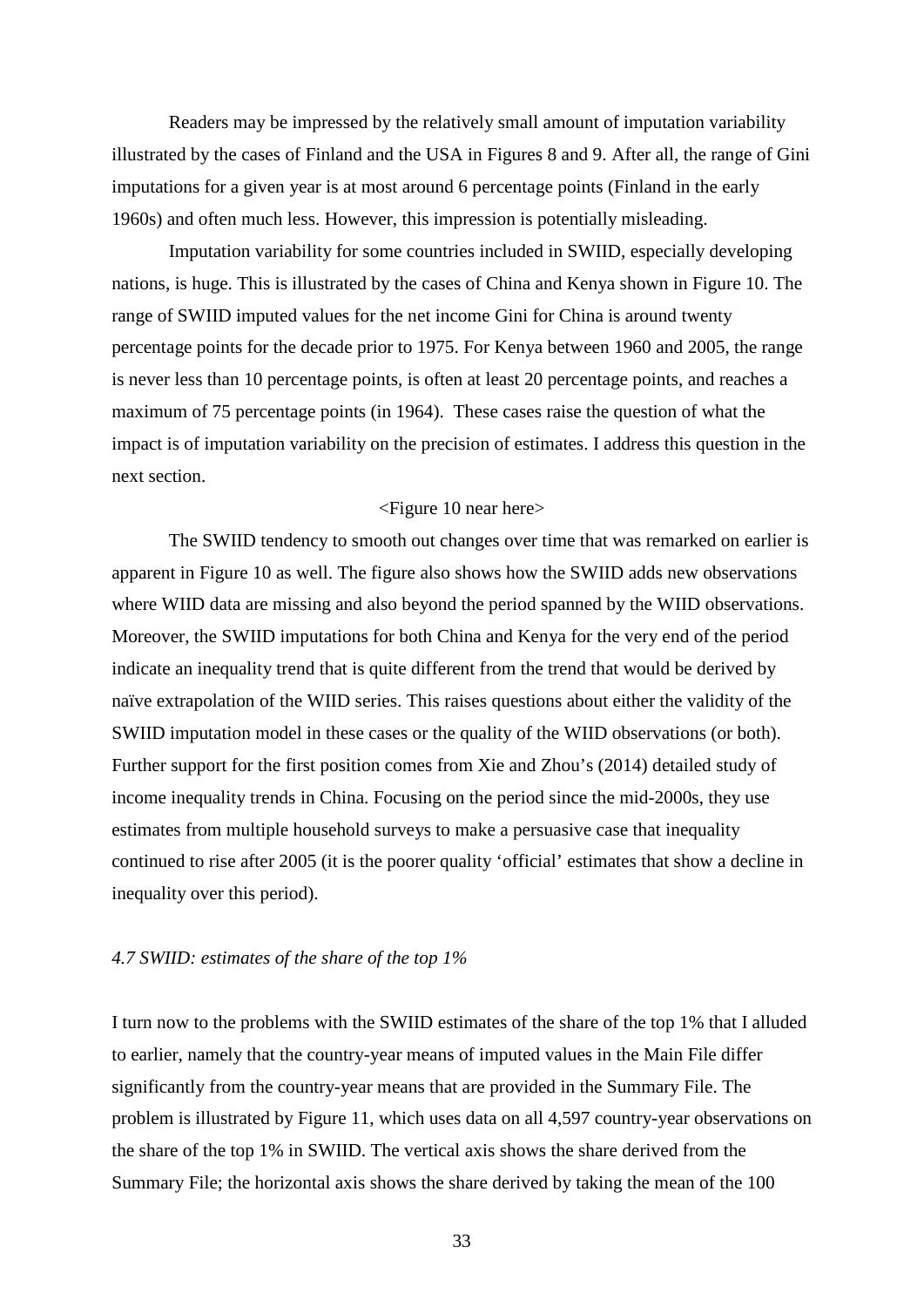Readers may be impressed by the relatively small amount of imputation variability illustrated by the cases of Finland and the USA in Figures 8 and 9. After all, the range of Gini imputations for a given year is at most around 6 percentage points (Finland in the early 1960s) and often much less. However, this impression is potentially misleading.

Imputation variability for some countries included in SWIID, especially developing nations, is huge. This is illustrated by the cases of China and Kenya shown in Figure 10. The range of SWIID imputed values for the net income Gini for China is around twenty percentage points for the decade prior to 1975. For Kenya between 1960 and 2005, the range is never less than 10 percentage points, is often at least 20 percentage points, and reaches a maximum of 75 percentage points (in 1964). These cases raise the question of what the impact is of imputation variability on the precision of estimates. I address this question in the next section.

<Figure 10 near here>

The SWIID tendency to smooth out changes over time that was remarked on earlier is apparent in Figure 10 as well. The figure also shows how the SWIID adds new observations where WIID data are missing and also beyond the period spanned by the WIID observations. Moreover, the SWIID imputations for both China and Kenya for the very end of the period indicate an inequality trend that is quite different from the trend that would be derived by naïve extrapolation of the WIID series. This raises questions about either the validity of the SWIID imputation model in these cases or the quality of the WIID observations (or both). Further support for the first position comes from Xie and Zhou's (2014) detailed study of income inequality trends in China. Focusing on the period since the mid-2000s, they use estimates from multiple household surveys to make a persuasive case that inequality continued to rise after 2005 (it is the poorer quality 'official' estimates that show a decline in inequality over this period).

### *4.7 SWIID: estimates of the share of the top 1%*

I turn now to the problems with the SWIID estimates of the share of the top 1% that I alluded to earlier, namely that the country-year means of imputed values in the Main File differ significantly from the country-year means that are provided in the Summary File. The problem is illustrated by Figure 11, which uses data on all 4,597 country-year observations on the share of the top 1% in SWIID. The vertical axis shows the share derived from the Summary File; the horizontal axis shows the share derived by taking the mean of the 100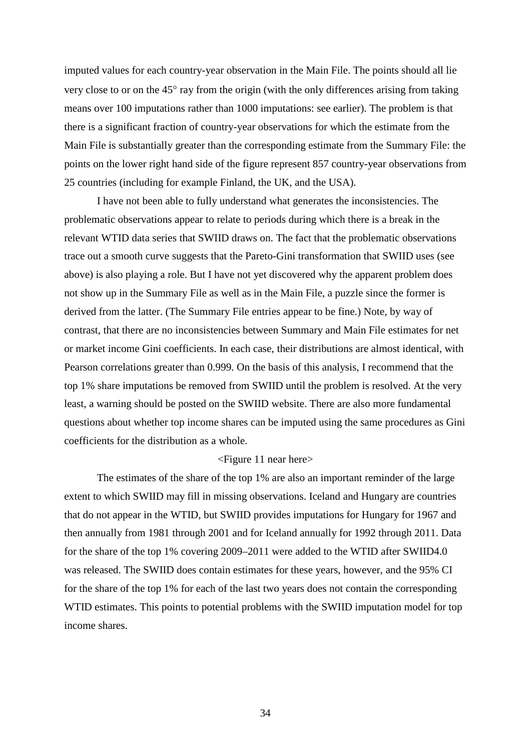imputed values for each country-year observation in the Main File. The points should all lie very close to or on the 45° ray from the origin (with the only differences arising from taking means over 100 imputations rather than 1000 imputations: see earlier). The problem is that there is a significant fraction of country-year observations for which the estimate from the Main File is substantially greater than the corresponding estimate from the Summary File: the points on the lower right hand side of the figure represent 857 country-year observations from 25 countries (including for example Finland, the UK, and the USA).

I have not been able to fully understand what generates the inconsistencies. The problematic observations appear to relate to periods during which there is a break in the relevant WTID data series that SWIID draws on. The fact that the problematic observations trace out a smooth curve suggests that the Pareto-Gini transformation that SWIID uses (see above) is also playing a role. But I have not yet discovered why the apparent problem does not show up in the Summary File as well as in the Main File, a puzzle since the former is derived from the latter. (The Summary File entries appear to be fine.) Note, by way of contrast, that there are no inconsistencies between Summary and Main File estimates for net or market income Gini coefficients. In each case, their distributions are almost identical, with Pearson correlations greater than 0.999. On the basis of this analysis, I recommend that the top 1% share imputations be removed from SWIID until the problem is resolved. At the very least, a warning should be posted on the SWIID website. There are also more fundamental questions about whether top income shares can be imputed using the same procedures as Gini coefficients for the distribution as a whole.

<Figure 11 near here>

The estimates of the share of the top 1% are also an important reminder of the large extent to which SWIID may fill in missing observations. Iceland and Hungary are countries that do not appear in the WTID, but SWIID provides imputations for Hungary for 1967 and then annually from 1981 through 2001 and for Iceland annually for 1992 through 2011. Data for the share of the top 1% covering 2009–2011 were added to the WTID after SWIID4.0 was released. The SWIID does contain estimates for these years, however, and the 95% CI for the share of the top 1% for each of the last two years does not contain the corresponding WTID estimates. This points to potential problems with the SWIID imputation model for top income shares.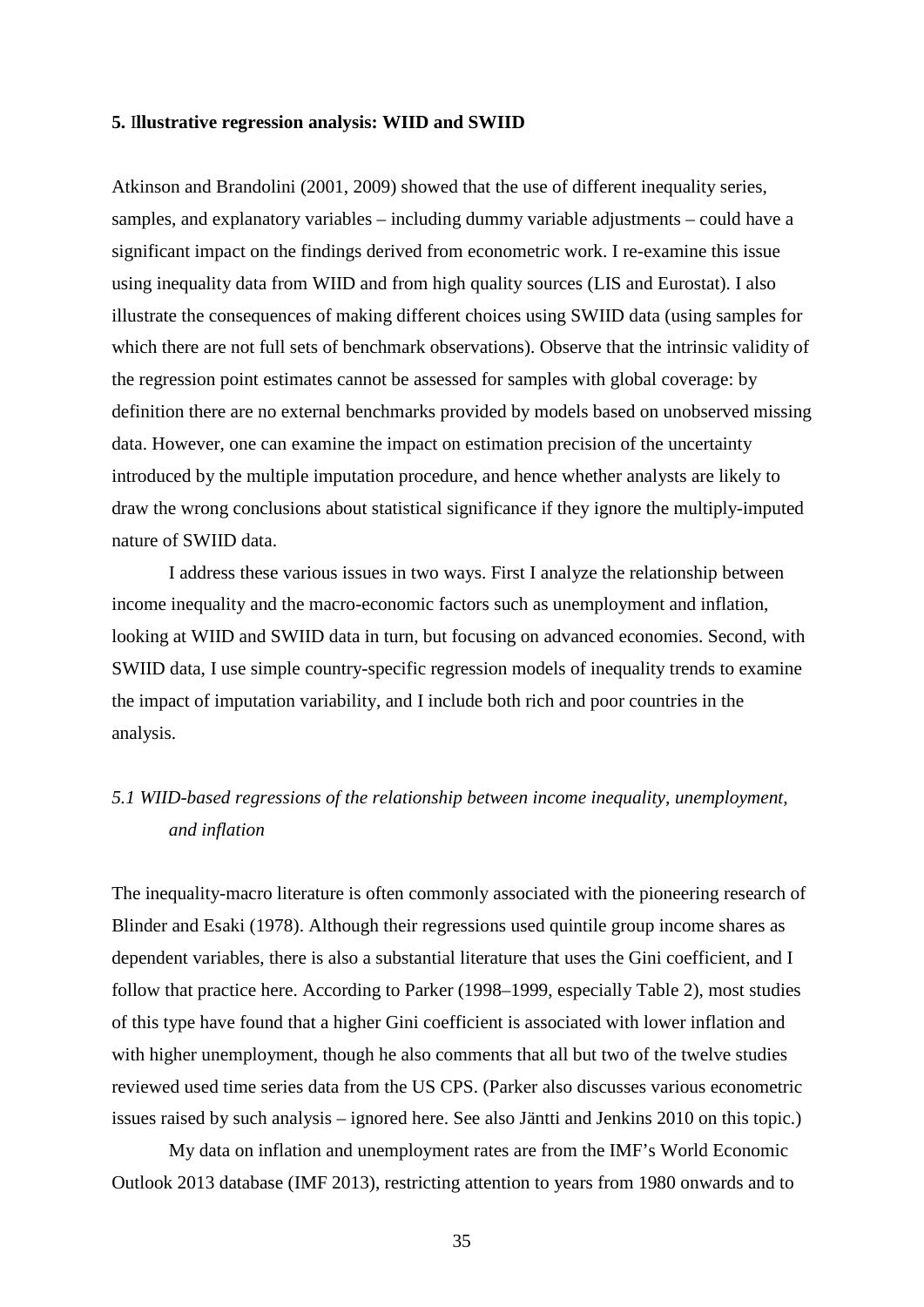## 5. Illustrative regression analysis: WIID and SWIID

Atkinson and Brandolini (2001, 2009) showed that the use of different inequality series, samples, and explanatory variables – including dummy variable adjustments – could have a significant impact on the findings derived from econometric work. I re-examine this issue using inequality data from WIID and from high quality sources (LIS and Eurostat). I also illustrate the consequences of making different choices using SWIID data (using samples for which there are not full sets of benchmark observations). Observe that the intrinsic validity of the regression point estimates cannot be assessed for samples with global coverage: by definition there are no external benchmarks provided by models based on unobserved missing data. However, one can examine the impact on estimation precision of the uncertainty introduced by the multiple imputation procedure, and hence whether analysts are likely to draw the wrong conclusions about statistical significance if they ignore the multiply-imputed nature of SWIID data.

I address these various issues in two ways. First I analyze the relationship between income inequality and the macro-economic factors such as unemployment and inflation, looking at WIID and SWIID data in turn, but focusing on advanced economies. Second, with SWIID data, I use simple country-specific regression models of inequality trends to examine the impact of imputation variability, and I include both rich and poor countries in the analysis.

### *5.1 WIID-based regressions of the relationship between income inequality, unemployment, and inflation*

The inequality-macro literature is often commonly associated with the pioneering research of Blinder and Esaki (1978). Although their regressions used quintile group income shares as dependent variables, there is also a substantial literature that uses the Gini coefficient, and I follow that practice here. According to Parker (1998–1999, especially Table 2), most studies of this type have found that a higher Gini coefficient is associated with lower inflation and with higher unemployment, though he also comments that all but two of the twelve studies reviewed used time series data from the US CPS. (Parker also discusses various econometric issues raised by such analysis – ignored here. See also Jäntti and Jenkins 2010 on this topic.)

My data on inflation and unemployment rates are from the IMF's World Economic Outlook 2013 database (IMF 2013), restricting attention to years from 1980 onwards and to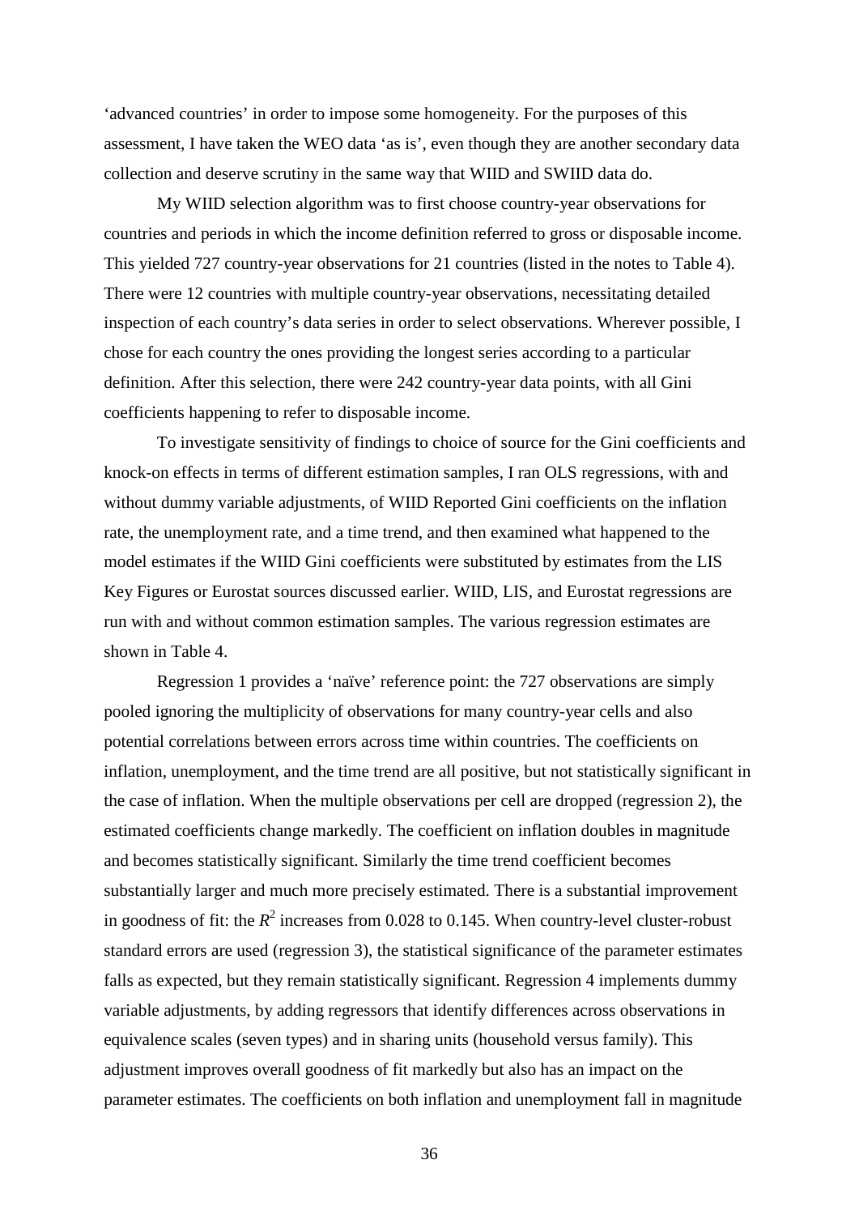'advanced countries' in order to impose some homogeneity. For the purposes of this assessment, I have taken the WEO data 'as is', even though they are another secondary data collection and deserve scrutiny in the same way that WIID and SWIID data do.

My WIID selection algorithm was to first choose country-year observations for countries and periods in which the income definition referred to gross or disposable income. This yielded 727 country-year observations for 21 countries (listed in the notes to Table 4). There were 12 countries with multiple country-year observations, necessitating detailed inspection of each country's data series in order to select observations. Wherever possible, I chose for each country the ones providing the longest series according to a particular definition. After this selection, there were 242 country-year data points, with all Gini coefficients happening to refer to disposable income.

To investigate sensitivity of findings to choice of source for the Gini coefficients and knock-on effects in terms of different estimation samples, I ran OLS regressions, with and without dummy variable adjustments, of WIID Reported Gini coefficients on the inflation rate, the unemployment rate, and a time trend, and then examined what happened to the model estimates if the WIID Gini coefficients were substituted by estimates from the LIS Key Figures or Eurostat sources discussed earlier. WIID, LIS, and Eurostat regressions are run with and without common estimation samples. The various regression estimates are shown in Table 4.

Regression 1 provides a 'naïve' reference point: the 727 observations are simply pooled ignoring the multiplicity of observations for many country-year cells and also potential correlations between errors across time within countries. The coefficients on inflation, unemployment, and the time trend are all positive, but not statistically significant in the case of inflation. When the multiple observations per cell are dropped (regression 2), the estimated coefficients change markedly. The coefficient on inflation doubles in magnitude and becomes statistically significant. Similarly the time trend coefficient becomes substantially larger and much more precisely estimated. There is a substantial improvement in goodness of fit: the $R^2$ increases from 0.028 to 0.145. When country-level cluster-robust standard errors are used (regression 3), the statistical significance of the parameter estimates falls as expected, but they remain statistically significant. Regression 4 implements dummy variable adjustments, by adding regressors that identify differences across observations in equivalence scales (seven types) and in sharing units (household versus family). This adjustment improves overall goodness of fit markedly but also has an impact on the parameter estimates. The coefficients on both inflation and unemployment fall in magnitude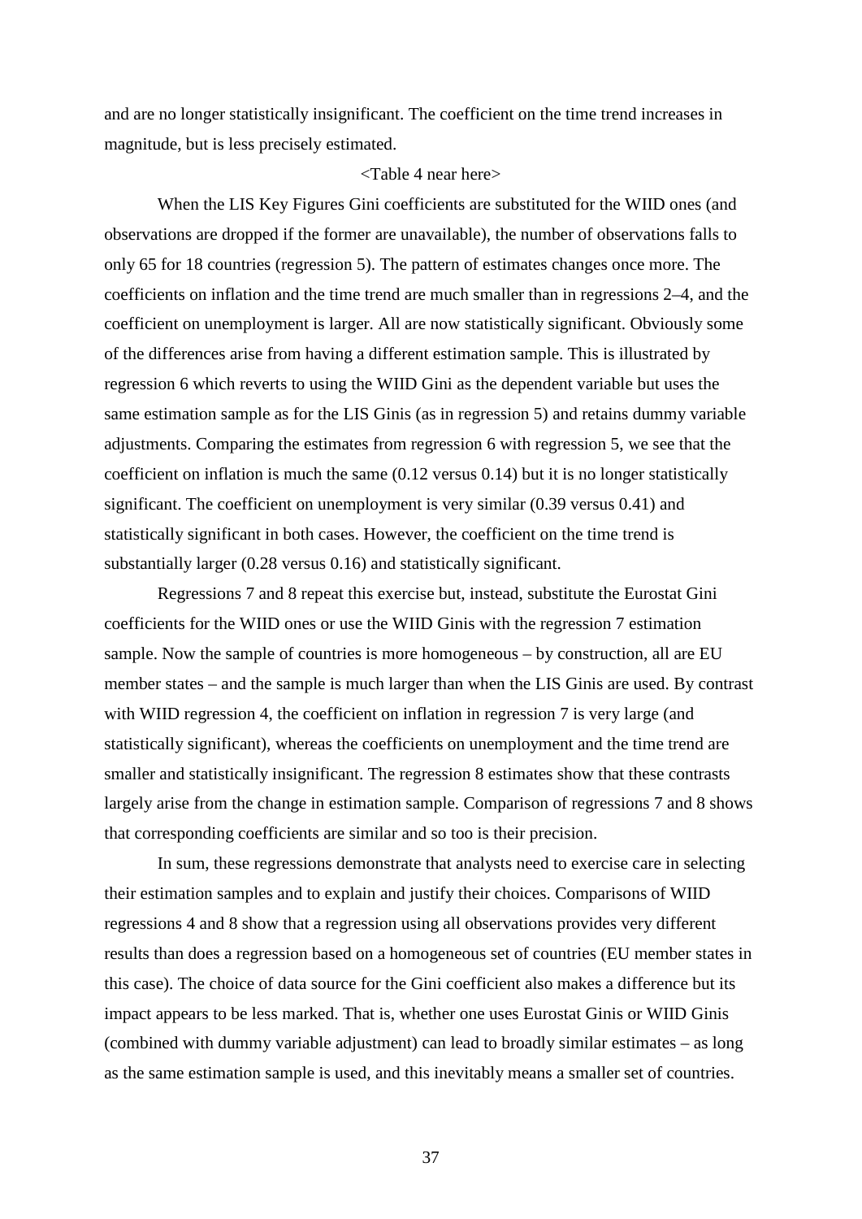and are no longer statistically insignificant. The coefficient on the time trend increases in magnitude, but is less precisely estimated.

<Table 4 near here>

When the LIS Key Figures Gini coefficients are substituted for the WIID ones (and observations are dropped if the former are unavailable), the number of observations falls to only 65 for 18 countries (regression 5). The pattern of estimates changes once more. The coefficients on inflation and the time trend are much smaller than in regressions 2–4, and the coefficient on unemployment is larger. All are now statistically significant. Obviously some of the differences arise from having a different estimation sample. This is illustrated by regression 6 which reverts to using the WIID Gini as the dependent variable but uses the same estimation sample as for the LIS Ginis (as in regression 5) and retains dummy variable adjustments. Comparing the estimates from regression 6 with regression 5, we see that the coefficient on inflation is much the same (0.12 versus 0.14) but it is no longer statistically significant. The coefficient on unemployment is very similar (0.39 versus 0.41) and statistically significant in both cases. However, the coefficient on the time trend is substantially larger (0.28 versus 0.16) and statistically significant.

Regressions 7 and 8 repeat this exercise but, instead, substitute the Eurostat Gini coefficients for the WIID ones or use the WIID Ginis with the regression 7 estimation sample. Now the sample of countries is more homogeneous – by construction, all are EU member states – and the sample is much larger than when the LIS Ginis are used. By contrast with WIID regression 4, the coefficient on inflation in regression 7 is very large (and statistically significant), whereas the coefficients on unemployment and the time trend are smaller and statistically insignificant. The regression 8 estimates show that these contrasts largely arise from the change in estimation sample. Comparison of regressions 7 and 8 shows that corresponding coefficients are similar and so too is their precision.

In sum, these regressions demonstrate that analysts need to exercise care in selecting their estimation samples and to explain and justify their choices. Comparisons of WIID regressions 4 and 8 show that a regression using all observations provides very different results than does a regression based on a homogeneous set of countries (EU member states in this case). The choice of data source for the Gini coefficient also makes a difference but its impact appears to be less marked. That is, whether one uses Eurostat Ginis or WIID Ginis (combined with dummy variable adjustment) can lead to broadly similar estimates – as long as the same estimation sample is used, and this inevitably means a smaller set of countries.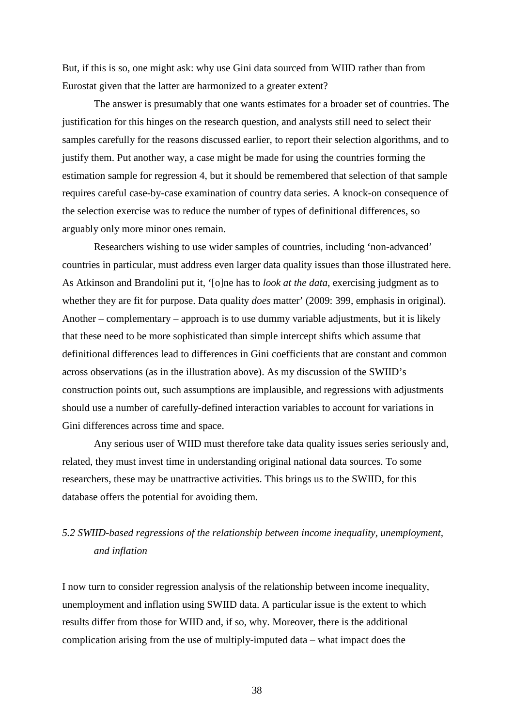But, if this is so, one might ask: why use Gini data sourced from WIID rather than from Eurostat given that the latter are harmonized to a greater extent?

The answer is presumably that one wants estimates for a broader set of countries. The justification for this hinges on the research question, and analysts still need to select their samples carefully for the reasons discussed earlier, to report their selection algorithms, and to justify them. Put another way, a case might be made for using the countries forming the estimation sample for regression 4, but it should be remembered that selection of that sample requires careful case-by-case examination of country data series. A knock-on consequence of the selection exercise was to reduce the number of types of definitional differences, so arguably only more minor ones remain.

Researchers wishing to use wider samples of countries, including 'non-advanced' countries in particular, must address even larger data quality issues than those illustrated here. As Atkinson and Brandolini put it, '[o]ne has to *look at the data*, exercising judgment as to whether they are fit for purpose. Data quality *does* matter' (2009: 399, emphasis in original). Another – complementary – approach is to use dummy variable adjustments, but it is likely that these need to be more sophisticated than simple intercept shifts which assume that definitional differences lead to differences in Gini coefficients that are constant and common across observations (as in the illustration above). As my discussion of the SWIID's construction points out, such assumptions are implausible, and regressions with adjustments should use a number of carefully-defined interaction variables to account for variations in Gini differences across time and space.

Any serious user of WIID must therefore take data quality issues series seriously and, related, they must invest time in understanding original national data sources. To some researchers, these may be unattractive activities. This brings us to the SWIID, for this database offers the potential for avoiding them.

### *5.2 SWIID-based regressions of the relationship between income inequality, unemployment, and inflation*

I now turn to consider regression analysis of the relationship between income inequality, unemployment and inflation using SWIID data. A particular issue is the extent to which results differ from those for WIID and, if so, why. Moreover, there is the additional complication arising from the use of multiply-imputed data – what impact does the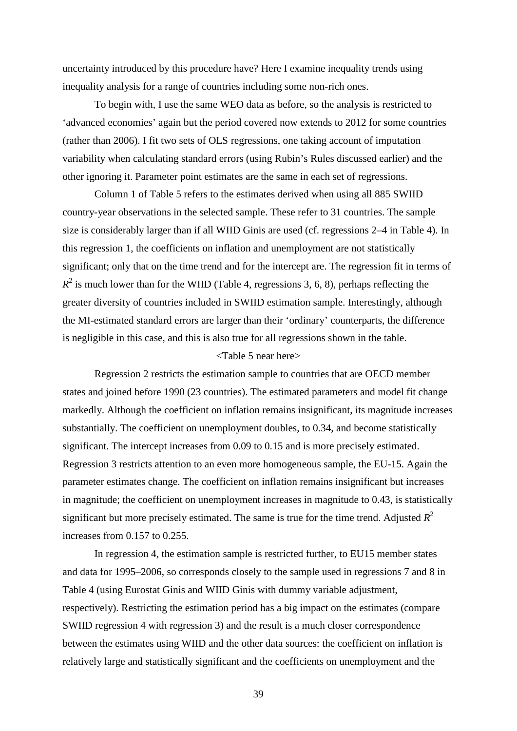uncertainty introduced by this procedure have? Here I examine inequality trends using inequality analysis for a range of countries including some non-rich ones.

To begin with, I use the same WEO data as before, so the analysis is restricted to 'advanced economies' again but the period covered now extends to 2012 for some countries (rather than 2006). I fit two sets of OLS regressions, one taking account of imputation variability when calculating standard errors (using Rubin's Rules discussed earlier) and the other ignoring it. Parameter point estimates are the same in each set of regressions.

Column 1 of Table 5 refers to the estimates derived when using all 885 SWIID country-year observations in the selected sample. These refer to 31 countries. The sample size is considerably larger than if all WIID Ginis are used (cf. regressions 2–4 in Table 4). In this regression 1, the coefficients on inflation and unemployment are not statistically significant; only that on the time trend and for the intercept are. The regression fit in terms of $R^2$ is much lower than for the WIID (Table 4, regressions 3, 6, 8), perhaps reflecting the greater diversity of countries included in SWIID estimation sample. Interestingly, although the MI-estimated standard errors are larger than their 'ordinary' counterparts, the difference is negligible in this case, and this is also true for all regressions shown in the table.

<Table 5 near here>

Regression 2 restricts the estimation sample to countries that are OECD member states and joined before 1990 (23 countries). The estimated parameters and model fit change markedly. Although the coefficient on inflation remains insignificant, its magnitude increases substantially. The coefficient on unemployment doubles, to 0.34, and become statistically significant. The intercept increases from 0.09 to 0.15 and is more precisely estimated. Regression 3 restricts attention to an even more homogeneous sample, the EU-15. Again the parameter estimates change. The coefficient on inflation remains insignificant but increases in magnitude; the coefficient on unemployment increases in magnitude to 0.43, is statistically significant but more precisely estimated. The same is true for the time trend. Adjusted $R^2$ increases from 0.157 to 0.255.

In regression 4, the estimation sample is restricted further, to EU15 member states and data for 1995–2006, so corresponds closely to the sample used in regressions 7 and 8 in Table 4 (using Eurostat Ginis and WIID Ginis with dummy variable adjustment, respectively). Restricting the estimation period has a big impact on the estimates (compare SWIID regression 4 with regression 3) and the result is a much closer correspondence between the estimates using WIID and the other data sources: the coefficient on inflation is relatively large and statistically significant and the coefficients on unemployment and the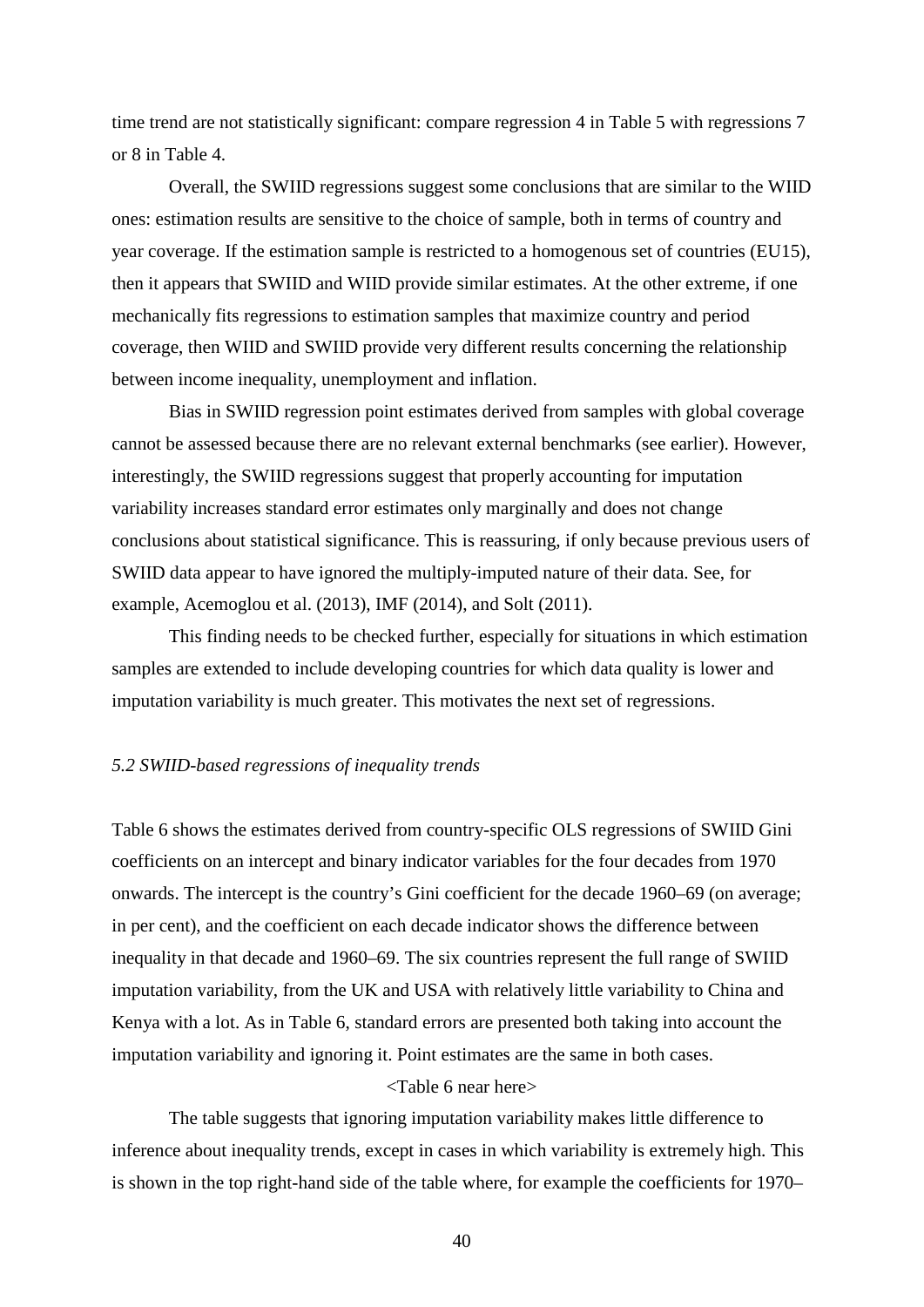time trend are not statistically significant: compare regression 4 in Table 5 with regressions 7 or 8 in Table 4.

Overall, the SWIID regressions suggest some conclusions that are similar to the WIID ones: estimation results are sensitive to the choice of sample, both in terms of country and year coverage. If the estimation sample is restricted to a homogenous set of countries (EU15), then it appears that SWIID and WIID provide similar estimates. At the other extreme, if one mechanically fits regressions to estimation samples that maximize country and period coverage, then WIID and SWIID provide very different results concerning the relationship between income inequality, unemployment and inflation.

Bias in SWIID regression point estimates derived from samples with global coverage cannot be assessed because there are no relevant external benchmarks (see earlier). However, interestingly, the SWIID regressions suggest that properly accounting for imputation variability increases standard error estimates only marginally and does not change conclusions about statistical significance. This is reassuring, if only because previous users of SWIID data appear to have ignored the multiply-imputed nature of their data. See, for example, Acemoglou et al. (2013), IMF (2014), and Solt (2011).

This finding needs to be checked further, especially for situations in which estimation samples are extended to include developing countries for which data quality is lower and imputation variability is much greater. This motivates the next set of regressions.

### *5.2 SWIID-based regressions of inequality trends*

Table 6 shows the estimates derived from country-specific OLS regressions of SWIID Gini coefficients on an intercept and binary indicator variables for the four decades from 1970 onwards. The intercept is the country's Gini coefficient for the decade 1960–69 (on average; in per cent), and the coefficient on each decade indicator shows the difference between inequality in that decade and 1960–69. The six countries represent the full range of SWIID imputation variability, from the UK and USA with relatively little variability to China and Kenya with a lot. As in Table 6, standard errors are presented both taking into account the imputation variability and ignoring it. Point estimates are the same in both cases.

<Table 6 near here>

The table suggests that ignoring imputation variability makes little difference to inference about inequality trends, except in cases in which variability is extremely high. This is shown in the top right-hand side of the table where, for example the coefficients for 1970–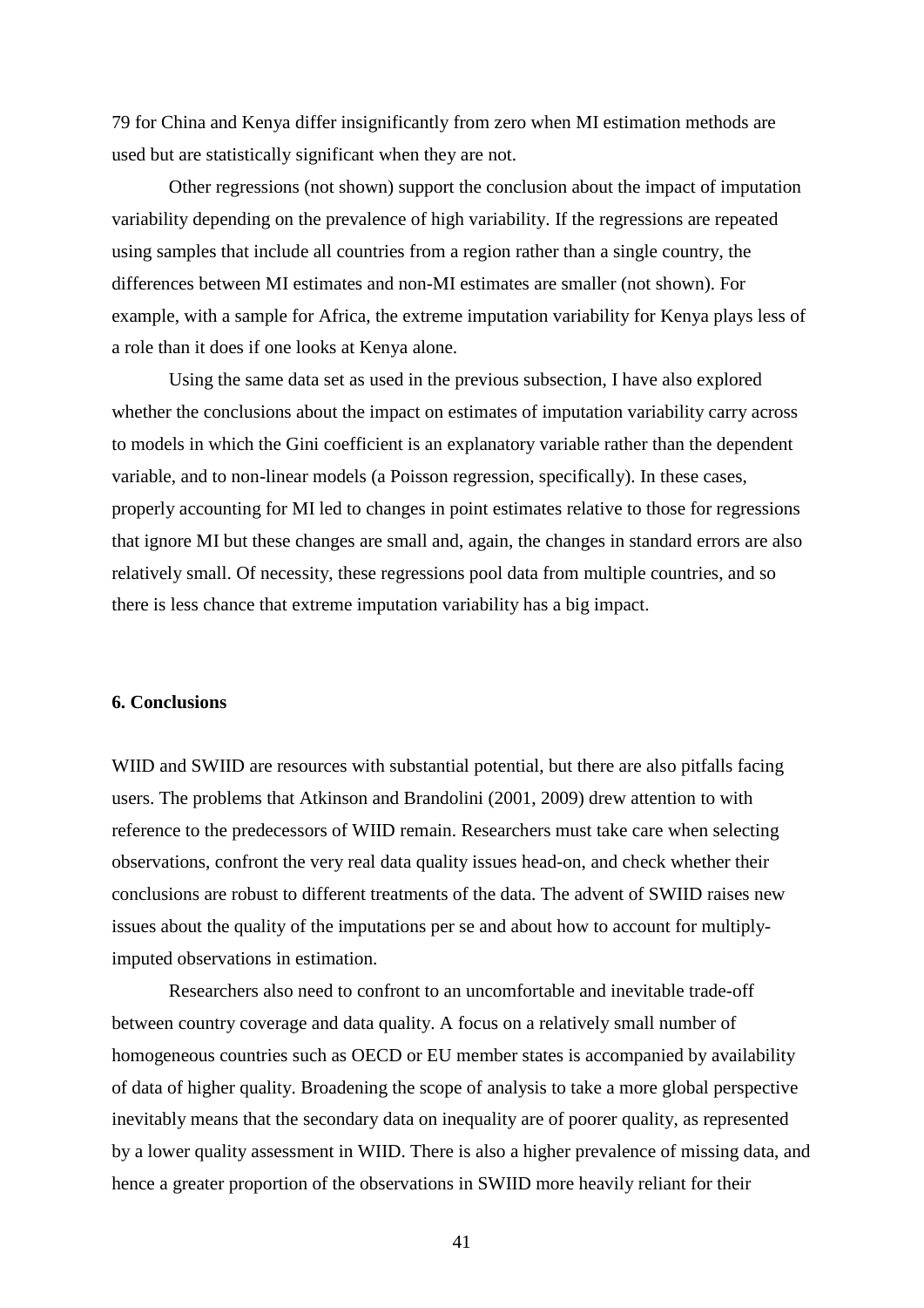79 for China and Kenya differ insignificantly from zero when MI estimation methods are used but are statistically significant when they are not.

Other regressions (not shown) support the conclusion about the impact of imputation variability depending on the prevalence of high variability. If the regressions are repeated using samples that include all countries from a region rather than a single country, the differences between MI estimates and non-MI estimates are smaller (not shown). For example, with a sample for Africa, the extreme imputation variability for Kenya plays less of a role than it does if one looks at Kenya alone.

Using the same data set as used in the previous subsection, I have also explored whether the conclusions about the impact on estimates of imputation variability carry across to models in which the Gini coefficient is an explanatory variable rather than the dependent variable, and to non-linear models (a Poisson regression, specifically). In these cases, properly accounting for MI led to changes in point estimates relative to those for regressions that ignore MI but these changes are small and, again, the changes in standard errors are also relatively small. Of necessity, these regressions pool data from multiple countries, and so there is less chance that extreme imputation variability has a big impact.

## 6. Conclusions

WIID and SWIID are resources with substantial potential, but there are also pitfalls facing users. The problems that Atkinson and Brandolini (2001, 2009) drew attention to with reference to the predecessors of WIID remain. Researchers must take care when selecting observations, confront the very real data quality issues head-on, and check whether their conclusions are robust to different treatments of the data. The advent of SWIID raises new issues about the quality of the imputations per se and about how to account for multiply-imputed observations in estimation.

Researchers also need to confront to an uncomfortable and inevitable trade-off between country coverage and data quality. A focus on a relatively small number of homogeneous countries such as OECD or EU member states is accompanied by availability of data of higher quality. Broadening the scope of analysis to take a more global perspective inevitably means that the secondary data on inequality are of poorer quality, as represented by a lower quality assessment in WIID. There is also a higher prevalence of missing data, and hence a greater proportion of the observations in SWIID more heavily reliant for their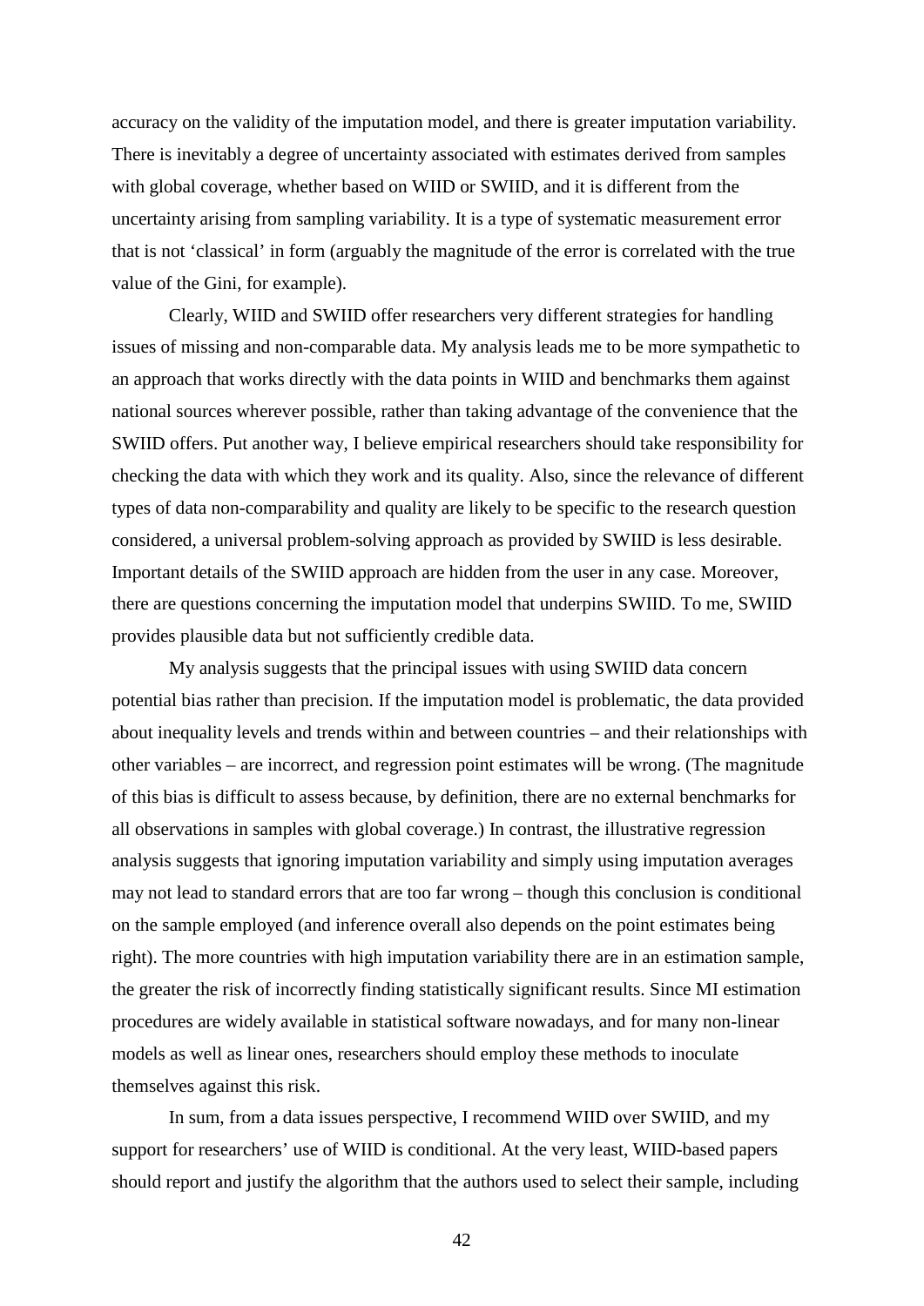accuracy on the validity of the imputation model, and there is greater imputation variability. There is inevitably a degree of uncertainty associated with estimates derived from samples with global coverage, whether based on WIID or SWIID, and it is different from the uncertainty arising from sampling variability. It is a type of systematic measurement error that is not 'classical' in form (arguably the magnitude of the error is correlated with the true value of the Gini, for example).

Clearly, WIID and SWIID offer researchers very different strategies for handling issues of missing and non-comparable data. My analysis leads me to be more sympathetic to an approach that works directly with the data points in WIID and benchmarks them against national sources wherever possible, rather than taking advantage of the convenience that the SWIID offers. Put another way, I believe empirical researchers should take responsibility for checking the data with which they work and its quality. Also, since the relevance of different types of data non-comparability and quality are likely to be specific to the research question considered, a universal problem-solving approach as provided by SWIID is less desirable. Important details of the SWIID approach are hidden from the user in any case. Moreover, there are questions concerning the imputation model that underpins SWIID. To me, SWIID provides plausible data but not sufficiently credible data.

My analysis suggests that the principal issues with using SWIID data concern potential bias rather than precision. If the imputation model is problematic, the data provided about inequality levels and trends within and between countries – and their relationships with other variables – are incorrect, and regression point estimates will be wrong. (The magnitude of this bias is difficult to assess because, by definition, there are no external benchmarks for all observations in samples with global coverage.) In contrast, the illustrative regression analysis suggests that ignoring imputation variability and simply using imputation averages may not lead to standard errors that are too far wrong – though this conclusion is conditional on the sample employed (and inference overall also depends on the point estimates being right). The more countries with high imputation variability there are in an estimation sample, the greater the risk of incorrectly finding statistically significant results. Since MI estimation procedures are widely available in statistical software nowadays, and for many non-linear models as well as linear ones, researchers should employ these methods to inoculate themselves against this risk.

In sum, from a data issues perspective, I recommend WIID over SWIID, and my support for researchers' use of WIID is conditional. At the very least, WIID-based papers should report and justify the algorithm that the authors used to select their sample, including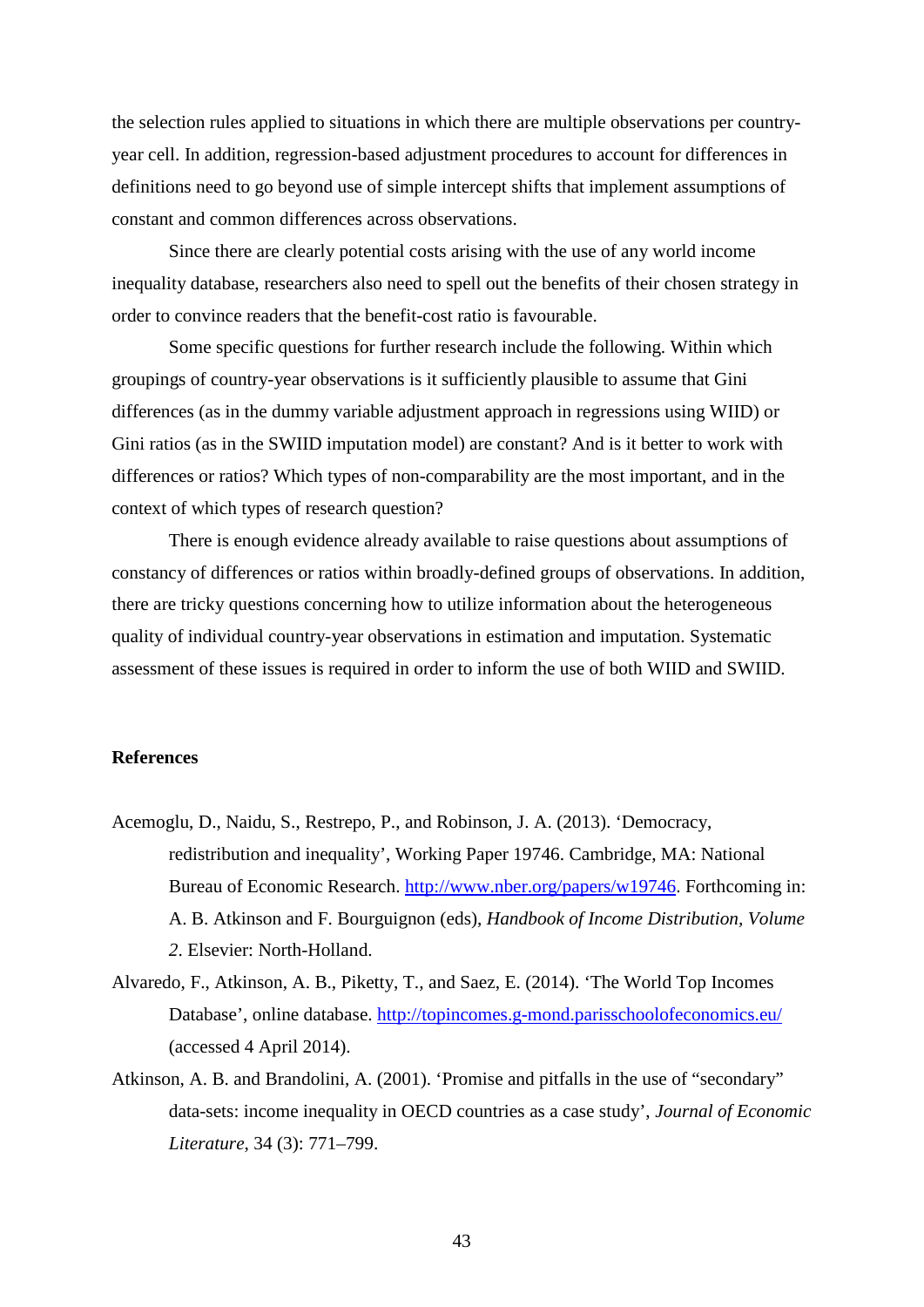the selection rules applied to situations in which there are multiple observations per country-year cell. In addition, regression-based adjustment procedures to account for differences in definitions need to go beyond use of simple intercept shifts that implement assumptions of constant and common differences across observations.

Since there are clearly potential costs arising with the use of any world income inequality database, researchers also need to spell out the benefits of their chosen strategy in order to convince readers that the benefit-cost ratio is favourable.

Some specific questions for further research include the following. Within which groupings of country-year observations is it sufficiently plausible to assume that Gini differences (as in the dummy variable adjustment approach in regressions using WIID) or Gini ratios (as in the SWIID imputation model) are constant? And is it better to work with differences or ratios? Which types of non-comparability are the most important, and in the context of which types of research question?

There is enough evidence already available to raise questions about assumptions of constancy of differences or ratios within broadly-defined groups of observations. In addition, there are tricky questions concerning how to utilize information about the heterogeneous quality of individual country-year observations in estimation and imputation. Systematic assessment of these issues is required in order to inform the use of both WIID and SWIID.

## References

Acemoglu, D., Naidu, S., Restrepo, P., and Robinson, J. A. (2013). 'Democracy, redistribution and inequality', Working Paper 19746. Cambridge, MA: National Bureau of Economic Research. http://www.nber.org/papers/w19746. Forthcoming in: A. B. Atkinson and F. Bourguignon (eds), *Handbook of Income Distribution, Volume 2*. Elsevier: North-Holland.

Alvaredo, F., Atkinson, A. B., Piketty, T., and Saez, E. (2014). 'The World Top Incomes Database', online database. http://topincomes.g-mond.parisschoolofeconomics.eu/ (accessed 4 April 2014).

Atkinson, A. B. and Brandolini, A. (2001). 'Promise and pitfalls in the use of "secondary" data-sets: income inequality in OECD countries as a case study', *Journal of Economic Literature*, 34 (3): 771–799.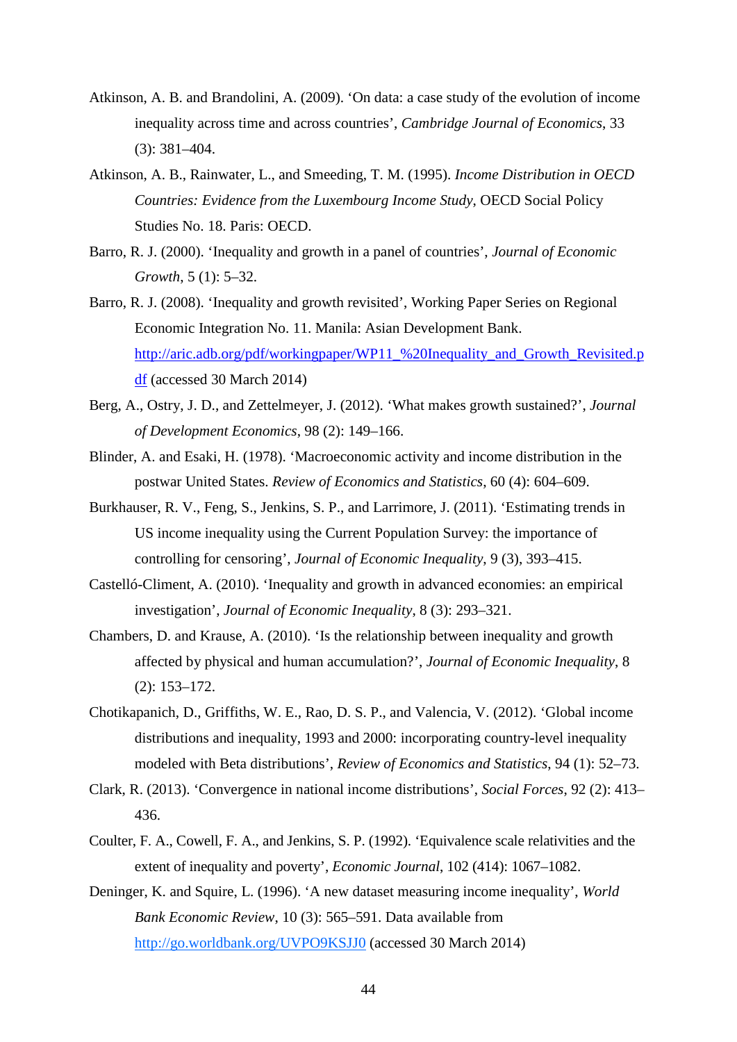Atkinson, A. B. and Brandolini, A. (2009). 'On data: a case study of the evolution of income inequality across time and across countries', *Cambridge Journal of Economics*, 33 (3): 381–404.

Atkinson, A. B., Rainwater, L., and Smeeding, T. M. (1995). *Income Distribution in OECD Countries: Evidence from the Luxembourg Income Study*, OECD Social Policy Studies No. 18. Paris: OECD.

Barro, R. J. (2000). 'Inequality and growth in a panel of countries', *Journal of Economic Growth*, 5 (1): 5–32.

Barro, R. J. (2008). 'Inequality and growth revisited', Working Paper Series on Regional Economic Integration No. 11. Manila: Asian Development Bank. [http://aric.adb.org/pdf/workingpaper/WP11_%20Inequality_and_Growth_Revisited.pdf](http://aric.adb.org/pdf/workingpaper/WP11_%20Inequality_and_Growth_Revisited.pdf) (accessed 30 March 2014)

Berg, A., Ostry, J. D., and Zettelmeyer, J. (2012). 'What makes growth sustained?', *Journal of Development Economics*, 98 (2): 149–166.

Blinder, A. and Esaki, H. (1978). 'Macroeconomic activity and income distribution in the postwar United States. *Review of Economics and Statistics*, 60 (4): 604–609.

Burkhauser, R. V., Feng, S., Jenkins, S. P., and Larrimore, J. (2011). 'Estimating trends in US income inequality using the Current Population Survey: the importance of controlling for censoring', *Journal of Economic Inequality*, 9 (3), 393–415.

Castelló-Climent, A. (2010). 'Inequality and growth in advanced economies: an empirical investigation', *Journal of Economic Inequality*, 8 (3): 293–321.

Chambers, D. and Krause, A. (2010). 'Is the relationship between inequality and growth affected by physical and human accumulation?', *Journal of Economic Inequality*, 8 (2): 153–172.

Chotikapanich, D., Griffiths, W. E., Rao, D. S. P., and Valencia, V. (2012). 'Global income distributions and inequality, 1993 and 2000: incorporating country-level inequality modeled with Beta distributions', *Review of Economics and Statistics*, 94 (1): 52–73.

Clark, R. (2013). 'Convergence in national income distributions', *Social Forces*, 92 (2): 413–436.

Coulter, F. A., Cowell, F. A., and Jenkins, S. P. (1992). 'Equivalence scale relativities and the extent of inequality and poverty', *Economic Journal*, 102 (414): 1067–1082.

Deninger, K. and Squire, L. (1996). 'A new dataset measuring income inequality', *World Bank Economic Review*, 10 (3): 565–591. Data available from [http://go.worldbank.org/UVPO9KSJJ0](http://go.worldbank.org/UVPO9KSJJ0) (accessed 30 March 2014)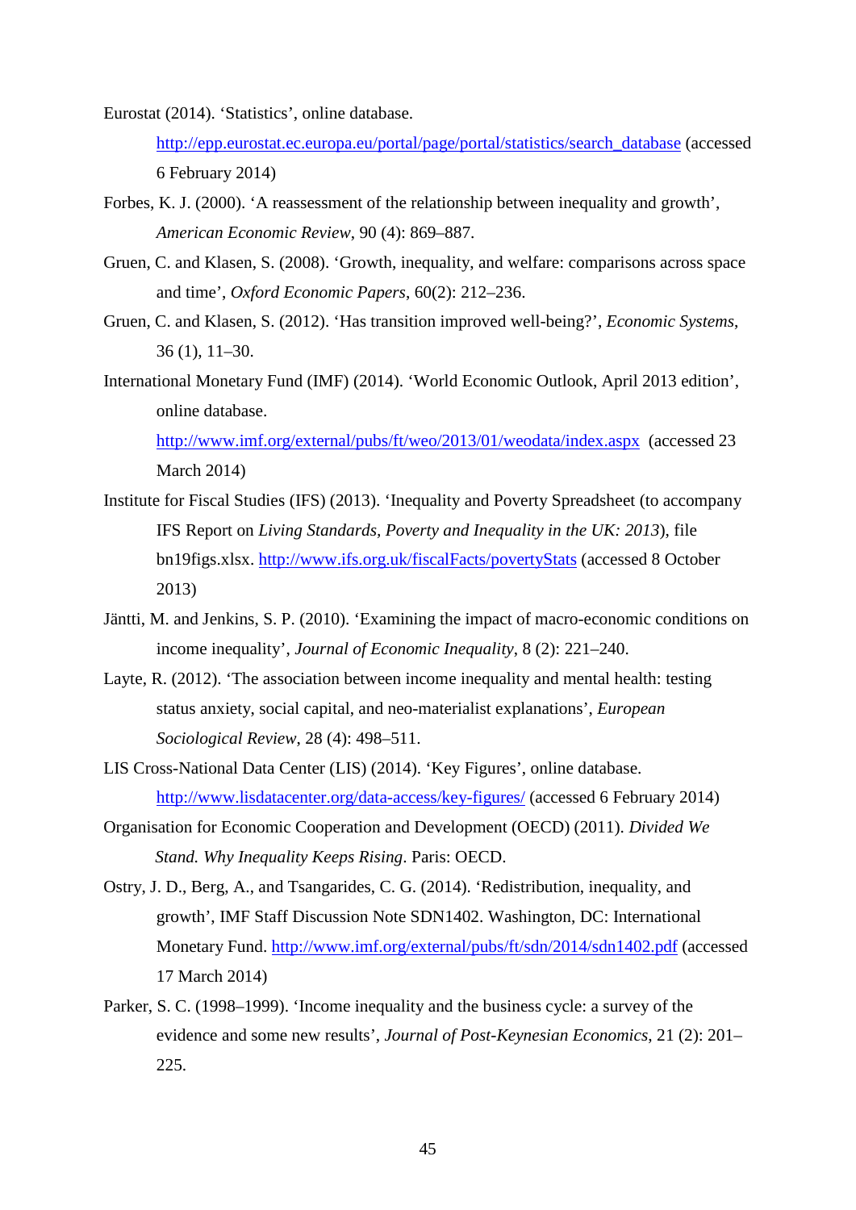Eurostat (2014). 'Statistics', online database. http://epp.eurostat.ec.europa.eu/portal/page/portal/statistics/search_database (accessed 6 February 2014)

Forbes, K. J. (2000). 'A reassessment of the relationship between inequality and growth', *American Economic Review*, 90 (4): 869–887.

Gruen, C. and Klasen, S. (2008). 'Growth, inequality, and welfare: comparisons across space and time', *Oxford Economic Papers*, 60(2): 212–236.

Gruen, C. and Klasen, S. (2012). 'Has transition improved well-being?', *Economic Systems*, 36 (1), 11–30.

International Monetary Fund (IMF) (2014). 'World Economic Outlook, April 2013 edition', online database. http://www.imf.org/external/pubs/ft/weo/2013/01/weodata/index.aspx (accessed 23 March 2014)

Institute for Fiscal Studies (IFS) (2013). 'Inequality and Poverty Spreadsheet (to accompany IFS Report on *Living Standards, Poverty and Inequality in the UK: 2013*), file bn19figs.xlsx. http://www.ifs.org.uk/fiscalFacts/povertyStats (accessed 8 October 2013)

Jäntti, M. and Jenkins, S. P. (2010). 'Examining the impact of macro-economic conditions on income inequality', *Journal of Economic Inequality*, 8 (2): 221–240.

Layte, R. (2012). 'The association between income inequality and mental health: testing status anxiety, social capital, and neo-materialist explanations', *European Sociological Review*, 28 (4): 498–511.

LIS Cross-National Data Center (LIS) (2014). 'Key Figures', online database. http://www.lisdatacenter.org/data-access/key-figures/ (accessed 6 February 2014)

Organisation for Economic Cooperation and Development (OECD) (2011). *Divided We Stand. Why Inequality Keeps Rising*. Paris: OECD.

Ostry, J. D., Berg, A., and Tsangarides, C. G. (2014). 'Redistribution, inequality, and growth', IMF Staff Discussion Note SDN1402. Washington, DC: International Monetary Fund. http://www.imf.org/external/pubs/ft/sdn/2014/sdn1402.pdf (accessed 17 March 2014)

Parker, S. C. (1998–1999). 'Income inequality and the business cycle: a survey of the evidence and some new results', *Journal of Post-Keynesian Economics*, 21 (2): 201–225.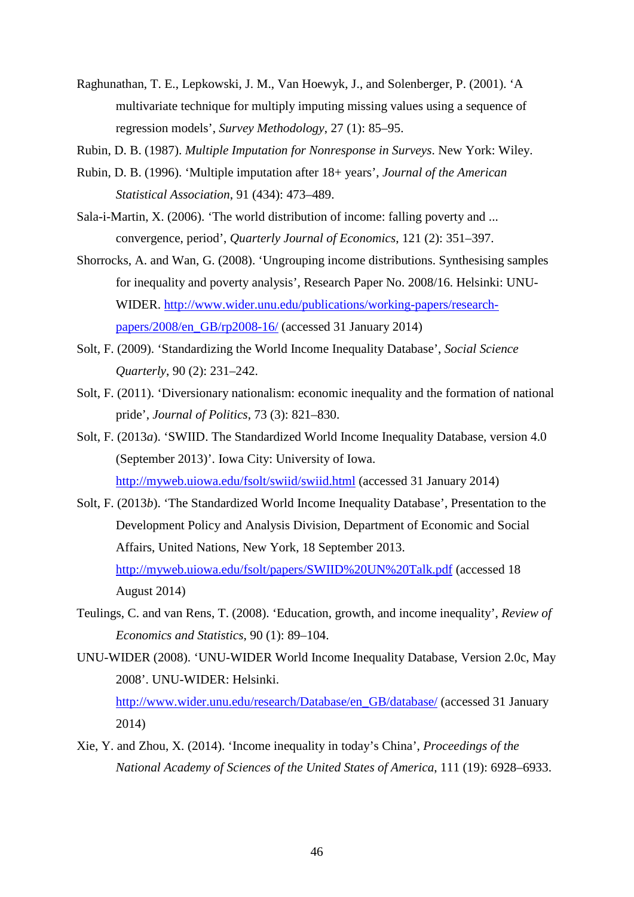Raghunathan, T. E., Lepkowski, J. M., Van Hoewyk, J., and Solenberger, P. (2001). 'A multivariate technique for multiply imputing missing values using a sequence of regression models', *Survey Methodology*, 27 (1): 85–95.

Rubin, D. B. (1987). *Multiple Imputation for Nonresponse in Surveys*. New York: Wiley.

Rubin, D. B. (1996). 'Multiple imputation after 18+ years', *Journal of the American Statistical Association*, 91 (434): 473–489.

Sala-i-Martin, X. (2006). 'The world distribution of income: falling poverty and ... convergence, period', *Quarterly Journal of Economics*, 121 (2): 351–397.

Shorrocks, A. and Wan, G. (2008). 'Ungrouping income distributions. Synthesising samples for inequality and poverty analysis', Research Paper No. 2008/16. Helsinki: UNU-WIDER. http://www.wider.unu.edu/publications/working-papers/research-papers/2008/en_GB/rp2008-16/ (accessed 31 January 2014)

Solt, F. (2009). 'Standardizing the World Income Inequality Database', *Social Science Quarterly*, 90 (2): 231–242.

Solt, F. (2011). 'Diversionary nationalism: economic inequality and the formation of national pride', *Journal of Politics*, 73 (3): 821–830.

Solt, F. (2013*a*). 'SWIID. The Standardized World Income Inequality Database, version 4.0 (September 2013)'. Iowa City: University of Iowa. http://myweb.uiowa.edu/fsolt/swiid/swiid.html (accessed 31 January 2014)

Solt, F. (2013*b*). 'The Standardized World Income Inequality Database', Presentation to the Development Policy and Analysis Division, Department of Economic and Social Affairs, United Nations, New York, 18 September 2013. http://myweb.uiowa.edu/fsolt/papers/SWIID%20UN%20Talk.pdf (accessed 18 August 2014)

Teulings, C. and van Rens, T. (2008). 'Education, growth, and income inequality', *Review of Economics and Statistics*, 90 (1): 89–104.

UNU-WIDER (2008). 'UNU-WIDER World Income Inequality Database, Version 2.0c, May 2008'. UNU-WIDER: Helsinki. http://www.wider.unu.edu/research/Database/en_GB/database/ (accessed 31 January 2014)

Xie, Y. and Zhou, X. (2014). 'Income inequality in today's China', *Proceedings of the National Academy of Sciences of the United States of America*, 111 (19): 6928–6933.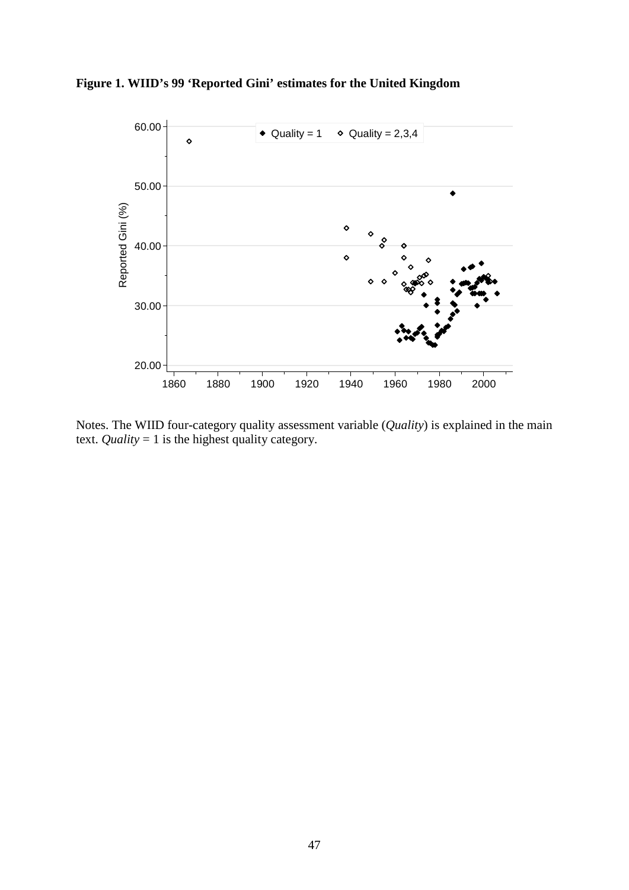**Figure 1. WIID's 99 'Reported Gini' estimates for the United Kingdom**

Notes. The WIID four-category quality assessment variable (*Quality*) is explained in the main text. *Quality* = 1 is the highest quality category.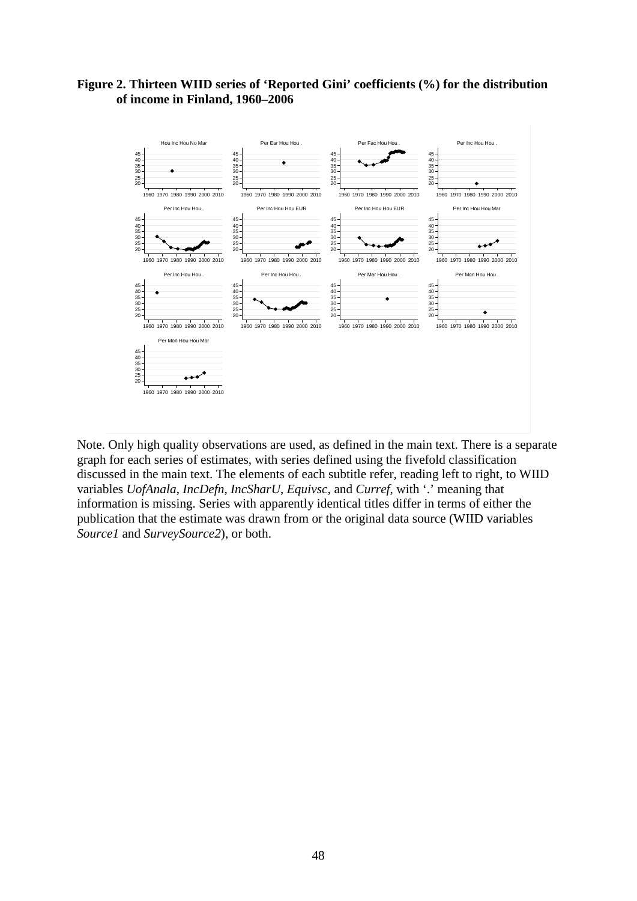**Figure 2. Thirteen WIID series of 'Reported Gini' coefficients (%) for the distribution of income in Finland, 1960–2006**

Note. Only high quality observations are used, as defined in the main text. There is a separate graph for each series of estimates, with series defined using the fivefold classification discussed in the main text. The elements of each subtitle refer, reading left to right, to WIID variables *UofAnala*, *IncDefn*, *IncSharU*, *Equivsc*, and *Curref*, with '.' meaning that information is missing. Series with apparently identical titles differ in terms of either the publication that the estimate was drawn from or the original data source (WIID variables *Source1* and *SurveySource2*), or both.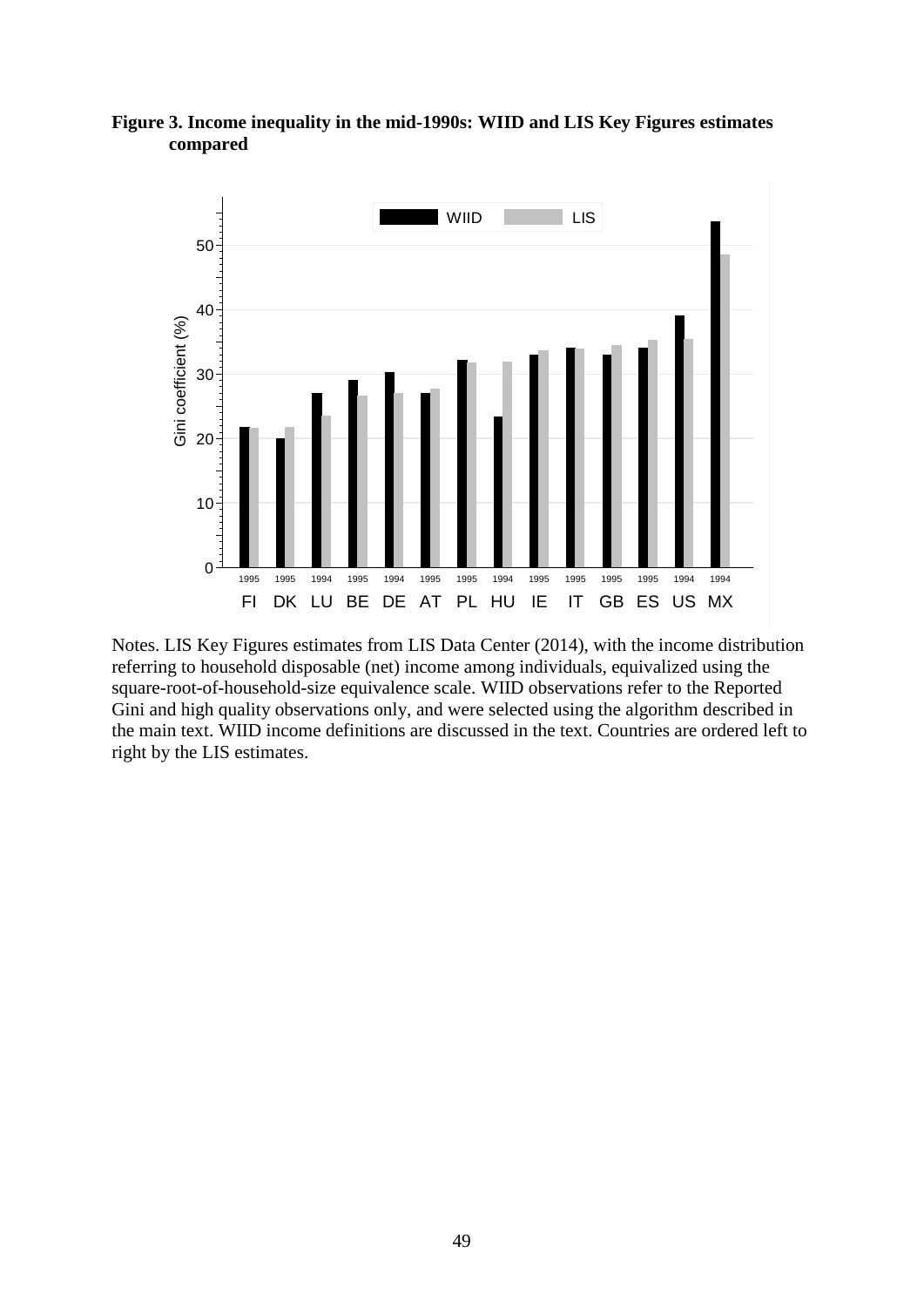**Figure 3. Income inequality in the mid-1990s: WIID and LIS Key Figures estimates compared**

Notes. LIS Key Figures estimates from LIS Data Center (2014), with the income distribution referring to household disposable (net) income among individuals, equivalized using the square-root-of-household-size equivalence scale. WIID observations refer to the Reported Gini and high quality observations only, and were selected using the algorithm described in the main text. WIID income definitions are discussed in the text. Countries are ordered left to right by the LIS estimates.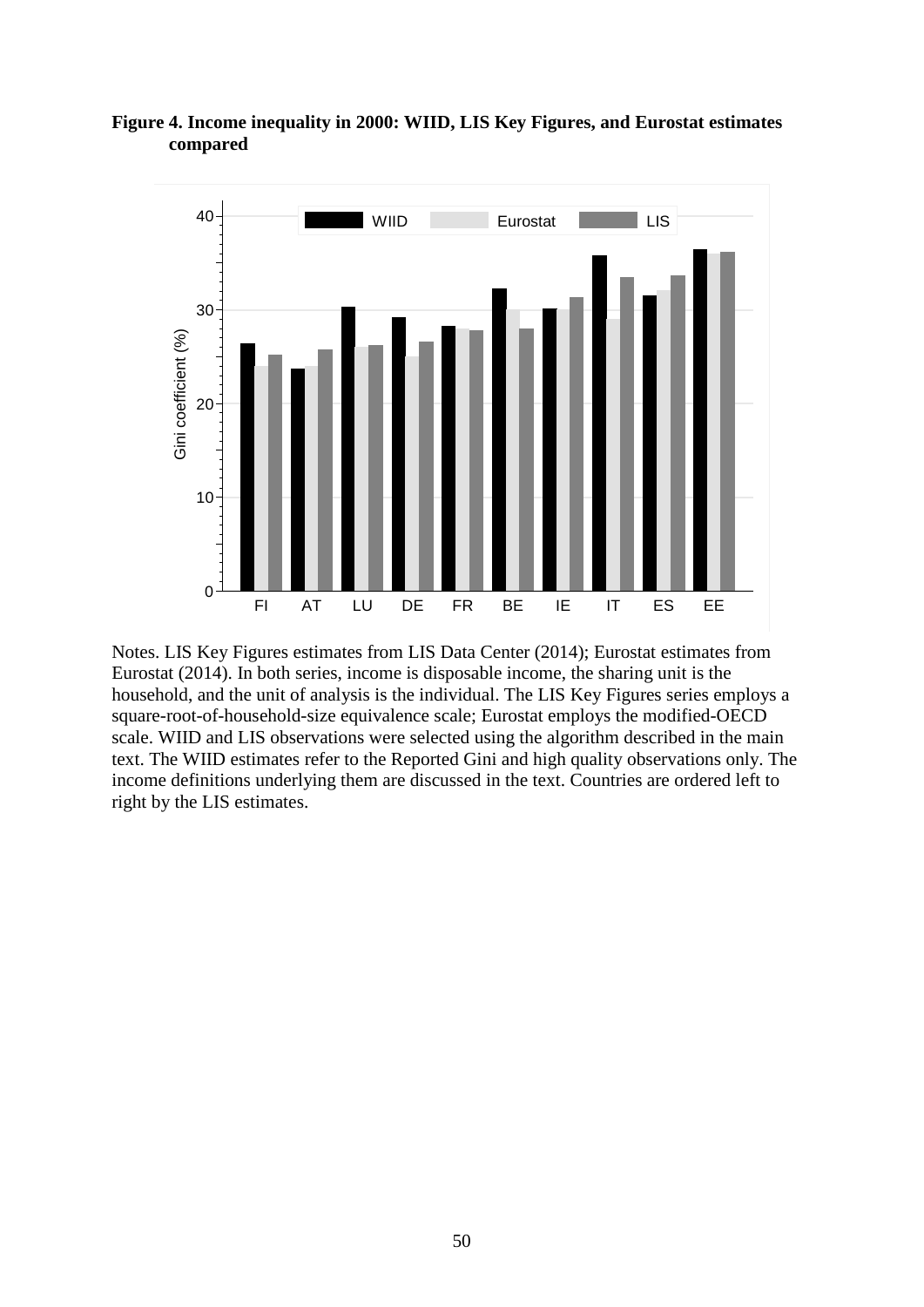**Figure 4. Income inequality in 2000: WIID, LIS Key Figures, and Eurostat estimates compared**

Notes. LIS Key Figures estimates from LIS Data Center (2014); Eurostat estimates from Eurostat (2014). In both series, income is disposable income, the sharing unit is the household, and the unit of analysis is the individual. The LIS Key Figures series employs a square-root-of-household-size equivalence scale; Eurostat employs the modified-OECD scale. WIID and LIS observations were selected using the algorithm described in the main text. The WIID estimates refer to the Reported Gini and high quality observations only. The income definitions underlying them are discussed in the text. Countries are ordered left to right by the LIS estimates.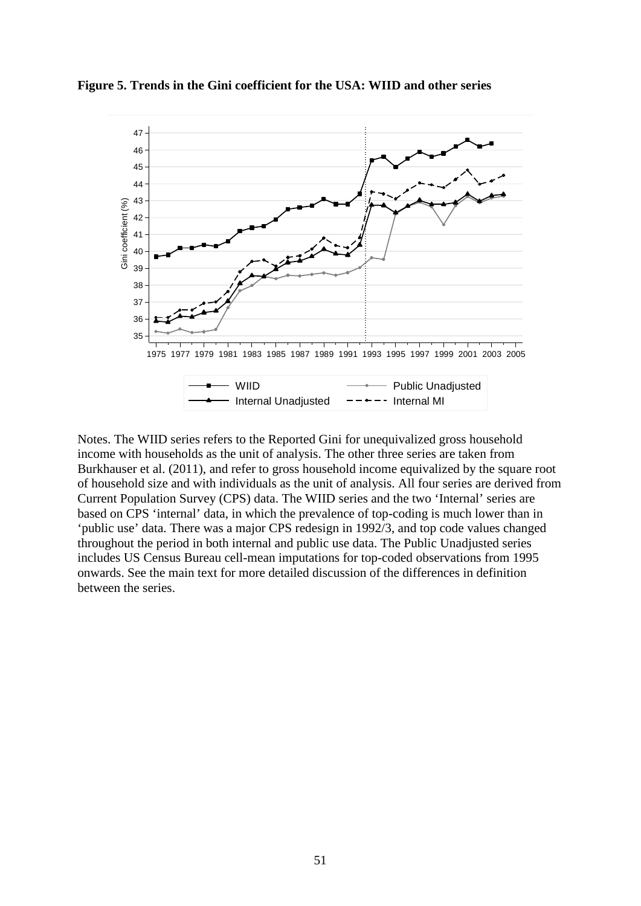**Figure 5. Trends in the Gini coefficient for the USA: WIID and other series**

Notes. The WIID series refers to the Reported Gini for unequivalized gross household income with households as the unit of analysis. The other three series are taken from Burkhauser et al. (2011), and refer to gross household income equivalized by the square root of household size and with individuals as the unit of analysis. All four series are derived from Current Population Survey (CPS) data. The WIID series and the two 'Internal' series are based on CPS 'internal' data, in which the prevalence of top-coding is much lower than in 'public use' data. There was a major CPS redesign in 1992/3, and top code values changed throughout the period in both internal and public use data. The Public Unadjusted series includes US Census Bureau cell-mean imputations for top-coded observations from 1995 onwards. See the main text for more detailed discussion of the differences in definition between the series.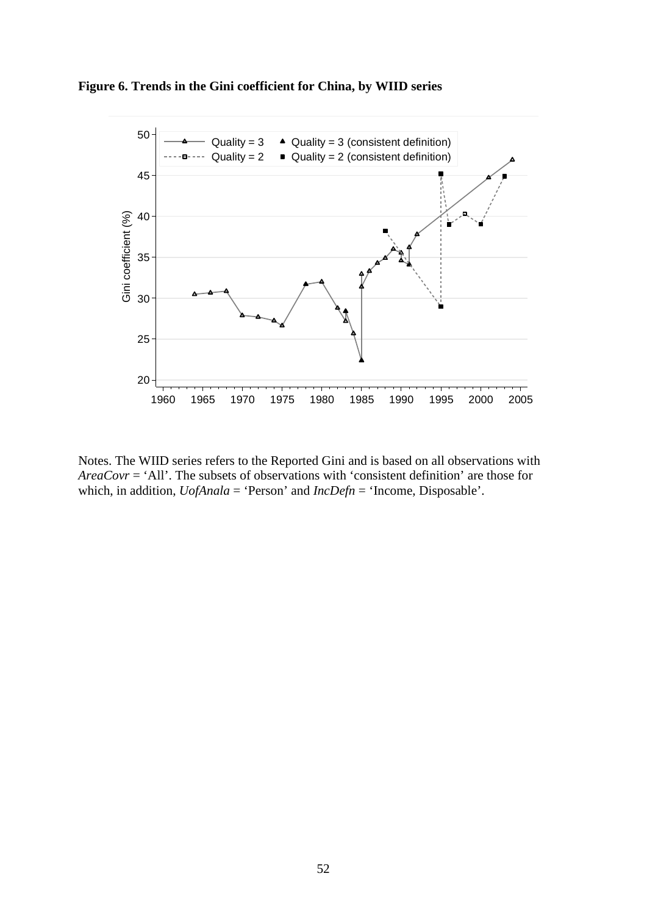**Figure 6. Trends in the Gini coefficient for China, by WIID series**

Notes. The WIID series refers to the Reported Gini and is based on all observations with *AreaCovr* = 'All'. The subsets of observations with 'consistent definition' are those for which, in addition, *UofAnala* = 'Person' and *IncDefn* = 'Income, Disposable'.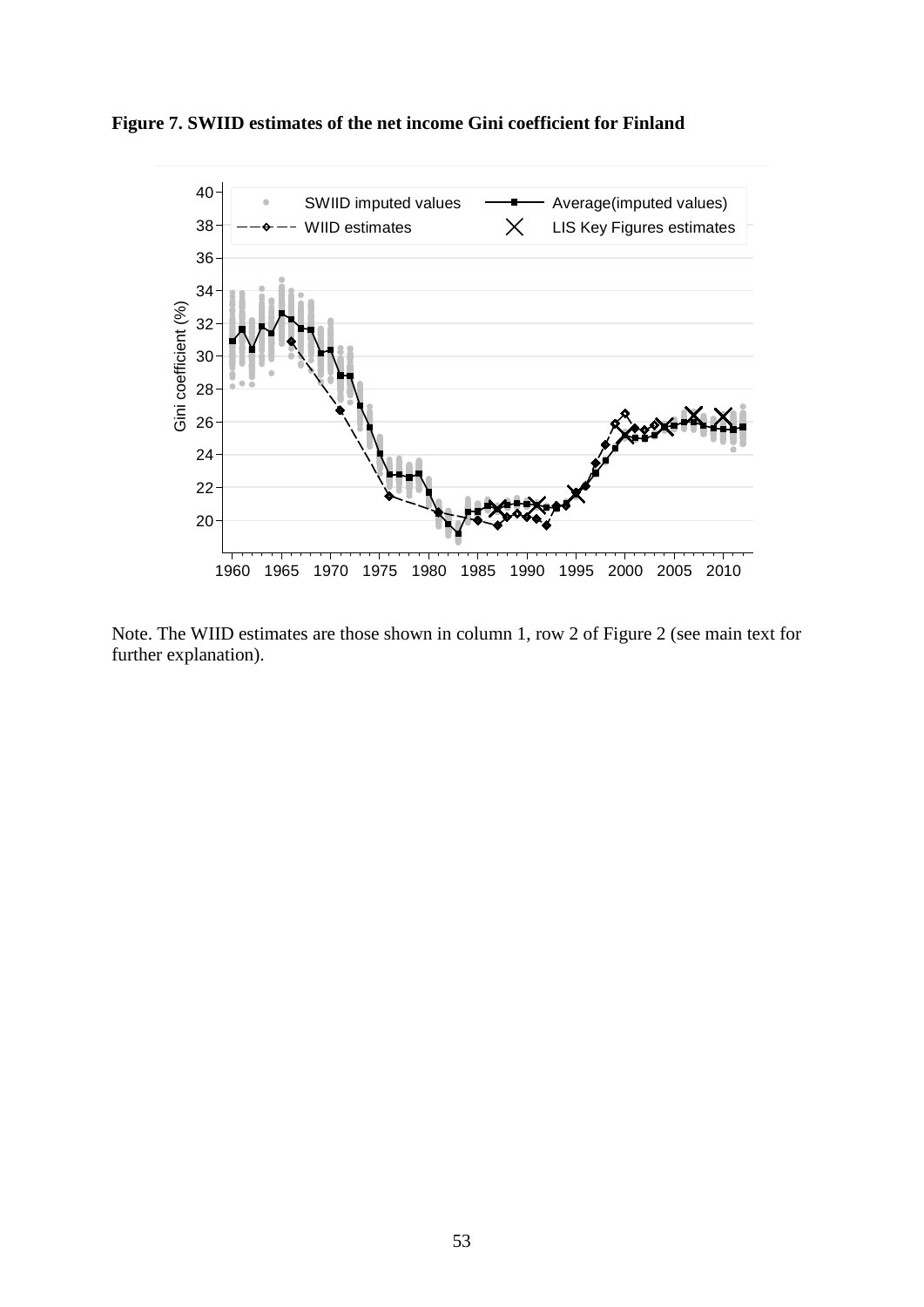**Figure 7. SWIID estimates of the net income Gini coefficient for Finland**

Note. The WIID estimates are those shown in column 1, row 2 of Figure 2 (see main text for further explanation).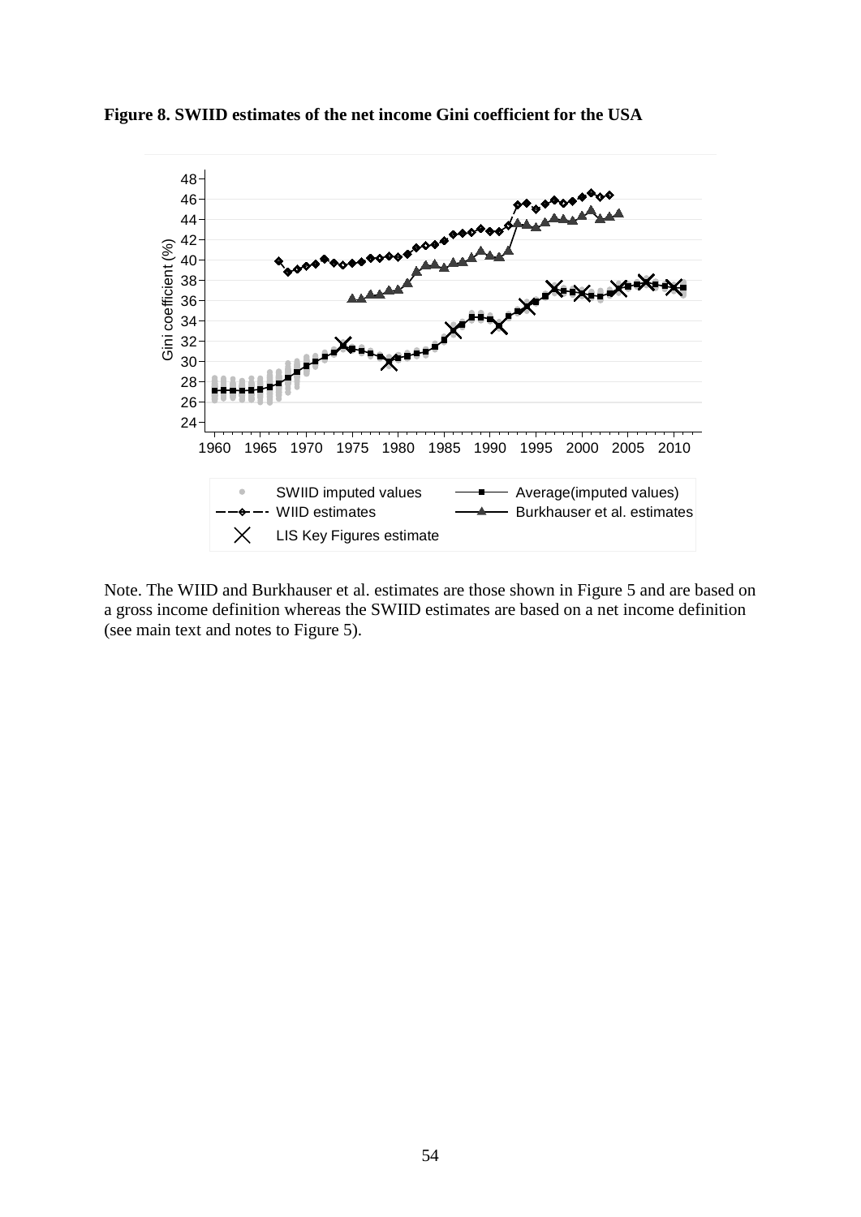**Figure 8. SWIID estimates of the net income Gini coefficient for the USA**

Note. The WIID and Burkhauser et al. estimates are those shown in Figure 5 and are based on a gross income definition whereas the SWIID estimates are based on a net income definition (see main text and notes to Figure 5).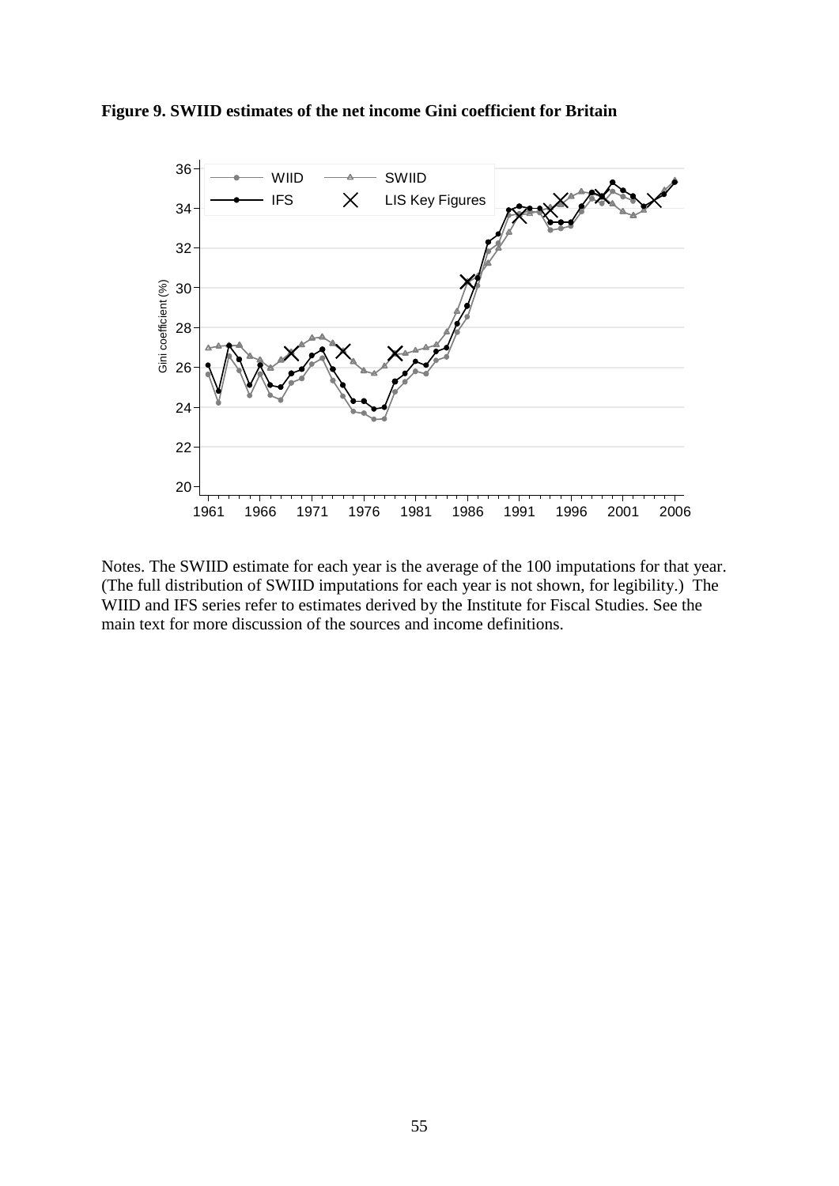**Figure 9. SWIID estimates of the net income Gini coefficient for Britain**

Notes. The SWIID estimate for each year is the average of the 100 imputations for that year. (The full distribution of SWIID imputations for each year is not shown, for legibility.) The WIID and IFS series refer to estimates derived by the Institute for Fiscal Studies. See the main text for more discussion of the sources and income definitions.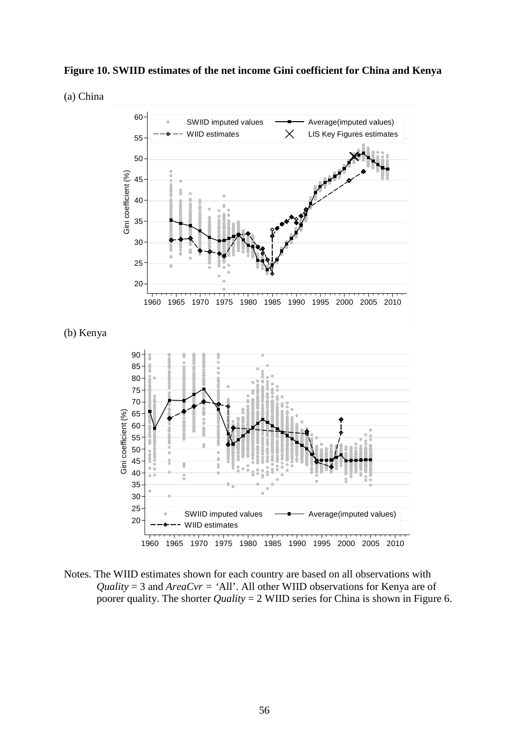**Figure 10. SWIID estimates of the net income Gini coefficient for China and Kenya**

(a) China

(b) Kenya

Notes. The WIID estimates shown for each country are based on all observations with *Quality* = 3 and *AreaCvr* = 'All'. All other WIID observations for Kenya are of poorer quality. The shorter *Quality* = 2 WIID series for China is shown in Figure 6.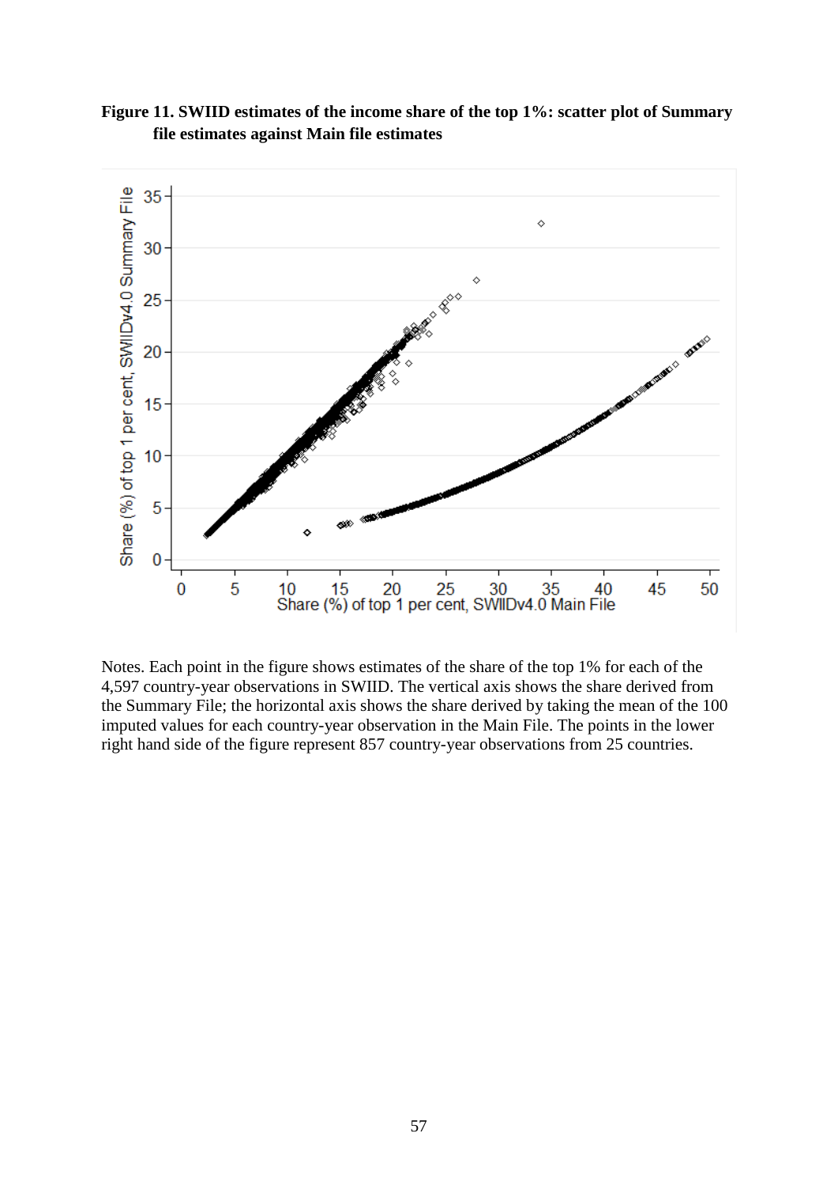**Figure 11. SWIID estimates of the income share of the top 1%: scatter plot of Summary file estimates against Main file estimates**

Notes. Each point in the figure shows estimates of the share of the top 1% for each of the 4,597 country-year observations in SWIID. The vertical axis shows the share derived from the Summary File; the horizontal axis shows the share derived by taking the mean of the 100 imputed values for each country-year observation in the Main File. The points in the lower right hand side of the figure represent 857 country-year observations from 25 countries.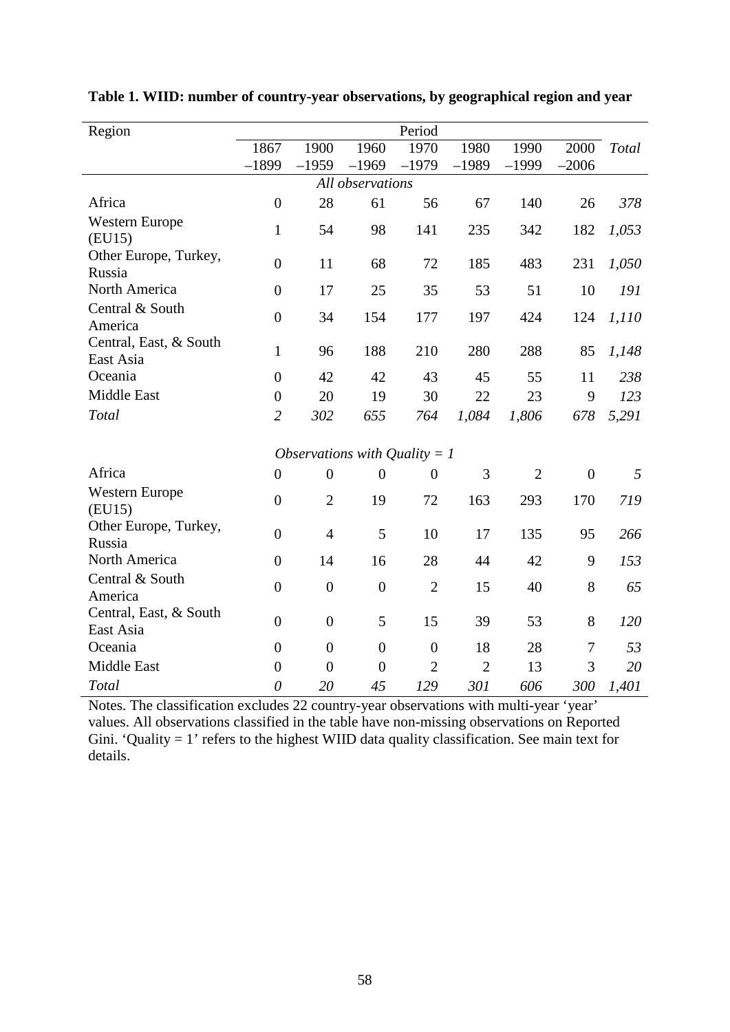**Table 1. WIID: number of country-year observations, by geographical region and year**

| Region | Period | | | | | | | |
|---|---|---|---|---|---|---|---|---|
| | 1867 –1899 | 1900 –1959 | 1960 –1969 | 1970 –1979 | 1980 –1989 | 1990 –1999 | 2000 –2006 | *Total* |
| *All observations* | | | | | | | | |
| Africa | 0 | 28 | 61 | 56 | 67 | 140 | 26 | *378* |
| Western Europe (EU15) | 1 | 54 | 98 | 141 | 235 | 342 | 182 | *1,053* |
| Other Europe, Turkey, Russia | 0 | 11 | 68 | 72 | 185 | 483 | 231 | *1,050* |
| North America | 0 | 17 | 25 | 35 | 53 | 51 | 10 | *191* |
| Central & South America | 0 | 34 | 154 | 177 | 197 | 424 | 124 | *1,110* |
| Central, East, & South East Asia | 1 | 96 | 188 | 210 | 280 | 288 | 85 | *1,148* |
| Oceania | 0 | 42 | 42 | 43 | 45 | 55 | 11 | *238* |
| Middle East | 0 | 20 | 19 | 30 | 22 | 23 | 9 | *123* |
| *Total* | *2* | *302* | *655* | *764* | *1,084* | *1,806* | *678* | *5,291* |
| *Observations with Quality = 1* | | | | | | | | |
| Africa | 0 | 0 | 0 | 0 | 3 | 2 | 0 | *5* |
| Western Europe (EU15) | 0 | 2 | 19 | 72 | 163 | 293 | 170 | *719* |
| Other Europe, Turkey, Russia | 0 | 4 | 5 | 10 | 17 | 135 | 95 | *266* |
| North America | 0 | 14 | 16 | 28 | 44 | 42 | 9 | *153* |
| Central & South America | 0 | 0 | 0 | 2 | 15 | 40 | 8 | *65* |
| Central, East, & South East Asia | 0 | 0 | 5 | 15 | 39 | 53 | 8 | *120* |
| Oceania | 0 | 0 | 0 | 0 | 18 | 28 | 7 | *53* |
| Middle East | 0 | 0 | 0 | 2 | 2 | 13 | 3 | *20* |
| *Total* | *0* | *20* | *45* | *129* | *301* | *606* | *300* | *1,401* |

Notes. The classification excludes 22 country-year observations with multi-year 'year' values. All observations classified in the table have non-missing observations on Reported Gini. 'Quality = 1' refers to the highest WIID data quality classification. See main text for details.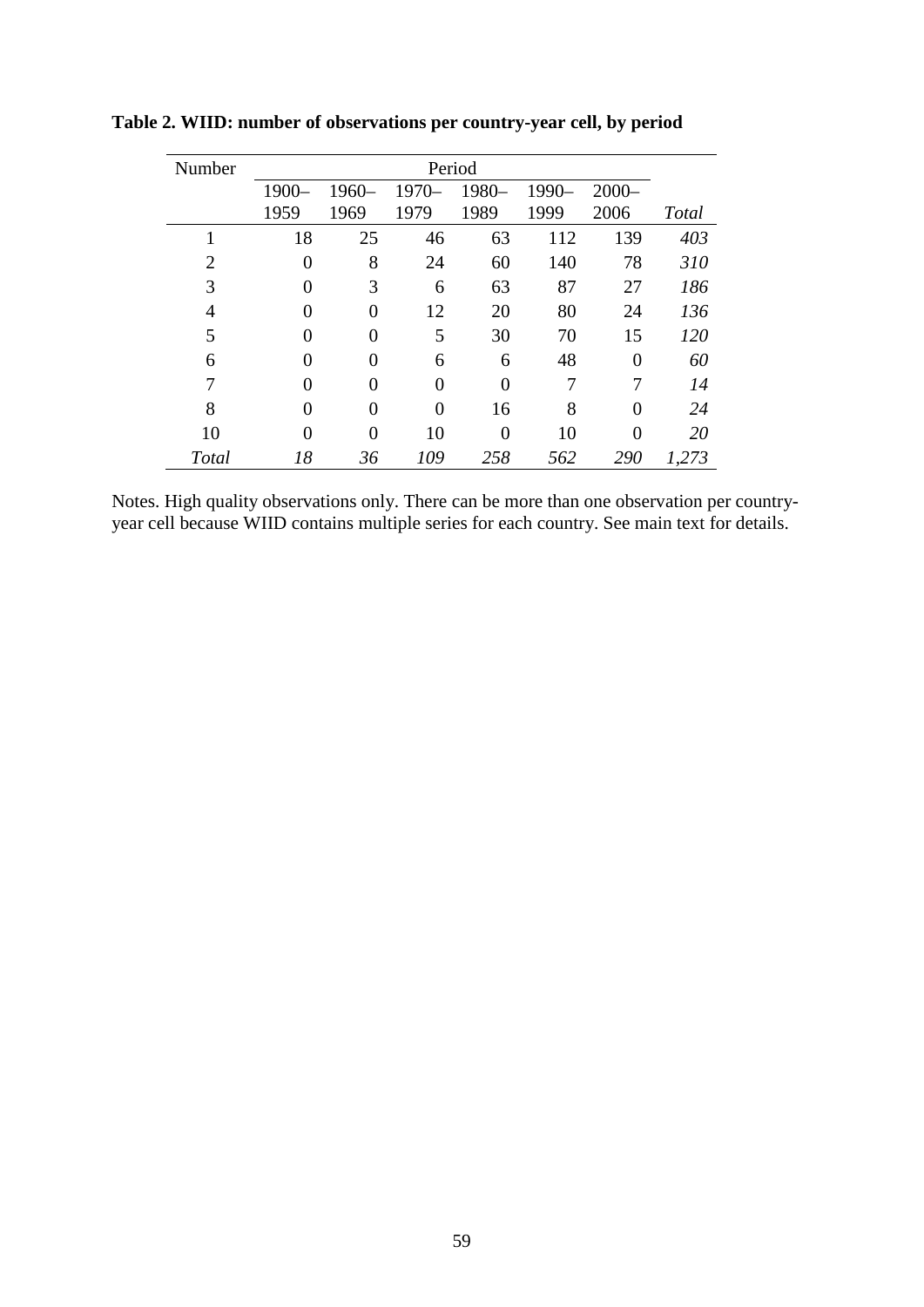**Table 2. WIID: number of observations per country-year cell, by period**

| Number | Period | | | | | | |
|---|---|---|---|---|---|---|---|
| | 1900–1959 | 1960–1969 | 1970–1979 | 1980–1989 | 1990–1999 | 2000–2006 | *Total* |
| 1 | 18 | 25 | 46 | 63 | 112 | 139 | *403* |
| 2 | 0 | 8 | 24 | 60 | 140 | 78 | *310* |
| 3 | 0 | 3 | 6 | 63 | 87 | 27 | *186* |
| 4 | 0 | 0 | 12 | 20 | 80 | 24 | *136* |
| 5 | 0 | 0 | 5 | 30 | 70 | 15 | *120* |
| 6 | 0 | 0 | 6 | 6 | 48 | 0 | *60* |
| 7 | 0 | 0 | 0 | 0 | 7 | 7 | *14* |
| 8 | 0 | 0 | 0 | 16 | 8 | 0 | *24* |
| 10 | 0 | 0 | 10 | 0 | 10 | 0 | *20* |
| *Total* | *18* | *36* | *109* | *258* | *562* | *290* | *1,273* |

Notes. High quality observations only. There can be more than one observation per country-year cell because WIID contains multiple series for each country. See main text for details.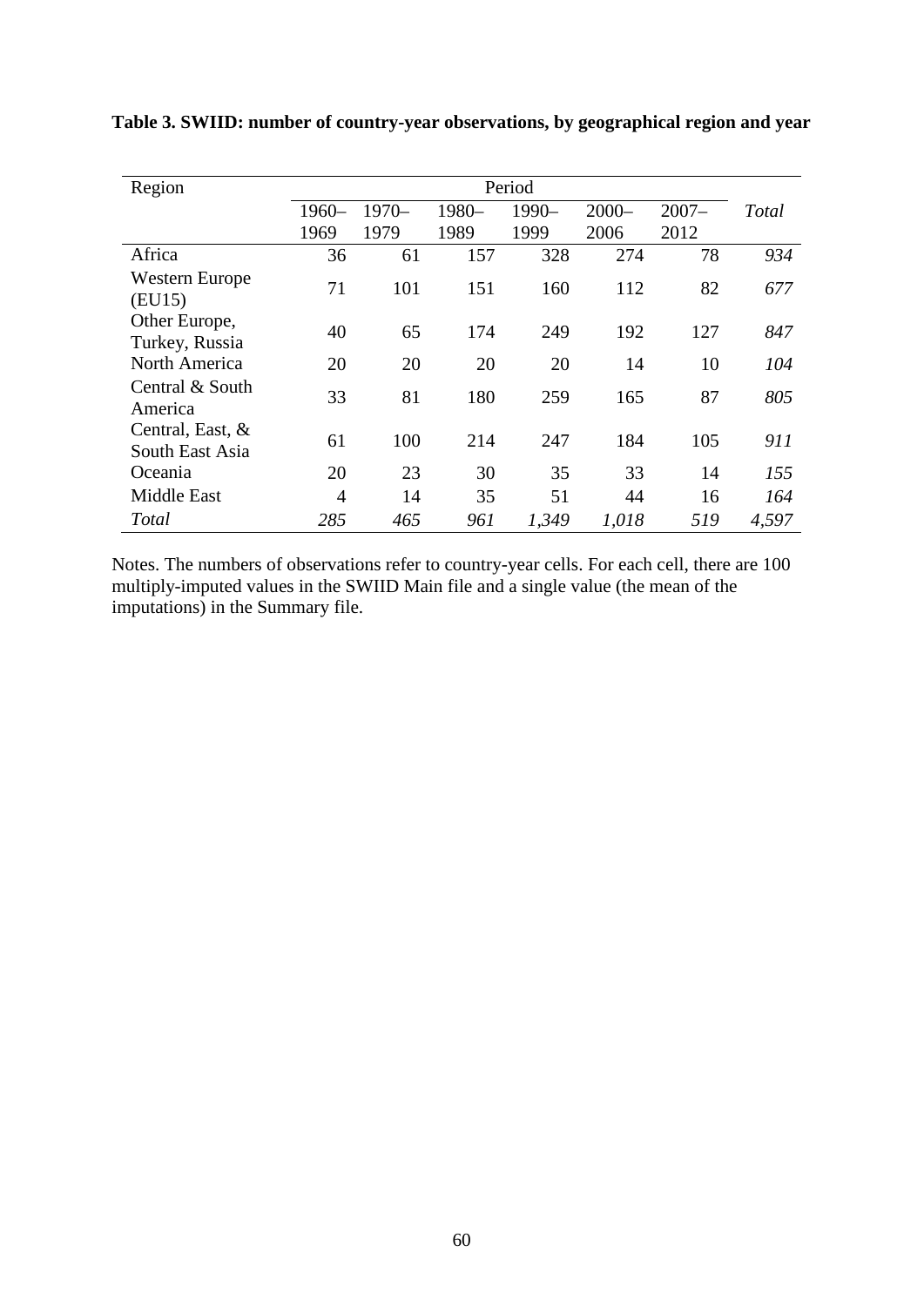**Table 3. SWIID: number of country-year observations, by geographical region and year**

| Region | Period | | | | | | |
|---|---|---|---|---|---|---|---|
| | 1960–1969 | 1970–1979 | 1980–1989 | 1990–1999 | 2000–2006 | 2007–2012 | *Total* |
| Africa | 36 | 61 | 157 | 328 | 274 | 78 | *934* |
| Western Europe (EU15) | 71 | 101 | 151 | 160 | 112 | 82 | *677* |
| Other Europe, Turkey, Russia | 40 | 65 | 174 | 249 | 192 | 127 | *847* |
| North America | 20 | 20 | 20 | 20 | 14 | 10 | *104* |
| Central & South America | 33 | 81 | 180 | 259 | 165 | 87 | *805* |
| Central, East, & South East Asia | 61 | 100 | 214 | 247 | 184 | 105 | *911* |
| Oceania | 20 | 23 | 30 | 35 | 33 | 14 | *155* |
| Middle East | 4 | 14 | 35 | 51 | 44 | 16 | *164* |
| *Total* | *285* | *465* | *961* | *1,349* | *1,018* | *519* | *4,597* |

Notes. The numbers of observations refer to country-year cells. For each cell, there are 100 multiply-imputed values in the SWIID Main file and a single value (the mean of the imputations) in the Summary file.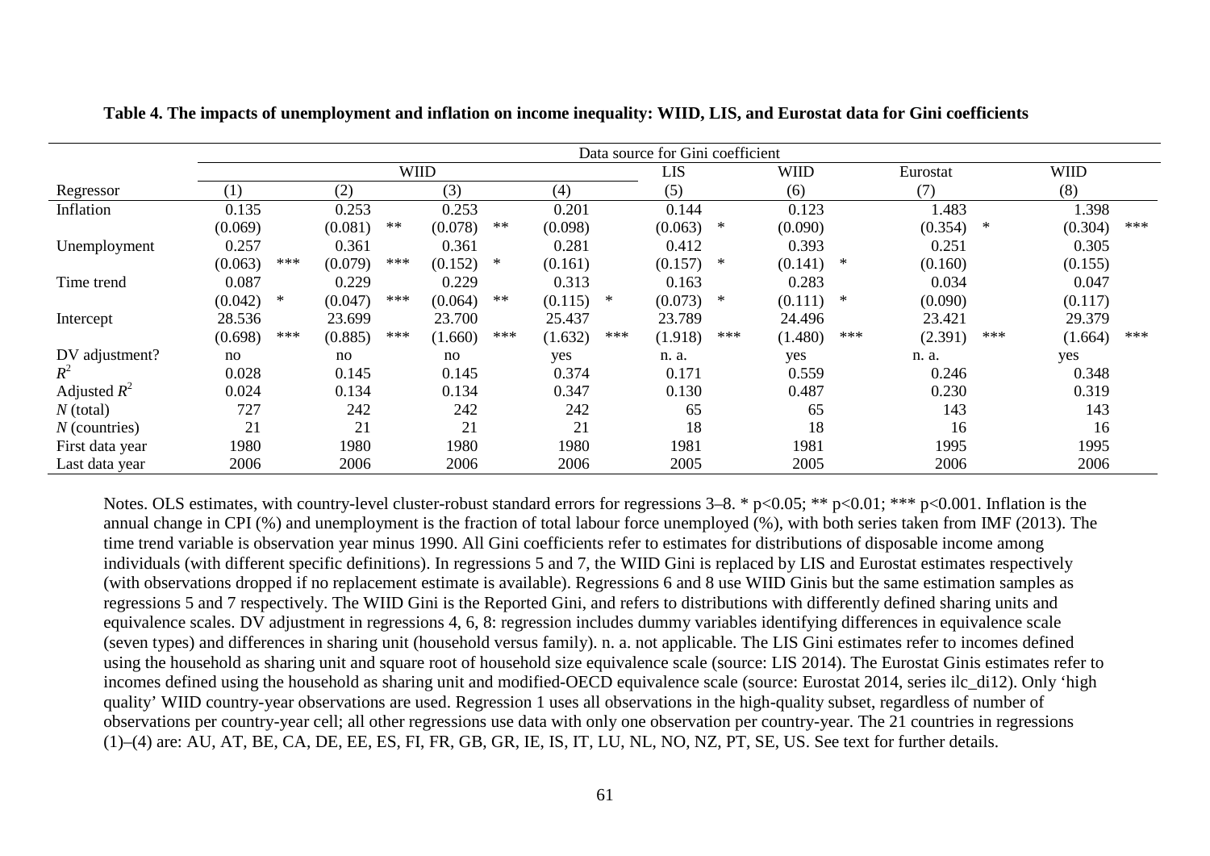**Table 4. The impacts of unemployment and inflation on income inequality: WIID, LIS, and Eurostat data for Gini coefficients**

| | Data source for Gini coefficient | | | | | | | |
|---|---|---|---|---|---|---|---|---|
| | WIID | | | | LIS | WIID | Eurostat | WIID |
| Regressor | (1) | (2) | (3) | (4) | (5) | (6) | (7) | (8) |
| Inflation | 0.135 | 0.253 | 0.253 | 0.201 | 0.144 | 0.123 | 1.483 | 1.398 |
| | (0.069) | (0.081) ** | (0.078) ** | (0.098) | (0.063) * | (0.090) | (0.354) * | (0.304) *** |
| Unemployment | 0.257 | 0.361 | 0.361 | 0.281 | 0.412 | 0.393 | 0.251 | 0.305 |
| | (0.063) *** | (0.079) *** | (0.152) * | (0.161) | (0.157) * | (0.141) * | (0.160) | (0.155) |
| Time trend | 0.087 | 0.229 | 0.229 | 0.313 | 0.163 | 0.283 | 0.034 | 0.047 |
| | (0.042) * | (0.047) *** | (0.064) ** | (0.115) * | (0.073) * | (0.111) * | (0.090) | (0.117) |
| Intercept | 28.536 | 23.699 | 23.700 | 25.437 | 23.789 | 24.496 | 23.421 | 29.379 |
| | (0.698) *** | (0.885) *** | (1.660) *** | (1.632) *** | (1.918) *** | (1.480) *** | (2.391) *** | (1.664) *** |
| DV adjustment? | no | no | no | yes | n. a. | yes | n. a. | yes |
| $R^2$ | 0.028 | 0.145 | 0.145 | 0.374 | 0.171 | 0.559 | 0.246 | 0.348 |
| Adjusted $R^2$ | 0.024 | 0.134 | 0.134 | 0.347 | 0.130 | 0.487 | 0.230 | 0.319 |
| $N$ (total) | 727 | 242 | 242 | 242 | 65 | 65 | 143 | 143 |
| $N$ (countries) | 21 | 21 | 21 | 21 | 18 | 18 | 16 | 16 |
| First data year | 1980 | 1980 | 1980 | 1980 | 1981 | 1981 | 1995 | 1995 |
| Last data year | 2006 | 2006 | 2006 | 2006 | 2005 | 2005 | 2006 | 2006 |

Notes. OLS estimates, with country-level cluster-robust standard errors for regressions 3–8. * $p<0.05$; ** $p<0.01$; *** $p<0.001$. Inflation is the annual change in CPI (%) and unemployment is the fraction of total labour force unemployed (%), with both series taken from IMF (2013). The time trend variable is observation year minus 1990. All Gini coefficients refer to estimates for distributions of disposable income among individuals (with different specific definitions). In regressions 5 and 7, the WIID Gini is replaced by LIS and Eurostat estimates respectively (with observations dropped if no replacement estimate is available). Regressions 6 and 8 use WIID Ginis but the same estimation samples as regressions 5 and 7 respectively. The WIID Gini is the Reported Gini, and refers to distributions with differently defined sharing units and equivalence scales. DV adjustment in regressions 4, 6, 8: regression includes dummy variables identifying differences in equivalence scale (seven types) and differences in sharing unit (household versus family). n. a. not applicable. The LIS Gini estimates refer to incomes defined using the household as sharing unit and square root of household size equivalence scale (source: LIS 2014). The Eurostat Ginis estimates refer to incomes defined using the household as sharing unit and modified-OECD equivalence scale (source: Eurostat 2014, series ilc_di12). Only 'high quality' WIID country-year observations are used. Regression 1 uses all observations in the high-quality subset, regardless of number of observations per country-year cell; all other regressions use data with only one observation per country-year. The 21 countries in regressions (1)–(4) are: AU, AT, BE, CA, DE, EE, ES, FI, FR, GB, GR, IE, IS, IT, LU, NL, NO, NZ, PT, SE, US. See text for further details.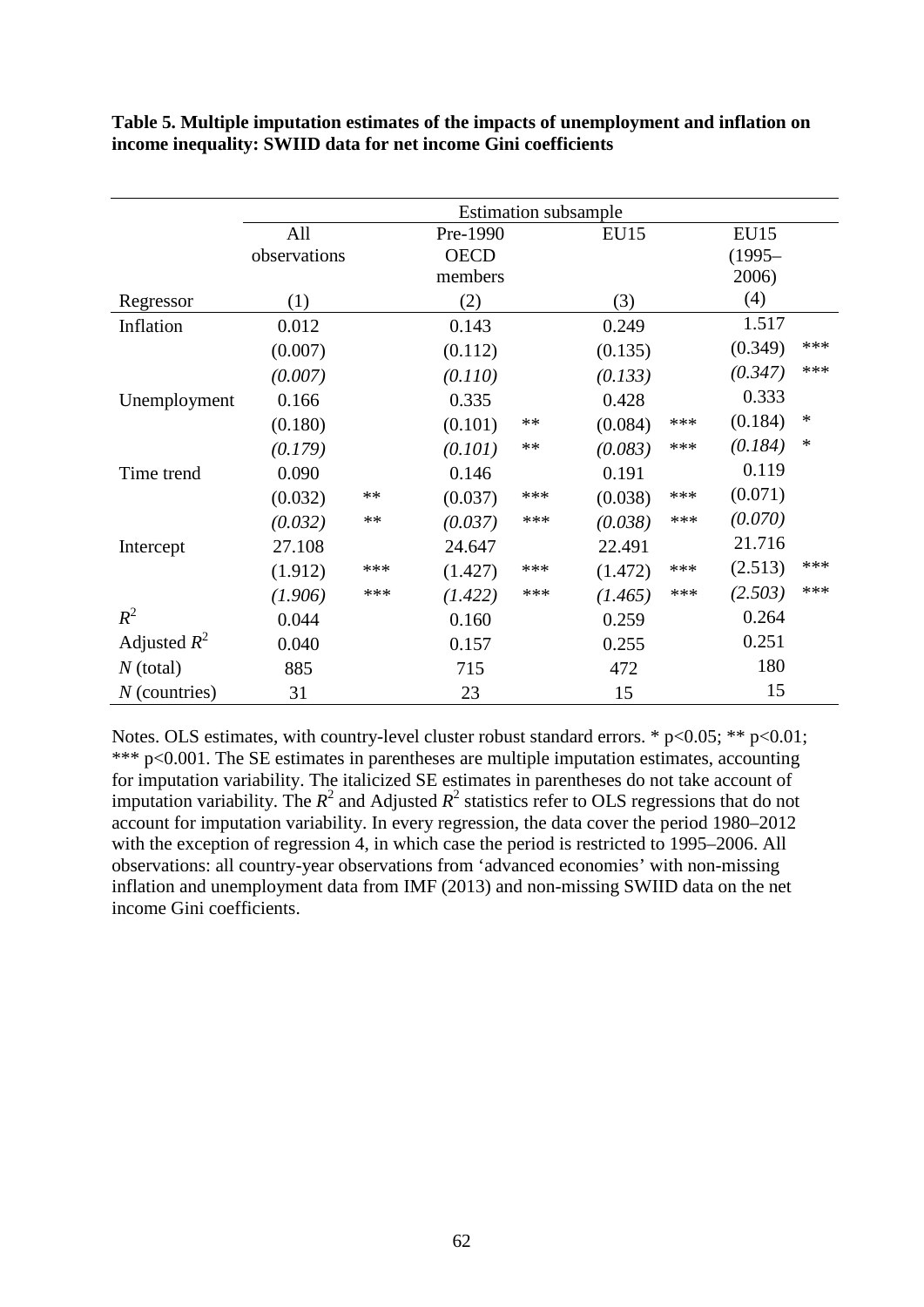**Table 5. Multiple imputation estimates of the impacts of unemployment and inflation on income inequality: SWIID data for net income Gini coefficients**

| | Estimation subsample | | | | | | | |
|---|---|---|---|---|---|---|---|---|
| | All observations | | Pre-1990 OECD members | | EU15 | | EU15 (1995–2006) | |
| Regressor | (1) | | (2) | | (3) | | (4) | |
| Inflation | 0.012 | | 0.143 | | 0.249 | | 1.517 | |
| | (0.007) | | (0.112) | | (0.135) | | (0.349) | *** |
| | *(0.007)* | | *(0.110)* | | *(0.133)* | | *(0.347)* | *** |
| Unemployment | 0.166 | | 0.335 | | 0.428 | | 0.333 | |
| | (0.180) | | (0.101) | ** | (0.084) | *** | (0.184) | * |
| | *(0.179)* | | *(0.101)* | ** | *(0.083)* | *** | *(0.184)* | * |
| Time trend | 0.090 | | 0.146 | | 0.191 | | 0.119 | |
| | (0.032) | ** | (0.037) | *** | (0.038) | *** | (0.071) | |
| | *(0.032)* | ** | *(0.037)* | *** | *(0.038)* | *** | *(0.070)* | |
| Intercept | 27.108 | | 24.647 | | 22.491 | | 21.716 | |
| | (1.912) | *** | (1.427) | *** | (1.472) | *** | (2.513) | *** |
| | *(1.906)* | *** | *(1.422)* | *** | *(1.465)* | *** | *(2.503)* | *** |
| $R^2$ | 0.044 | | 0.160 | | 0.259 | | 0.264 | |
| Adjusted $R^2$ | 0.040 | | 0.157 | | 0.255 | | 0.251 | |
| $N$ (total) | 885 | | 715 | | 472 | | 180 | |
| $N$ (countries) | 31 | | 23 | | 15 | | 15 | |

Notes. OLS estimates, with country-level cluster robust standard errors. * p<0.05; ** p<0.01; *** p<0.001. The SE estimates in parentheses are multiple imputation estimates, accounting for imputation variability. The italicized SE estimates in parentheses do not take account of imputation variability. The $R^2$ and Adjusted $R^2$ statistics refer to OLS regressions that do not account for imputation variability. In every regression, the data cover the period 1980–2012 with the exception of regression 4, in which case the period is restricted to 1995–2006. All observations: all country-year observations from 'advanced economies' with non-missing inflation and unemployment data from IMF (2013) and non-missing SWIID data on the net income Gini coefficients.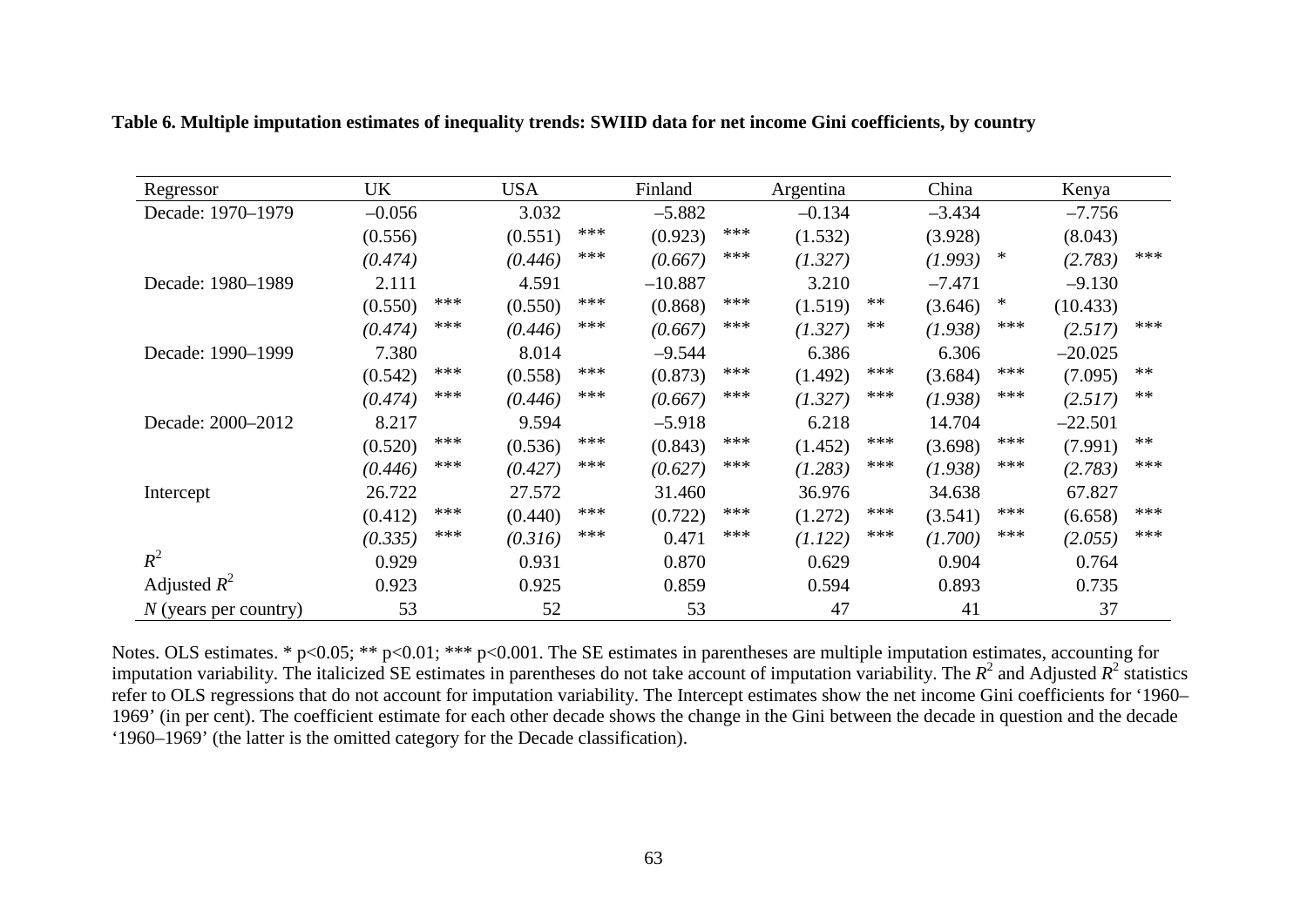**Table 6. Multiple imputation estimates of inequality trends: SWIID data for net income Gini coefficients, by country**

| Regressor | UK | | USA | | Finland | | Argentina | | China | | Kenya | |
|---|---|---|---|---|---|---|---|---|---|---|---|---|
| Decade: 1970–1979 | –0.056 | | 3.032 | | –5.882 | | –0.134 | | –3.434 | | –7.756 | |
| | (0.556) | | (0.551) | *** | (0.923) | *** | (1.532) | | (3.928) | | (8.043) | |
| | *(0.474)* | | *(0.446)* | *** | *(0.667)* | *** | *(1.327)* | | *(1.993)* | * | *(2.783)* | *** |
| Decade: 1980–1989 | 2.111 | | 4.591 | | –10.887 | | 3.210 | | –7.471 | | –9.130 | |
| | (0.550) | *** | (0.550) | *** | (0.868) | *** | (1.519) | ** | (3.646) | * | (10.433) | |
| | *(0.474)* | *** | *(0.446)* | *** | *(0.667)* | *** | *(1.327)* | ** | *(1.938)* | *** | *(2.517)* | *** |
| Decade: 1990–1999 | 7.380 | | 8.014 | | –9.544 | | 6.386 | | 6.306 | | –20.025 | |
| | (0.542) | *** | (0.558) | *** | (0.873) | *** | (1.492) | *** | (3.684) | *** | (7.095) | ** |
| | *(0.474)* | *** | *(0.446)* | *** | *(0.667)* | *** | *(1.327)* | *** | *(1.938)* | *** | *(2.517)* | ** |
| Decade: 2000–2012 | 8.217 | | 9.594 | | –5.918 | | 6.218 | | 14.704 | | –22.501 | |
| | (0.520) | *** | (0.536) | *** | (0.843) | *** | (1.452) | *** | (3.698) | *** | (7.991) | ** |
| | *(0.446)* | *** | *(0.427)* | *** | *(0.627)* | *** | *(1.283)* | *** | *(1.938)* | *** | *(2.783)* | *** |
| Intercept | 26.722 | | 27.572 | | 31.460 | | 36.976 | | 34.638 | | 67.827 | |
| | (0.412) | *** | (0.440) | *** | (0.722) | *** | (1.272) | *** | (3.541) | *** | (6.658) | *** |
| | *(0.335)* | *** | *(0.316)* | *** | 0.471 | *** | *(1.122)* | *** | *(1.700)* | *** | *(2.055)* | *** |
| $R^2$ | 0.929 | | 0.931 | | 0.870 | | 0.629 | | 0.904 | | 0.764 | |
| Adjusted $R^2$ | 0.923 | | 0.925 | | 0.859 | | 0.594 | | 0.893 | | 0.735 | |
| *N* (years per country) | 53 | | 52 | | 53 | | 47 | | 41 | | 37 | |

Notes. OLS estimates. * p<0.05; ** p<0.01; *** p<0.001. The SE estimates in parentheses are multiple imputation estimates, accounting for imputation variability. The italicized SE estimates in parentheses do not take account of imputation variability. The $R^2$ and Adjusted $R^2$ statistics refer to OLS regressions that do not account for imputation variability. The Intercept estimates show the net income Gini coefficients for '1960–1969' (in per cent). The coefficient estimate for each other decade shows the change in the Gini between the decade in question and the decade '1960–1969' (the latter is the omitted category for the Decade classification).